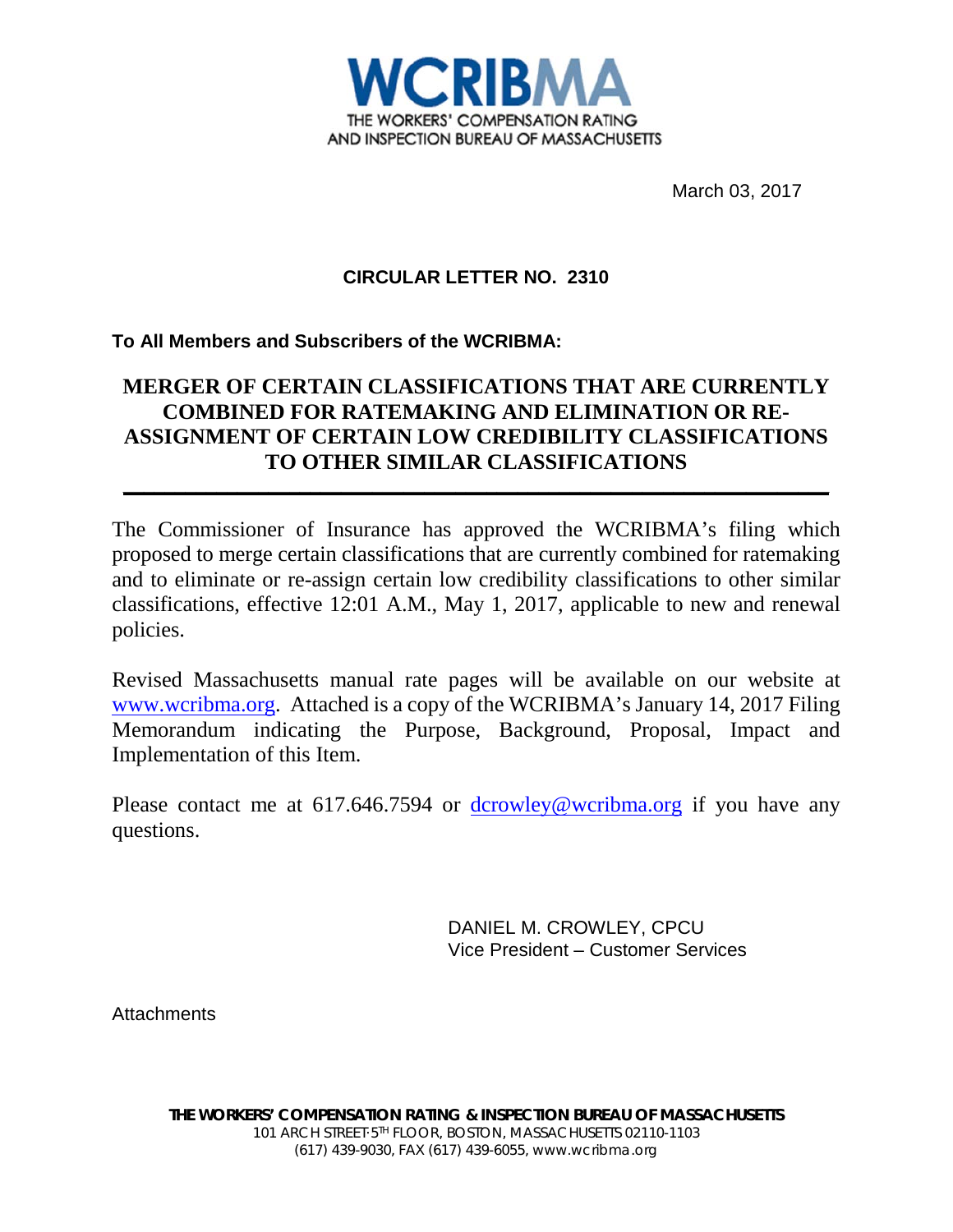WCRIBMA

THE WORKERS' COMPENSATION RATING AND INSPECTION BUREAU OF MASSACHUSETTS

March 03, 2017

**CIRCULAR LETTER NO. 2310**

**To All Members and Subscribers of the WCRIBMA:**

# MERGER OF CERTAIN CLASSIFICATIONS THAT ARE CURRENTLY COMBINED FOR RATEMAKING AND ELIMINATION OR RE-ASSIGNMENT OF CERTAIN LOW CREDIBILITY CLASSIFICATIONS TO OTHER SIMILAR CLASSIFICATIONS

The Commissioner of Insurance has approved the WCRIBMA's filing which proposed to merge certain classifications that are currently combined for ratemaking and to eliminate or re-assign certain low credibility classifications to other similar classifications, effective 12:01 A.M., May 1, 2017, applicable to new and renewal policies.

Revised Massachusetts manual rate pages will be available on our website at www.wcribma.org. Attached is a copy of the WCRIBMA's January 14, 2017 Filing Memorandum indicating the Purpose, Background, Proposal, Impact and Implementation of this Item.

Please contact me at 617.646.7594 or dcrowley@wcribma.org if you have any questions.

DANIEL M. CROWLEY, CPCU
Vice President – Customer Services

Attachments

**THE WORKERS' COMPENSATION RATING & INSPECTION BUREAU OF MASSACHUSETTS**
101 ARCH STREET 5TH FLOOR, BOSTON, MASSACHUSETTS 02110-1103
(617) 439-9030, FAX (617) 439-6055, www.wcribma.org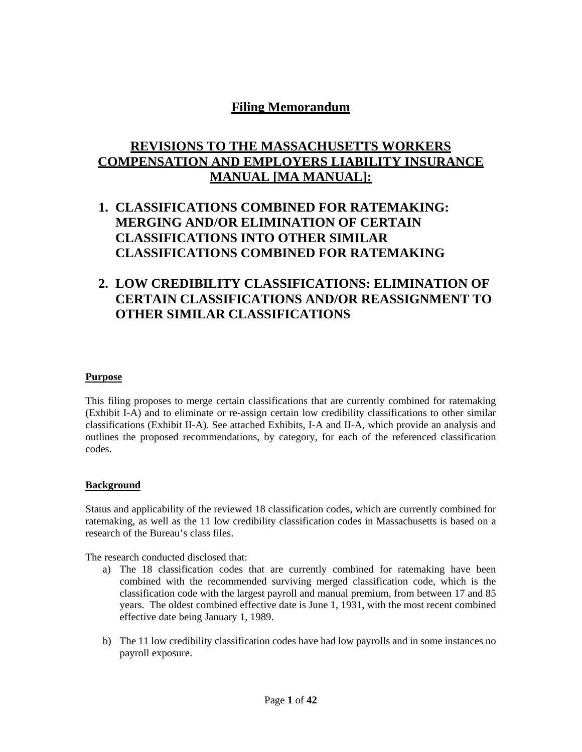# Filing Memorandum

## REVISIONS TO THE MASSACHUSETTS WORKERS COMPENSATION AND EMPLOYERS LIABILITY INSURANCE MANUAL [MA MANUAL]:

1. **CLASSIFICATIONS COMBINED FOR RATEMAKING: MERGING AND/OR ELIMINATION OF CERTAIN CLASSIFICATIONS INTO OTHER SIMILAR CLASSIFICATIONS COMBINED FOR RATEMAKING**

2. **LOW CREDIBILITY CLASSIFICATIONS: ELIMINATION OF CERTAIN CLASSIFICATIONS AND/OR REASSIGNMENT TO OTHER SIMILAR CLASSIFICATIONS**

### Purpose

This filing proposes to merge certain classifications that are currently combined for ratemaking (Exhibit I-A) and to eliminate or re-assign certain low credibility classifications to other similar classifications (Exhibit II-A). See attached Exhibits, I-A and II-A, which provide an analysis and outlines the proposed recommendations, by category, for each of the referenced classification codes.

### Background

Status and applicability of the reviewed 18 classification codes, which are currently combined for ratemaking, as well as the 11 low credibility classification codes in Massachusetts is based on a research of the Bureau's class files.

The research conducted disclosed that:

a) The 18 classification codes that are currently combined for ratemaking have been combined with the recommended surviving merged classification code, which is the classification code with the largest payroll and manual premium, from between 17 and 85 years. The oldest combined effective date is June 1, 1931, with the most recent combined effective date being January 1, 1989.

b) The 11 low credibility classification codes have had low payrolls and in some instances no payroll exposure.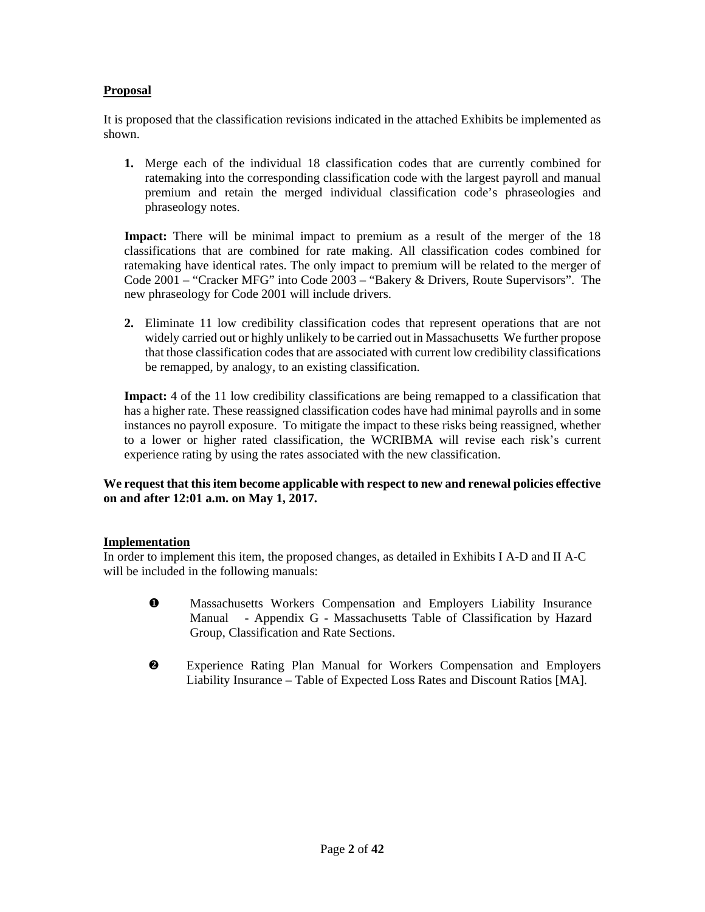**Proposal**

It is proposed that the classification revisions indicated in the attached Exhibits be implemented as shown.

1. Merge each of the individual 18 classification codes that are currently combined for ratemaking into the corresponding classification code with the largest payroll and manual premium and retain the merged individual classification code's phraseologies and phraseology notes.

   **Impact:** There will be minimal impact to premium as a result of the merger of the 18 classifications that are combined for rate making. All classification codes combined for ratemaking have identical rates. The only impact to premium will be related to the merger of Code 2001 – "Cracker MFG" into Code 2003 – "Bakery & Drivers, Route Supervisors". The new phraseology for Code 2001 will include drivers.

2. Eliminate 11 low credibility classification codes that represent operations that are not widely carried out or highly unlikely to be carried out in Massachusetts We further propose that those classification codes that are associated with current low credibility classifications be remapped, by analogy, to an existing classification.

   **Impact:** 4 of the 11 low credibility classifications are being remapped to a classification that has a higher rate. These reassigned classification codes have had minimal payrolls and in some instances no payroll exposure. To mitigate the impact to these risks being reassigned, whether to a lower or higher rated classification, the WCRIBMA will revise each risk's current experience rating by using the rates associated with the new classification.

**We request that this item become applicable with respect to new and renewal policies effective on and after 12:01 a.m. on May 1, 2017.**

**Implementation**

In order to implement this item, the proposed changes, as detailed in Exhibits I A-D and II A-C will be included in the following manuals:

❶ Massachusetts Workers Compensation and Employers Liability Insurance Manual - Appendix G - Massachusetts Table of Classification by Hazard Group, Classification and Rate Sections.

❷ Experience Rating Plan Manual for Workers Compensation and Employers Liability Insurance – Table of Expected Loss Rates and Discount Ratios [MA].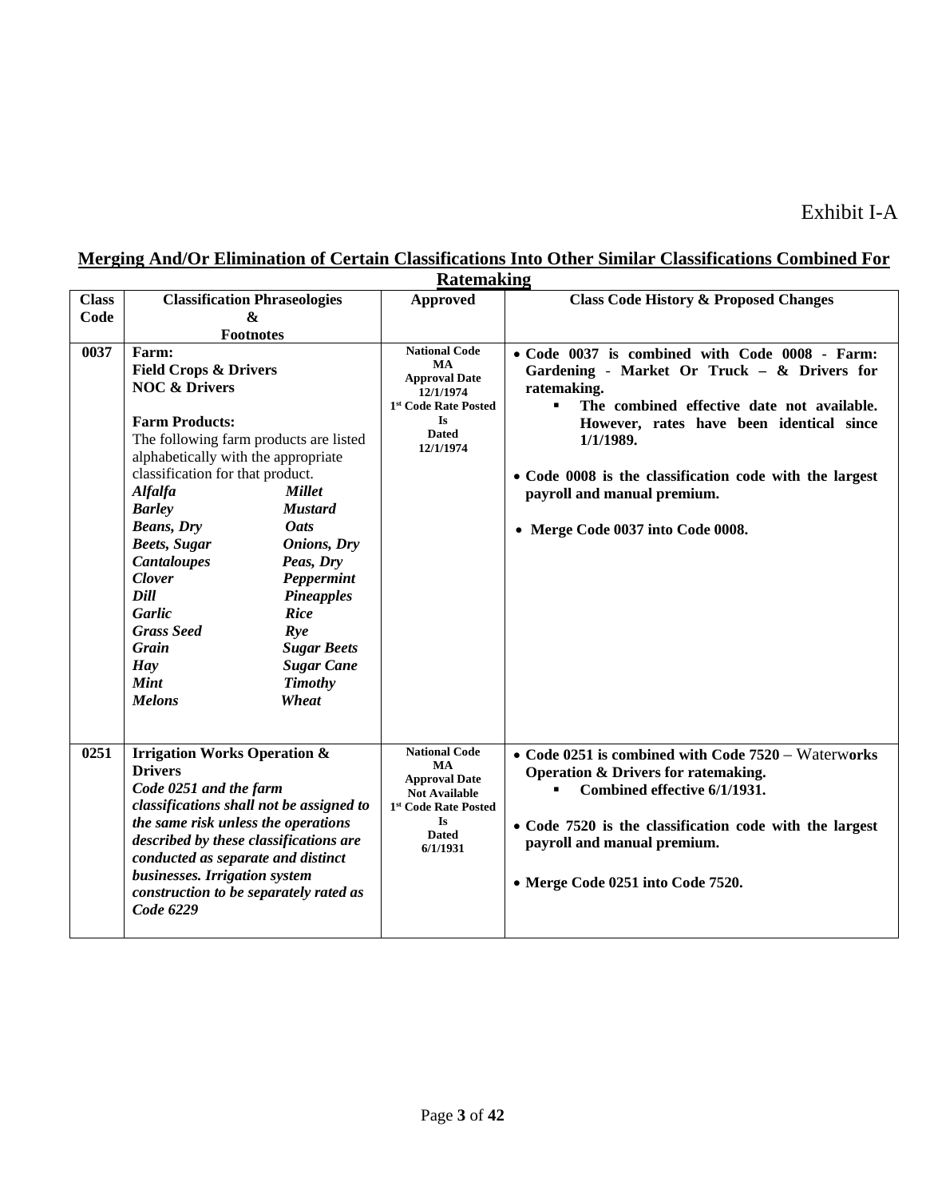Exhibit I-A

## Merging And/Or Elimination of Certain Classifications Into Other Similar Classifications Combined For Ratemaking

| Class Code | Classification Phraseologies & Footnotes | Approved | Class Code History & Proposed Changes |
|---|---|---|---|
| **0037** | **Farm:**<br>**Field Crops & Drivers**<br>**NOC & Drivers**<br><br>**Farm Products:**<br>The following farm products are listed alphabetically with the appropriate classification for that product.<br>***Alfalfa*** ***Millet***<br>***Barley*** ***Mustard***<br>***Beans, Dry*** ***Oats***<br>***Beets, Sugar*** ***Onions, Dry***<br>***Cantaloupes*** ***Peas, Dry***<br>***Clover*** ***Peppermint***<br>***Dill*** ***Pineapples***<br>***Garlic*** ***Rice***<br>***Grass Seed*** ***Rye***<br>***Grain*** ***Sugar Beets***<br>***Hay*** ***Sugar Cane***<br>***Mint*** ***Timothy***<br>***Melons*** ***Wheat*** | **National Code MA Approval Date 12/1/1974**<br>**1st Code Rate Posted Is Dated 12/1/1974** | • **Code 0037 is combined with Code 0008 - Farm: Gardening - Market Or Truck – & Drivers for ratemaking.**<br>▪ **The combined effective date not available. However, rates have been identical since 1/1/1989.**<br><br>• **Code 0008 is the classification code with the largest payroll and manual premium.**<br><br>• **Merge Code 0037 into Code 0008.** |
| **0251** | **Irrigation Works Operation & Drivers**<br>***Code 0251 and the farm classifications shall not be assigned to the same risk unless the operations described by these classifications are conducted as separate and distinct businesses. Irrigation system construction to be separately rated as Code 6229*** | **National Code MA Approval Date Not Available**<br>**1st Code Rate Posted Is Dated 6/1/1931** | • **Code 0251 is combined with Code 7520** – Water**works Operation & Drivers for ratemaking.**<br>▪ **Combined effective 6/1/1931.**<br><br>• **Code 7520 is the classification code with the largest payroll and manual premium.**<br><br>• **Merge Code 0251 into Code 7520.** |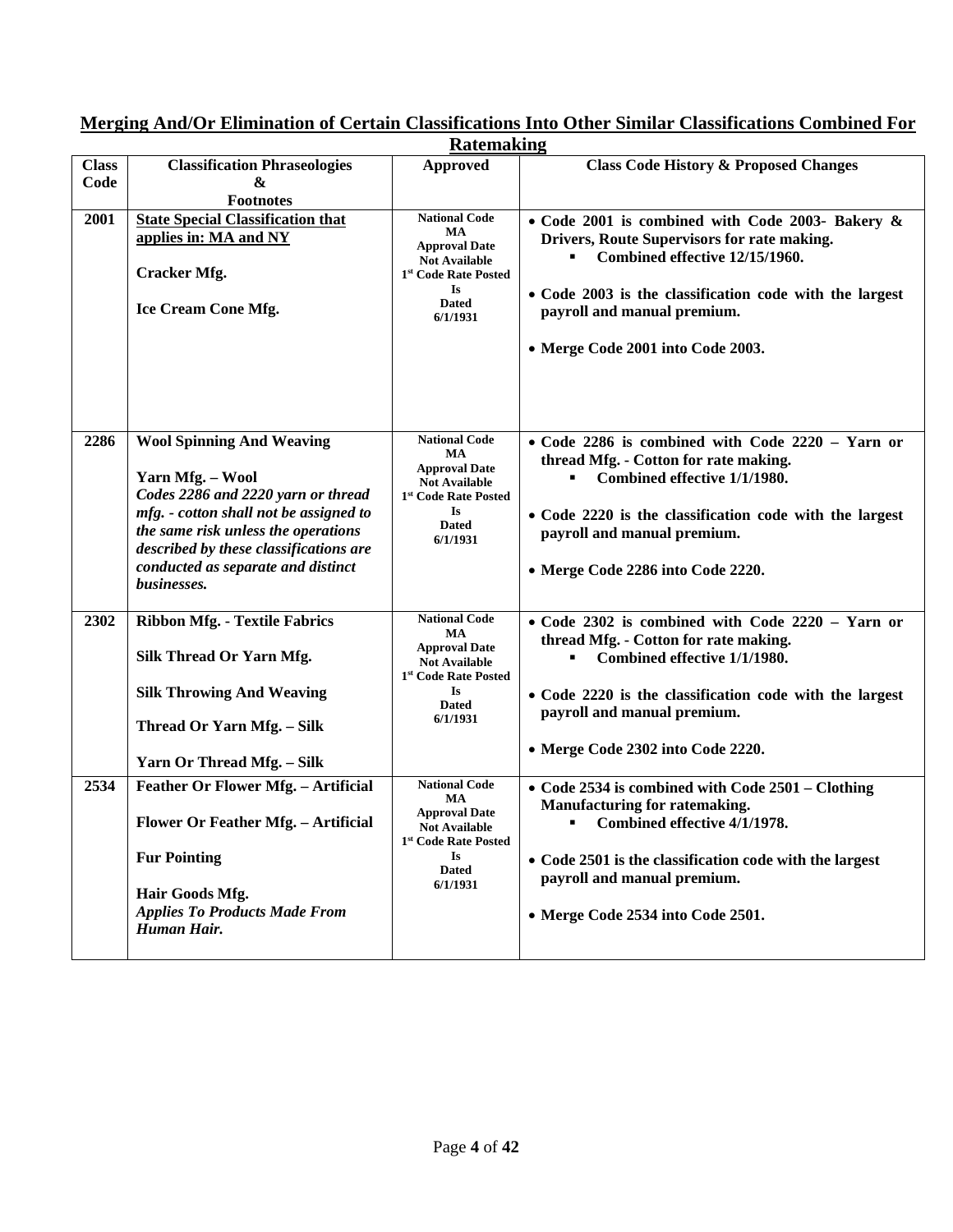## Merging And/Or Elimination of Certain Classifications Into Other Similar Classifications Combined For Ratemaking

| Class Code | Classification Phraseologies & Footnotes | Approved | Class Code History & Proposed Changes |
|---|---|---|---|
| **2001** | **State Special Classification that applies in: MA and NY**<br><br>**Cracker Mfg.**<br><br>**Ice Cream Cone Mfg.** | **National Code MA Approval Date Not Available 1st Code Rate Posted Is Dated 6/1/1931** | • **Code 2001 is combined with Code 2003- Bakery & Drivers, Route Supervisors for rate making.**<br>▪ **Combined effective 12/15/1960.**<br><br>• **Code 2003 is the classification code with the largest payroll and manual premium.**<br><br>• **Merge Code 2001 into Code 2003.** |
| **2286** | **Wool Spinning And Weaving**<br><br>**Yarn Mfg. – Wool**<br>***Codes 2286 and 2220 yarn or thread mfg. - cotton shall not be assigned to the same risk unless the operations described by these classifications are conducted as separate and distinct businesses.*** | **National Code MA Approval Date Not Available 1st Code Rate Posted Is Dated 6/1/1931** | • **Code 2286 is combined with Code 2220 – Yarn or thread Mfg. - Cotton for rate making.**<br>▪ **Combined effective 1/1/1980.**<br><br>• **Code 2220 is the classification code with the largest payroll and manual premium.**<br><br>• **Merge Code 2286 into Code 2220.** |
| **2302** | **Ribbon Mfg. - Textile Fabrics**<br><br>**Silk Thread Or Yarn Mfg.**<br><br>**Silk Throwing And Weaving**<br><br>**Thread Or Yarn Mfg. – Silk**<br><br>**Yarn Or Thread Mfg. – Silk** | **National Code MA Approval Date Not Available 1st Code Rate Posted Is Dated 6/1/1931** | • **Code 2302 is combined with Code 2220 – Yarn or thread Mfg. - Cotton for rate making.**<br>▪ **Combined effective 1/1/1980.**<br><br>• **Code 2220 is the classification code with the largest payroll and manual premium.**<br><br>• **Merge Code 2302 into Code 2220.** |
| **2534** | **Feather Or Flower Mfg. – Artificial**<br><br>**Flower Or Feather Mfg. – Artificial**<br><br>**Fur Pointing**<br><br>**Hair Goods Mfg.**<br>***Applies To Products Made From Human Hair.*** | **National Code MA Approval Date Not Available 1st Code Rate Posted Is Dated 6/1/1931** | • **Code 2534 is combined with Code 2501 – Clothing Manufacturing for ratemaking.**<br>▪ **Combined effective 4/1/1978.**<br><br>• **Code 2501 is the classification code with the largest payroll and manual premium.**<br><br>• **Merge Code 2534 into Code 2501.** |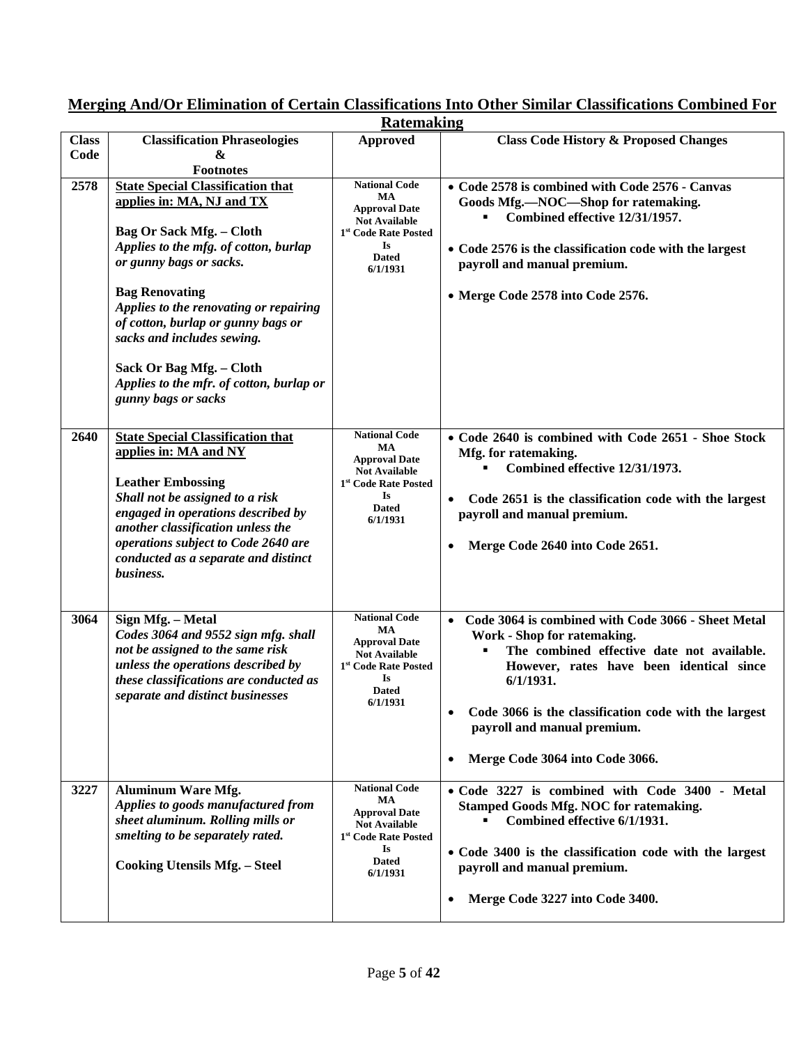## Merging And/Or Elimination of Certain Classifications Into Other Similar Classifications Combined For Ratemaking

| Class Code | Classification Phraseologies & Footnotes | Approved | Class Code History & Proposed Changes |
|---|---|---|---|
| 2578 | **State Special Classification that applies in: MA, NJ and TX**<br><br>**Bag Or Sack Mfg. – Cloth**<br>*Applies to the mfg. of cotton, burlap or gunny bags or sacks.*<br><br>**Bag Renovating**<br>*Applies to the renovating or repairing of cotton, burlap or gunny bags or sacks and includes sewing.*<br><br>**Sack Or Bag Mfg. – Cloth**<br>*Applies to the mfr. of cotton, burlap or gunny bags or sacks* | National Code MA Approval Date Not Available 1st Code Rate Posted Is Dated 6/1/1931 | • Code 2578 is combined with Code 2576 - Canvas Goods Mfg.—NOC—Shop for ratemaking.<br>▪ Combined effective 12/31/1957.<br><br>• Code 2576 is the classification code with the largest payroll and manual premium.<br><br>• Merge Code 2578 into Code 2576. |
| 2640 | **State Special Classification that applies in: MA and NY**<br><br>**Leather Embossing**<br>*Shall not be assigned to a risk engaged in operations described by another classification unless the operations subject to Code 2640 are conducted as a separate and distinct business.* | National Code MA Approval Date Not Available 1st Code Rate Posted Is Dated 6/1/1931 | • Code 2640 is combined with Code 2651 - Shoe Stock Mfg. for ratemaking.<br>▪ Combined effective 12/31/1973.<br><br>• Code 2651 is the classification code with the largest payroll and manual premium.<br><br>• Merge Code 2640 into Code 2651. |
| 3064 | **Sign Mfg. – Metal**<br>*Codes 3064 and 9552 sign mfg. shall not be assigned to the same risk unless the operations described by these classifications are conducted as separate and distinct businesses* | National Code MA Approval Date Not Available 1st Code Rate Posted Is Dated 6/1/1931 | • Code 3064 is combined with Code 3066 - Sheet Metal Work - Shop for ratemaking.<br>▪ The combined effective date not available. However, rates have been identical since 6/1/1931.<br><br>• Code 3066 is the classification code with the largest payroll and manual premium.<br><br>• Merge Code 3064 into Code 3066. |
| 3227 | **Aluminum Ware Mfg.**<br>*Applies to goods manufactured from sheet aluminum. Rolling mills or smelting to be separately rated.*<br><br>**Cooking Utensils Mfg. – Steel** | National Code MA Approval Date Not Available 1st Code Rate Posted Is Dated 6/1/1931 | • Code 3227 is combined with Code 3400 - Metal Stamped Goods Mfg. NOC for ratemaking.<br>▪ Combined effective 6/1/1931.<br><br>• Code 3400 is the classification code with the largest payroll and manual premium.<br><br>• Merge Code 3227 into Code 3400. |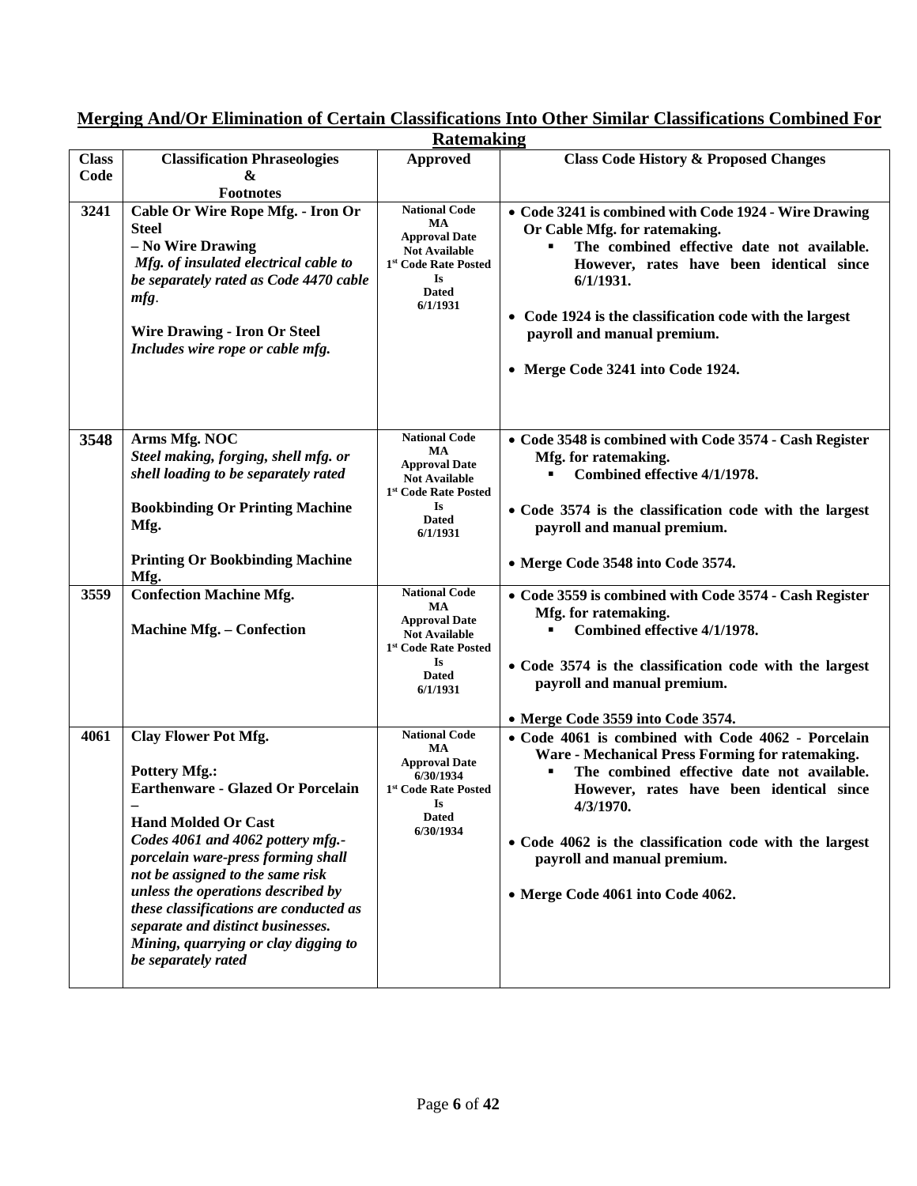## Merging And/Or Elimination of Certain Classifications Into Other Similar Classifications Combined For Ratemaking

| Class Code | Classification Phraseologies & Footnotes | Approved | Class Code History & Proposed Changes |
|---|---|---|---|
| 3241 | **Cable Or Wire Rope Mfg. - Iron Or Steel – No Wire Drawing**<br>***Mfg. of insulated electrical cable to be separately rated as Code 4470 cable mfg.***<br><br>**Wire Drawing - Iron Or Steel**<br>***Includes wire rope or cable mfg.*** | **National Code MA Approval Date Not Available 1st Code Rate Posted Is Dated 6/1/1931** | • **Code 3241 is combined with Code 1924 - Wire Drawing Or Cable Mfg. for ratemaking.**<br>  ▪ **The combined effective date not available. However, rates have been identical since 6/1/1931.**<br><br>• **Code 1924 is the classification code with the largest payroll and manual premium.**<br><br>• **Merge Code 3241 into Code 1924.** |
| 3548 | **Arms Mfg. NOC**<br>***Steel making, forging, shell mfg. or shell loading to be separately rated***<br><br>**Bookbinding Or Printing Machine Mfg.**<br><br>**Printing Or Bookbinding Machine Mfg.** | **National Code MA Approval Date Not Available 1st Code Rate Posted Is Dated 6/1/1931** | • **Code 3548 is combined with Code 3574 - Cash Register Mfg. for ratemaking.**<br>  ▪ **Combined effective 4/1/1978.**<br><br>• **Code 3574 is the classification code with the largest payroll and manual premium.**<br><br>• **Merge Code 3548 into Code 3574.** |
| 3559 | **Confection Machine Mfg.**<br><br>**Machine Mfg. – Confection** | **National Code MA Approval Date Not Available 1st Code Rate Posted Is Dated 6/1/1931** | • **Code 3559 is combined with Code 3574 - Cash Register Mfg. for ratemaking.**<br>  ▪ **Combined effective 4/1/1978.**<br><br>• **Code 3574 is the classification code with the largest payroll and manual premium.**<br><br>• **Merge Code 3559 into Code 3574.** |
| 4061 | **Clay Flower Pot Mfg.**<br><br>**Pottery Mfg.:**<br>**Earthenware - Glazed Or Porcelain – Hand Molded Or Cast**<br>***Codes 4061 and 4062 pottery mfg.-porcelain ware-press forming shall not be assigned to the same risk unless the operations described by these classifications are conducted as separate and distinct businesses. Mining, quarrying or clay digging to be separately rated*** | **National Code MA Approval Date 6/30/1934 1st Code Rate Posted Is Dated 6/30/1934** | • **Code 4061 is combined with Code 4062 - Porcelain Ware - Mechanical Press Forming for ratemaking.**<br>  ▪ **The combined effective date not available. However, rates have been identical since 4/3/1970.**<br><br>• **Code 4062 is the classification code with the largest payroll and manual premium.**<br><br>• **Merge Code 4061 into Code 4062.** |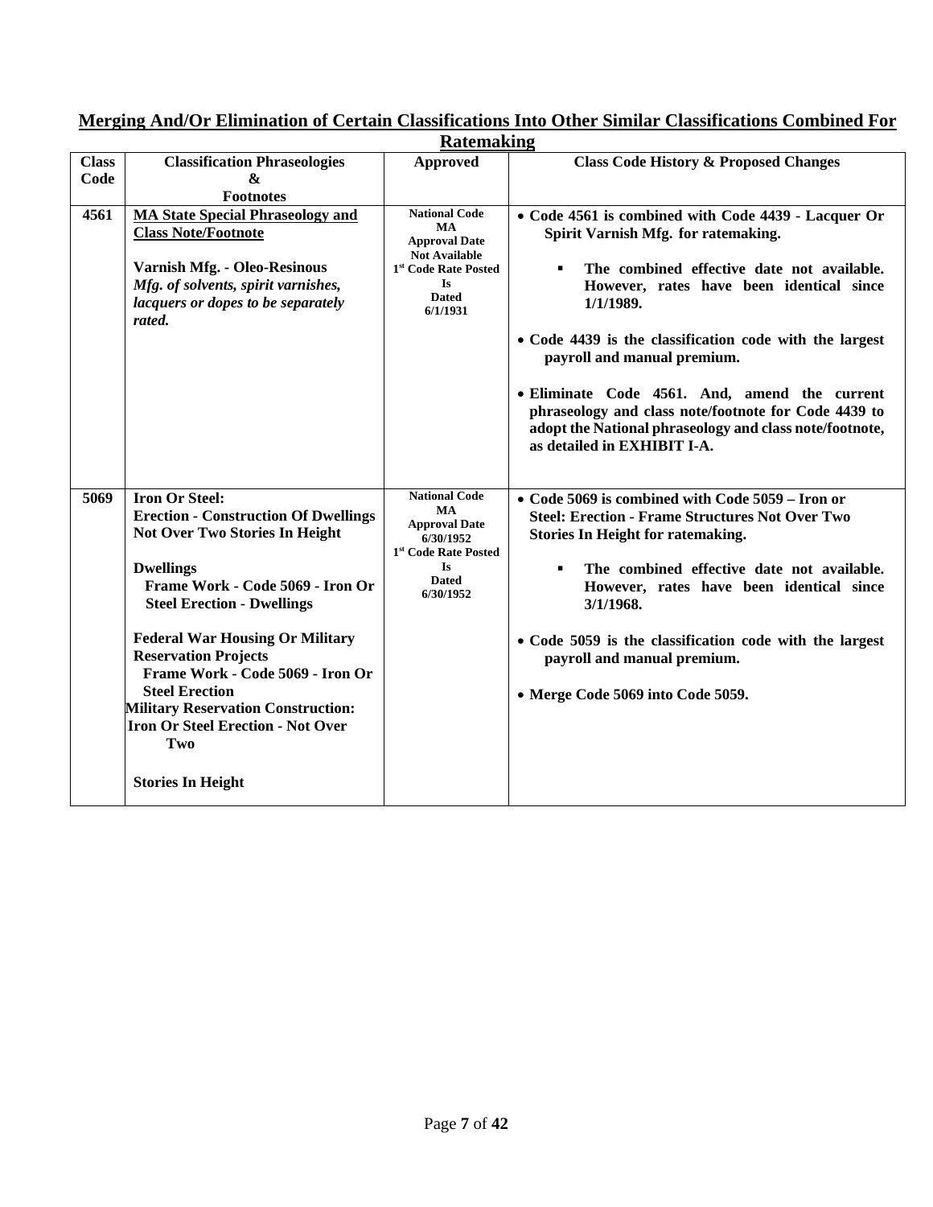## Merging And/Or Elimination of Certain Classifications Into Other Similar Classifications Combined For Ratemaking

| Class Code | Classification Phraseologies & Footnotes | Approved | Class Code History & Proposed Changes |
|---|---|---|---|
| **4561** | **MA State Special Phraseology and Class Note/Footnote**<br><br>**Varnish Mfg. - Oleo-Resinous**<br>***Mfg. of solvents, spirit varnishes, lacquers or dopes to be separately rated.*** | **National Code MA Approval Date Not Available 1st Code Rate Posted Is Dated 6/1/1931** | • **Code 4561 is combined with Code 4439 - Lacquer Or Spirit Varnish Mfg. for ratemaking.**<br>▪ **The combined effective date not available. However, rates have been identical since 1/1/1989.**<br>• **Code 4439 is the classification code with the largest payroll and manual premium.**<br>• **Eliminate Code 4561. And, amend the current phraseology and class note/footnote for Code 4439 to adopt the National phraseology and class note/footnote, as detailed in EXHIBIT I-A.** |
| **5069** | **Iron Or Steel:**<br>**Erection - Construction Of Dwellings Not Over Two Stories In Height**<br><br>**Dwellings**<br>**Frame Work - Code 5069 - Iron Or Steel Erection - Dwellings**<br><br>**Federal War Housing Or Military Reservation Projects**<br>**Frame Work - Code 5069 - Iron Or Steel Erection**<br>**Military Reservation Construction: Iron Or Steel Erection - Not Over Two**<br><br>**Stories In Height** | **National Code MA Approval Date 6/30/1952 1st Code Rate Posted Is Dated 6/30/1952** | • **Code 5069 is combined with Code 5059 – Iron or Steel: Erection - Frame Structures Not Over Two Stories In Height for ratemaking.**<br>▪ **The combined effective date not available. However, rates have been identical since 3/1/1968.**<br>• **Code 5059 is the classification code with the largest payroll and manual premium.**<br>• **Merge Code 5069 into Code 5059.** |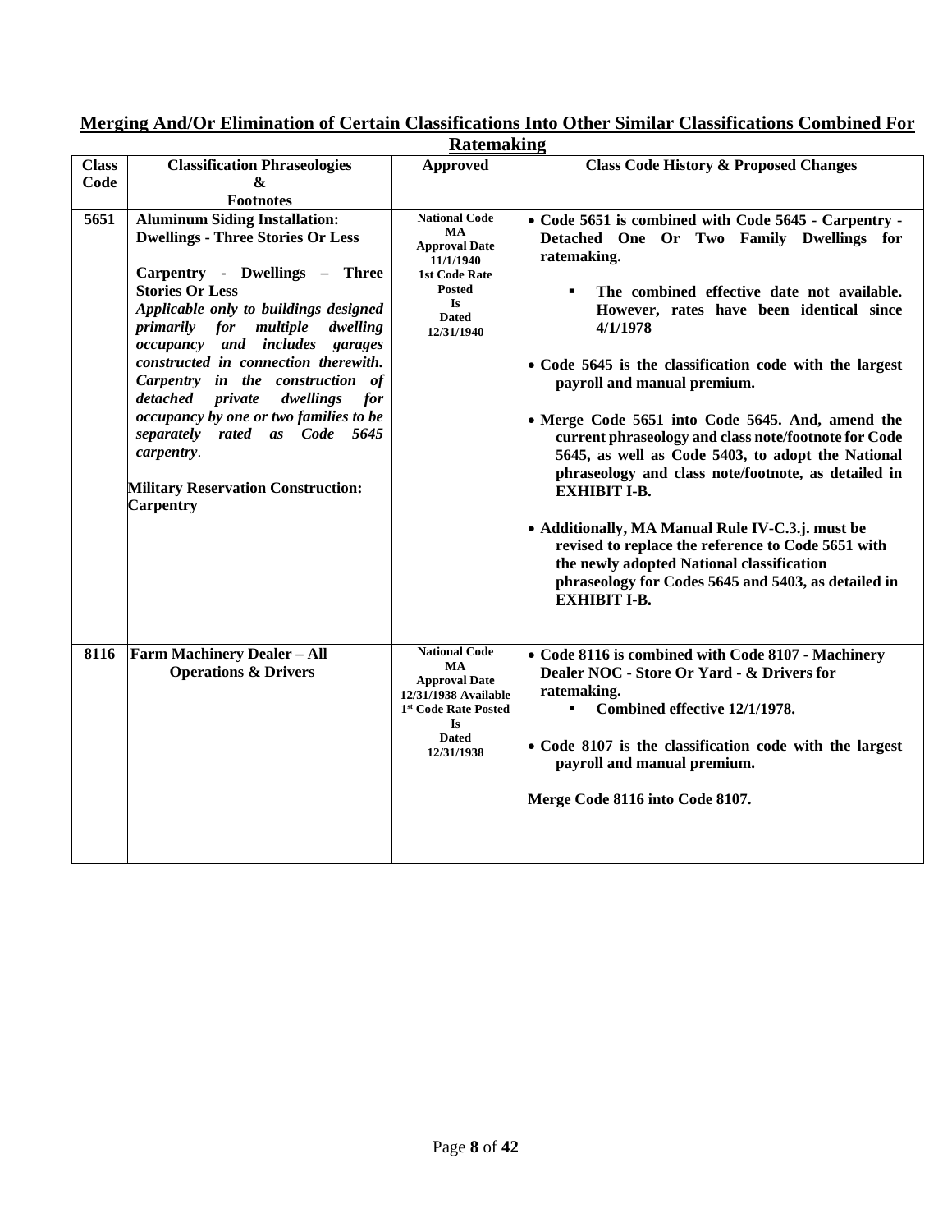## Merging And/Or Elimination of Certain Classifications Into Other Similar Classifications Combined For Ratemaking

| Class Code | Classification Phraseologies & Footnotes | Approved | Class Code History & Proposed Changes |
|---|---|---|---|
| **5651** | **Aluminum Siding Installation: Dwellings - Three Stories Or Less**<br><br>**Carpentry - Dwellings – Three Stories Or Less**<br>***Applicable only to buildings designed primarily for multiple dwelling occupancy and includes garages constructed in connection therewith. Carpentry in the construction of detached private dwellings for occupancy by one or two families to be separately rated as Code 5645 carpentry*.**<br><br>**Military Reservation Construction: Carpentry** | **National Code MA Approval Date 11/1/1940 1st Code Rate Posted Is Dated 12/31/1940** | • **Code 5651 is combined with Code 5645 - Carpentry - Detached One Or Two Family Dwellings for ratemaking.**<br>▪ **The combined effective date not available. However, rates have been identical since 4/1/1978**<br><br>• **Code 5645 is the classification code with the largest payroll and manual premium.**<br><br>• **Merge Code 5651 into Code 5645. And, amend the current phraseology and class note/footnote for Code 5645, as well as Code 5403, to adopt the National phraseology and class note/footnote, as detailed in EXHIBIT I-B.**<br><br>• **Additionally, MA Manual Rule IV-C.3.j. must be revised to replace the reference to Code 5651 with the newly adopted National classification phraseology for Codes 5645 and 5403, as detailed in EXHIBIT I-B.** |
| **8116** | **Farm Machinery Dealer – All Operations & Drivers** | **National Code MA Approval Date 12/31/1938 Available 1st Code Rate Posted Is Dated 12/31/1938** | • **Code 8116 is combined with Code 8107 - Machinery Dealer NOC - Store Or Yard - & Drivers for ratemaking.**<br>▪ **Combined effective 12/1/1978.**<br><br>• **Code 8107 is the classification code with the largest payroll and manual premium.**<br><br>**Merge Code 8116 into Code 8107.** |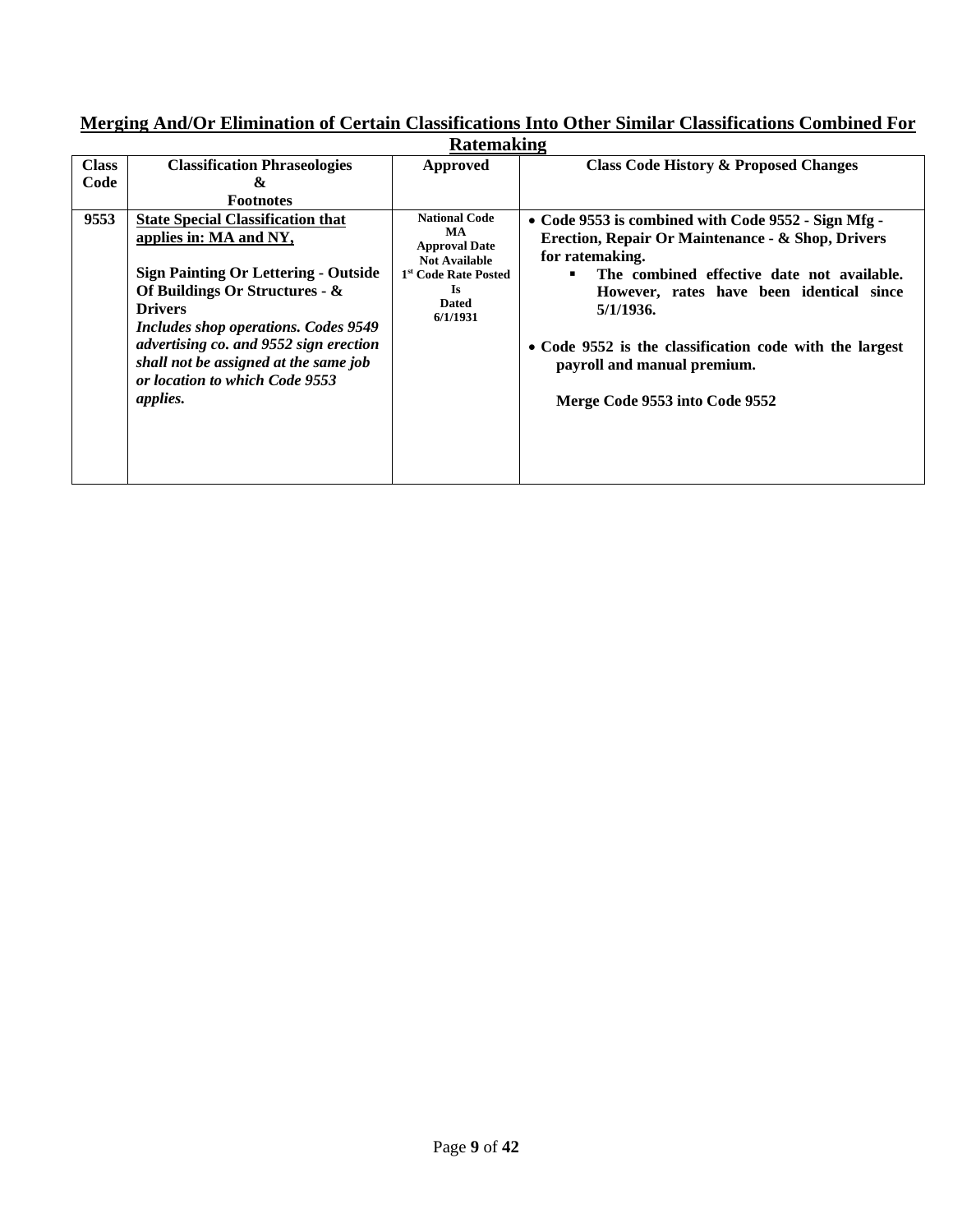## Merging And/Or Elimination of Certain Classifications Into Other Similar Classifications Combined For Ratemaking

| Class Code | Classification Phraseologies & Footnotes | Approved | Class Code History & Proposed Changes |
|---|---|---|---|
| **9553** | **State Special Classification that applies in: MA and NY,**<br><br>**Sign Painting Or Lettering - Outside Of Buildings Or Structures - & Drivers**<br>***Includes shop operations. Codes 9549 advertising co. and 9552 sign erection shall not be assigned at the same job or location to which Code 9553 applies.*** | **National Code MA Approval Date Not Available 1st Code Rate Posted Is Dated 6/1/1931** | • **Code 9553 is combined with Code 9552 - Sign Mfg - Erection, Repair Or Maintenance - & Shop, Drivers for ratemaking.**<br>▪ **The combined effective date not available. However, rates have been identical since 5/1/1936.**<br><br>• **Code 9552 is the classification code with the largest payroll and manual premium.**<br><br>**Merge Code 9553 into Code 9552** |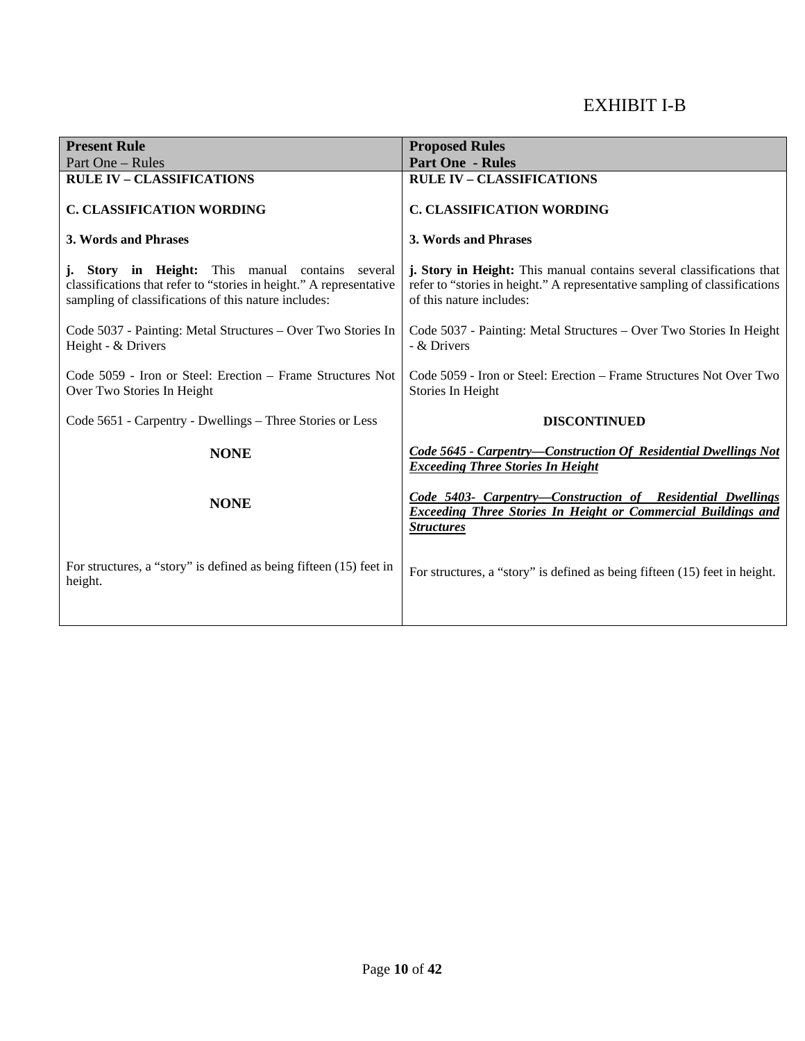EXHIBIT I-B

| **Present Rule**<br>Part One – Rules | **Proposed Rules**<br>**Part One - Rules** |
|---|---|
| **RULE IV – CLASSIFICATIONS** | **RULE IV – CLASSIFICATIONS** |
| **C. CLASSIFICATION WORDING** | **C. CLASSIFICATION WORDING** |
| **3. Words and Phrases** | **3. Words and Phrases** |
| **j. Story in Height:** This manual contains several classifications that refer to “stories in height.” A representative sampling of classifications of this nature includes: | **j. Story in Height:** This manual contains several classifications that refer to “stories in height.” A representative sampling of classifications of this nature includes: |
| Code 5037 - Painting: Metal Structures – Over Two Stories In Height - & Drivers | Code 5037 - Painting: Metal Structures – Over Two Stories In Height - & Drivers |
| Code 5059 - Iron or Steel: Erection – Frame Structures Not Over Two Stories In Height | Code 5059 - Iron or Steel: Erection – Frame Structures Not Over Two Stories In Height |
| Code 5651 - Carpentry - Dwellings – Three Stories or Less | **DISCONTINUED** |
| **NONE** | ***Code 5645 - Carpentry—Construction Of Residential Dwellings Not Exceeding Three Stories In Height*** |
| **NONE** | ***Code 5403- Carpentry—Construction of Residential Dwellings Exceeding Three Stories In Height or Commercial Buildings and Structures*** |
| For structures, a “story” is defined as being fifteen (15) feet in height. | For structures, a “story” is defined as being fifteen (15) feet in height. |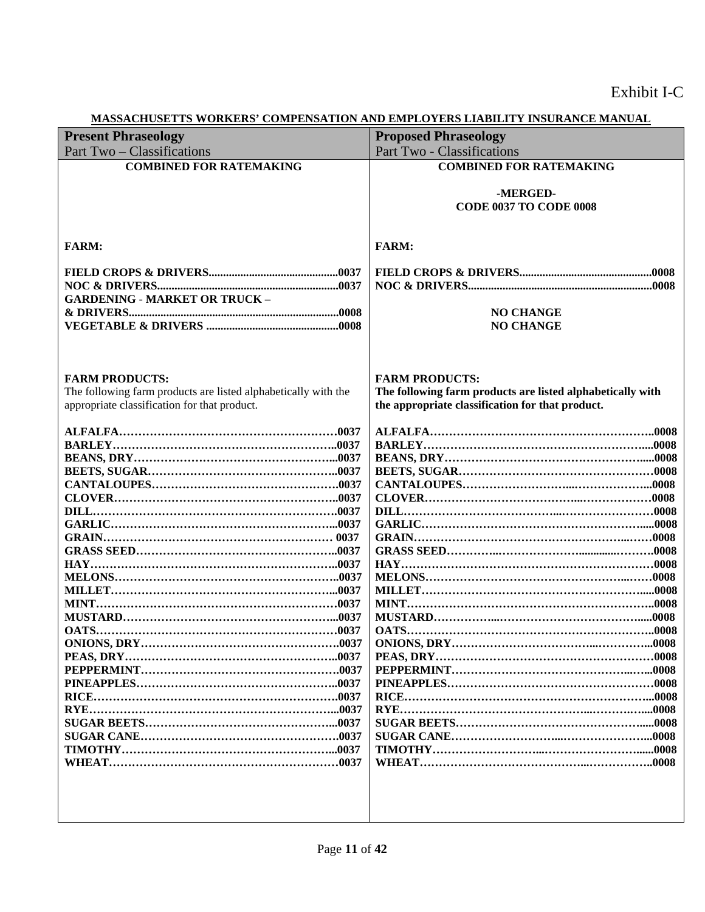Exhibit I-C

**MASSACHUSETTS WORKERS' COMPENSATION AND EMPLOYERS LIABILITY INSURANCE MANUAL**

| **Present Phraseology**<br>Part Two – Classifications | **Proposed Phraseology**<br>Part Two - Classifications |
|---|---|
| **COMBINED FOR RATEMAKING** | **COMBINED FOR RATEMAKING**<br><br>**-MERGED-**<br>**CODE 0037 TO CODE 0008** |
| **FARM:**<br><br>**FIELD CROPS & DRIVERS............0037**<br>**NOC & DRIVERS............0037**<br>**GARDENING - MARKET OR TRUCK – & DRIVERS............0008**<br>**VEGETABLE & DRIVERS ............0008** | **FARM:**<br><br>**FIELD CROPS & DRIVERS............0008**<br>**NOC & DRIVERS............0008**<br><br>**NO CHANGE**<br>**NO CHANGE** |
| **FARM PRODUCTS:**<br>The following farm products are listed alphabetically with the appropriate classification for that product. | **FARM PRODUCTS:**<br>**The following farm products are listed alphabetically with the appropriate classification for that product.** |
| **ALFALFA............0037**<br>**BARLEY............0037**<br>**BEANS, DRY............0037**<br>**BEETS, SUGAR............0037**<br>**CANTALOUPES............0037**<br>**CLOVER............0037**<br>**DILL............0037**<br>**GARLIC............0037**<br>**GRAIN............0037**<br>**GRASS SEED............0037**<br>**HAY............0037**<br>**MELONS............0037**<br>**MILLET............0037**<br>**MINT............0037**<br>**MUSTARD............0037**<br>**OATS............0037**<br>**ONIONS, DRY............0037**<br>**PEAS, DRY............0037**<br>**PEPPERMINT............0037**<br>**PINEAPPLES............0037**<br>**RICE............0037**<br>**RYE............0037**<br>**SUGAR BEETS............0037**<br>**SUGAR CANE............0037**<br>**TIMOTHY............0037**<br>**WHEAT............0037** | **ALFALFA............0008**<br>**BARLEY............0008**<br>**BEANS, DRY............0008**<br>**BEETS, SUGAR............0008**<br>**CANTALOUPES............0008**<br>**CLOVER............0008**<br>**DILL............0008**<br>**GARLIC............0008**<br>**GRAIN............0008**<br>**GRASS SEED............0008**<br>**HAY............0008**<br>**MELONS............0008**<br>**MILLET............0008**<br>**MINT............0008**<br>**MUSTARD............0008**<br>**OATS............0008**<br>**ONIONS, DRY............0008**<br>**PEAS, DRY............0008**<br>**PEPPERMINT............0008**<br>**PINEAPPLES............0008**<br>**RICE............0008**<br>**RYE............0008**<br>**SUGAR BEETS............0008**<br>**SUGAR CANE............0008**<br>**TIMOTHY............0008**<br>**WHEAT............0008** |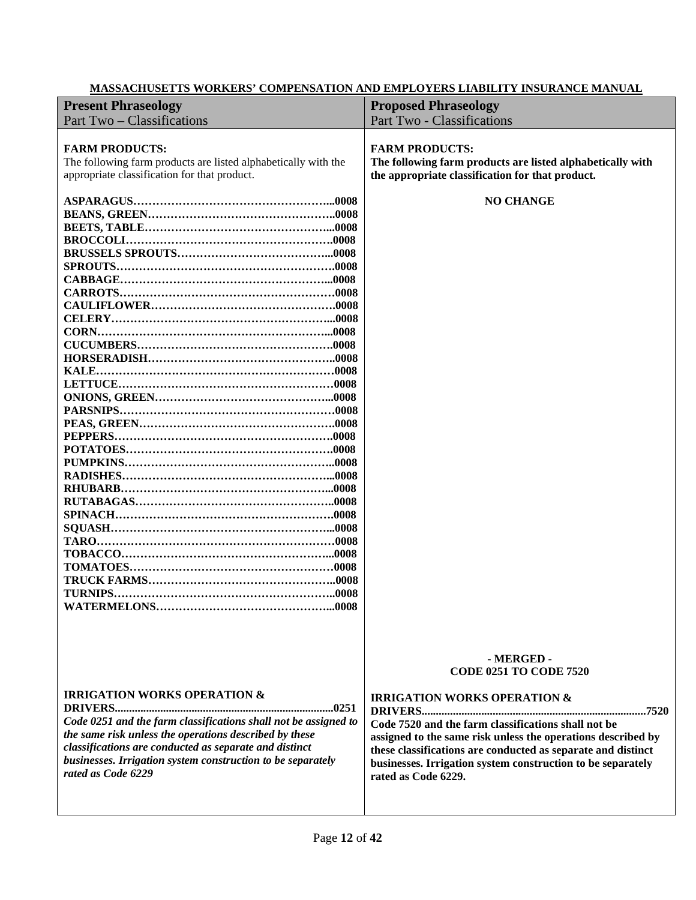**MASSACHUSETTS WORKERS' COMPENSATION AND EMPLOYERS LIABILITY INSURANCE MANUAL**

| **Present Phraseology**<br>Part Two – Classifications | **Proposed Phraseology**<br>Part Two - Classifications |
|---|---|
| **FARM PRODUCTS:**<br>The following farm products are listed alphabetically with the appropriate classification for that product.<br><br>**ASPARAGUS……………………………………………...0008**<br>**BEANS, GREEN…………………………………………..0008**<br>**BEETS, TABLE…………………………………………...0008**<br>**BROCCOLI……………………………………………….0008**<br>**BRUSSELS SPROUTS…………………………………...0008**<br>**SPROUTS…………………………………………………0008**<br>**CABBAGE………………………………………………...0008**<br>**CARROTS…………………………………………………0008**<br>**CAULIFLOWER………………………………………….0008**<br>**CELERY…………………………………………………...0008**<br>**CORN……………………………………………………...0008**<br>**CUCUMBERS…………………………………………….0008**<br>**HORSERADISH…………………………………………..0008**<br>**KALE………………………………………………………0008**<br>**LETTUCE…………………………………………………0008**<br>**ONIONS, GREEN………………………………………...0008**<br>**PARSNIPS…………………………………………………0008**<br>**PEAS, GREEN…………………………………………….0008**<br>**PEPPERS………………………………………………….0008**<br>**POTATOES……………………………………………….0008**<br>**PUMPKINS………………………………………………..0008**<br>**RADISHES………………………………………………...0008**<br>**RHUBARB………………………………………………...0008**<br>**RUTABAGAS……………………………………………..0008**<br>**SPINACH………………………………………………….0008**<br>**SQUASH…………………………………………………...0008**<br>**TARO………………………………………………………0008**<br>**TOBACCO………………………………………………...0008**<br>**TOMATOES……………………………………………….0008**<br>**TRUCK FARMS…………………………………………..0008**<br>**TURNIPS…………………………………………………..0008**<br>**WATERMELONS………………………………………...0008** | **FARM PRODUCTS:**<br>**The following farm products are listed alphabetically with the appropriate classification for that product.**<br><br>**NO CHANGE** |
| **IRRIGATION WORKS OPERATION & DRIVERS.........................................................................0251**<br>*Code 0251 and the farm classifications shall not be assigned to the same risk unless the operations described by these classifications are conducted as separate and distinct businesses. Irrigation system construction to be separately rated as Code 6229* | **- MERGED -**<br>**CODE 0251 TO CODE 7520**<br><br>**IRRIGATION WORKS OPERATION & DRIVERS..........................................................................7520**<br>**Code 7520 and the farm classifications shall not be assigned to the same risk unless the operations described by these classifications are conducted as separate and distinct businesses. Irrigation system construction to be separately rated as Code 6229.** |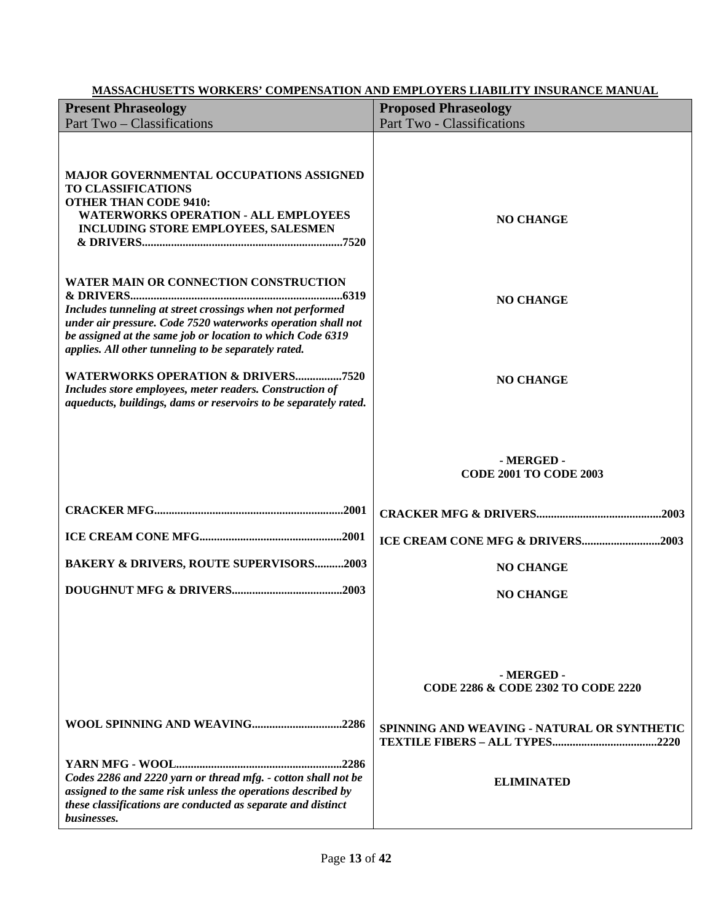**MASSACHUSETTS WORKERS' COMPENSATION AND EMPLOYERS LIABILITY INSURANCE MANUAL**

| **Present Phraseology** Part Two – Classifications | **Proposed Phraseology** Part Two - Classifications |
|---|---|
| **MAJOR GOVERNMENTAL OCCUPATIONS ASSIGNED TO CLASSIFICATIONS OTHER THAN CODE 9410:** **WATERWORKS OPERATION - ALL EMPLOYEES INCLUDING STORE EMPLOYEES, SALESMEN & DRIVERS....................................................................7520** | **NO CHANGE** |
| **WATER MAIN OR CONNECTION CONSTRUCTION & DRIVERS.........................................................................6319** *Includes tunneling at street crossings when not performed under air pressure. Code 7520 waterworks operation shall not be assigned at the same job or location to which Code 6319 applies. All other tunneling to be separately rated.* | **NO CHANGE** |
| **WATERWORKS OPERATION & DRIVERS................7520** *Includes store employees, meter readers. Construction of aqueducts, buildings, dams or reservoirs to be separately rated.* | **NO CHANGE** |
| | **- MERGED - CODE 2001 TO CODE 2003** |
| **CRACKER MFG................................................................2001** | **CRACKER MFG & DRIVERS..........................................2003** |
| **ICE CREAM CONE MFG................................................2001** | **ICE CREAM CONE MFG & DRIVERS...........................2003** |
| **BAKERY & DRIVERS, ROUTE SUPERVISORS..........2003** | **NO CHANGE** |
| **DOUGHNUT MFG & DRIVERS......................................2003** | **NO CHANGE** |
| | **- MERGED - CODE 2286 & CODE 2302 TO CODE 2220** |
| **WOOL SPINNING AND WEAVING..............................2286** | **SPINNING AND WEAVING - NATURAL OR SYNTHETIC TEXTILE FIBERS – ALL TYPES...................................2220** |
| **YARN MFG - WOOL........................................................2286** *Codes 2286 and 2220 yarn or thread mfg. - cotton shall not be assigned to the same risk unless the operations described by these classifications are conducted as separate and distinct businesses.* | **ELIMINATED** |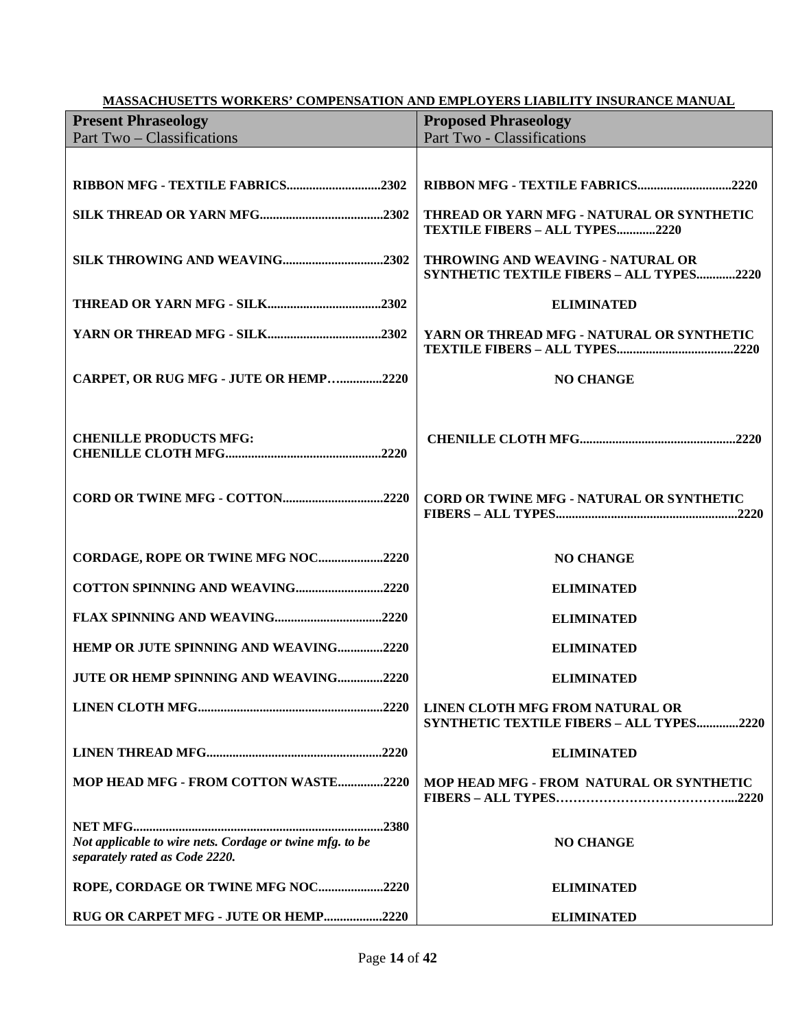**MASSACHUSETTS WORKERS' COMPENSATION AND EMPLOYERS LIABILITY INSURANCE MANUAL**

| **Present Phraseology**<br>Part Two – Classifications | **Proposed Phraseology**<br>Part Two - Classifications |
|---|---|
| **RIBBON MFG - TEXTILE FABRICS............................2302** | **RIBBON MFG - TEXTILE FABRICS............................2220** |
| **SILK THREAD OR YARN MFG......................................2302** | **THREAD OR YARN MFG - NATURAL OR SYNTHETIC TEXTILE FIBERS – ALL TYPES............2220** |
| **SILK THROWING AND WEAVING...............................2302** | **THROWING AND WEAVING - NATURAL OR SYNTHETIC TEXTILE FIBERS – ALL TYPES............2220** |
| **THREAD OR YARN MFG - SILK..................................2302** | **ELIMINATED** |
| **YARN OR THREAD MFG - SILK..................................2302** | **YARN OR THREAD MFG - NATURAL OR SYNTHETIC TEXTILE FIBERS – ALL TYPES....................................2220** |
| **CARPET, OR RUG MFG - JUTE OR HEMP…..............2220** | **NO CHANGE** |
| **CHENILLE PRODUCTS MFG:**<br>**CHENILLE CLOTH MFG................................................2220** | **CHENILLE CLOTH MFG................................................2220** |
| **CORD OR TWINE MFG - COTTON...............................2220** | **CORD OR TWINE MFG - NATURAL OR SYNTHETIC FIBERS – ALL TYPES........................................................2220** |
| **CORDAGE, ROPE OR TWINE MFG NOC....................2220** | **NO CHANGE** |
| **COTTON SPINNING AND WEAVING...........................2220** | **ELIMINATED** |
| **FLAX SPINNING AND WEAVING................................2220** | **ELIMINATED** |
| **HEMP OR JUTE SPINNING AND WEAVING..............2220** | **ELIMINATED** |
| **JUTE OR HEMP SPINNING AND WEAVING..............2220** | **ELIMINATED** |
| **LINEN CLOTH MFG.........................................................2220** | **LINEN CLOTH MFG FROM NATURAL OR SYNTHETIC TEXTILE FIBERS – ALL TYPES.............2220** |
| **LINEN THREAD MFG......................................................2220** | **ELIMINATED** |
| **MOP HEAD MFG - FROM COTTON WASTE..............2220** | **MOP HEAD MFG - FROM NATURAL OR SYNTHETIC FIBERS – ALL TYPES…………………………………...2220** |
| **NET MFG............................................................................2380**<br>*Not applicable to wire nets. Cordage or twine mfg. to be separately rated as Code 2220.* | **NO CHANGE** |
| **ROPE, CORDAGE OR TWINE MFG NOC....................2220** | **ELIMINATED** |
| **RUG OR CARPET MFG - JUTE OR HEMP..................2220** | **ELIMINATED** |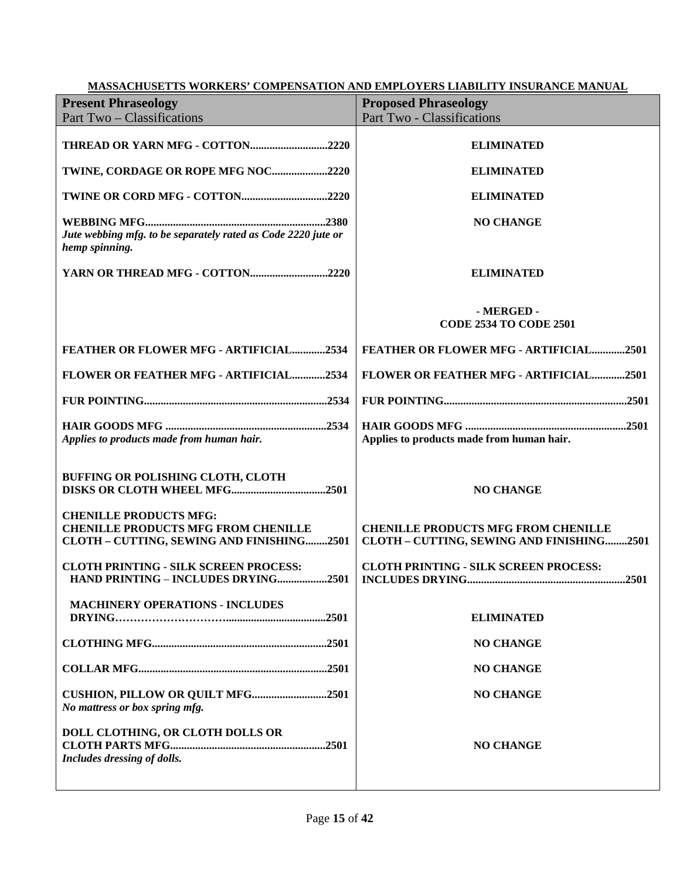**MASSACHUSETTS WORKERS' COMPENSATION AND EMPLOYERS LIABILITY INSURANCE MANUAL**

| **Present Phraseology**<br>Part Two – Classifications | **Proposed Phraseology**<br>Part Two - Classifications |
|---|---|
| **THREAD OR YARN MFG - COTTON............................2220** | **ELIMINATED** |
| **TWINE, CORDAGE OR ROPE MFG NOC....................2220** | **ELIMINATED** |
| **TWINE OR CORD MFG - COTTON...............................2220** | **ELIMINATED** |
| **WEBBING MFG.................................................................2380**<br>*Jute webbing mfg. to be separately rated as Code 2220 jute or hemp spinning.* | **NO CHANGE** |
| **YARN OR THREAD MFG - COTTON............................2220** | **ELIMINATED** |
| | **- MERGED -**<br>**CODE 2534 TO CODE 2501** |
| **FEATHER OR FLOWER MFG - ARTIFICIAL............2534** | **FEATHER OR FLOWER MFG - ARTIFICIAL............2501** |
| **FLOWER OR FEATHER MFG - ARTIFICIAL............2534** | **FLOWER OR FEATHER MFG - ARTIFICIAL............2501** |
| **FUR POINTING.................................................................2534** | **FUR POINTING.................................................................2501** |
| **HAIR GOODS MFG ..........................................................2534**<br>*Applies to products made from human hair.* | **HAIR GOODS MFG ..........................................................2501**<br>**Applies to products made from human hair.** |
| **BUFFING OR POLISHING CLOTH, CLOTH DISKS OR CLOTH WHEEL MFG..................................2501** | **NO CHANGE** |
| **CHENILLE PRODUCTS MFG:**<br>**CHENILLE PRODUCTS MFG FROM CHENILLE CLOTH – CUTTING, SEWING AND FINISHING........2501** | **CHENILLE PRODUCTS MFG FROM CHENILLE CLOTH – CUTTING, SEWING AND FINISHING........2501** |
| **CLOTH PRINTING - SILK SCREEN PROCESS:**<br>**HAND PRINTING – INCLUDES DRYING..................2501** | **CLOTH PRINTING - SILK SCREEN PROCESS: INCLUDES DRYING.........................................................2501** |
| **MACHINERY OPERATIONS - INCLUDES DRYING………………………...................................2501** | **ELIMINATED** |
| **CLOTHING MFG...............................................................2501** | **NO CHANGE** |
| **COLLAR MFG....................................................................2501** | **NO CHANGE** |
| **CUSHION, PILLOW OR QUILT MFG...........................2501**<br>*No mattress or box spring mfg.* | **NO CHANGE** |
| **DOLL CLOTHING, OR CLOTH DOLLS OR CLOTH PARTS MFG........................................................2501**<br>*Includes dressing of dolls.* | **NO CHANGE** |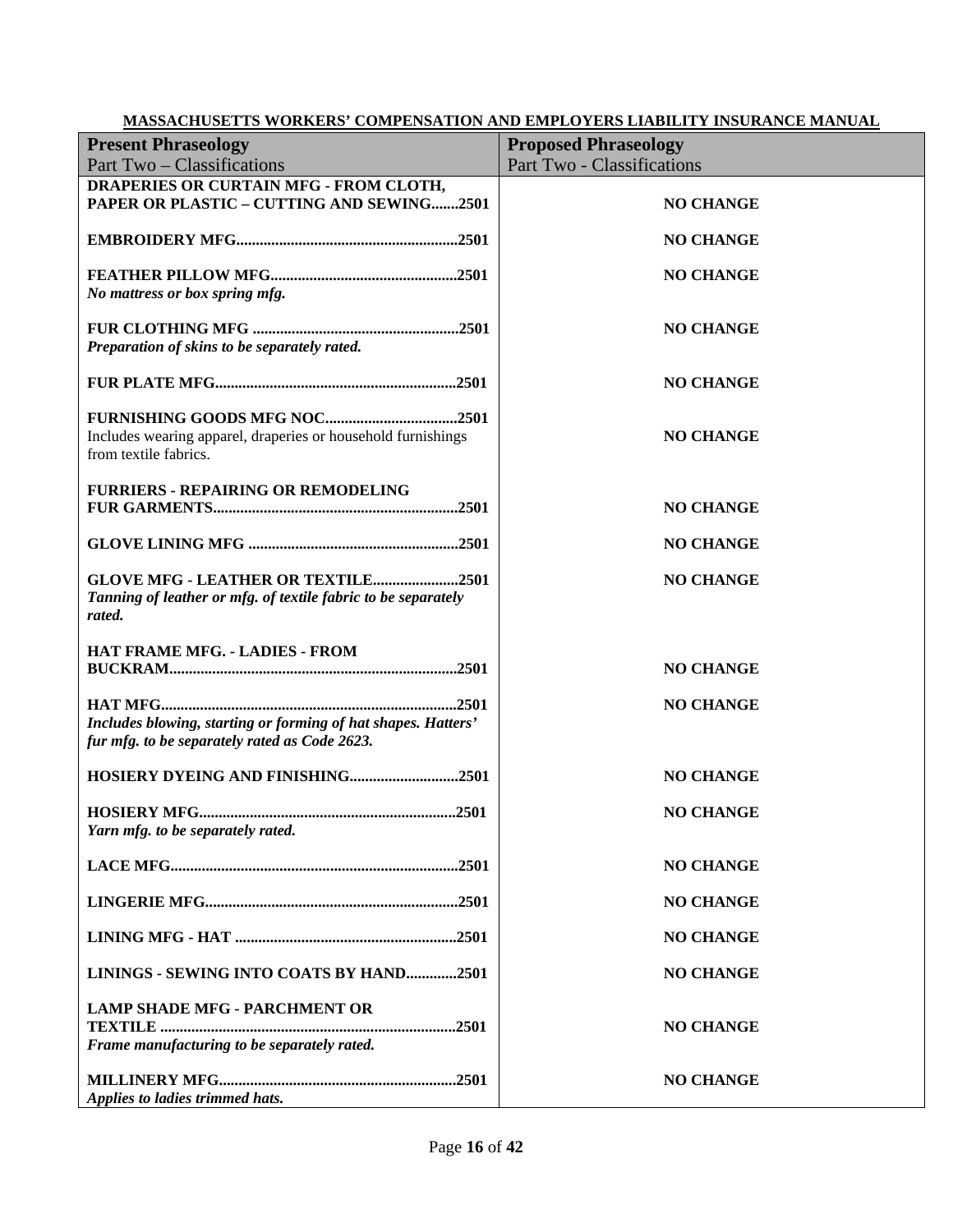**MASSACHUSETTS WORKERS' COMPENSATION AND EMPLOYERS LIABILITY INSURANCE MANUAL**

| **Present Phraseology**<br>Part Two – Classifications | **Proposed Phraseology**<br>Part Two - Classifications |
|---|---|
| **DRAPERIES OR CURTAIN MFG - FROM CLOTH, PAPER OR PLASTIC – CUTTING AND SEWING.......2501** | **NO CHANGE** |
| **EMBROIDERY MFG........................................................2501** | **NO CHANGE** |
| **FEATHER PILLOW MFG...............................................2501**<br>***No mattress or box spring mfg.*** | **NO CHANGE** |
| **FUR CLOTHING MFG ....................................................2501**<br>***Preparation of skins to be separately rated.*** | **NO CHANGE** |
| **FUR PLATE MFG.............................................................2501** | **NO CHANGE** |
| **FURNISHING GOODS MFG NOC..................................2501**<br>Includes wearing apparel, draperies or household furnishings from textile fabrics. | **NO CHANGE** |
| **FURRIERS - REPAIRING OR REMODELING FUR GARMENTS..............................................................2501** | **NO CHANGE** |
| **GLOVE LINING MFG .....................................................2501** | **NO CHANGE** |
| **GLOVE MFG - LEATHER OR TEXTILE......................2501**<br>***Tanning of leather or mfg. of textile fabric to be separately rated.*** | **NO CHANGE** |
| **HAT FRAME MFG. - LADIES - FROM BUCKRAM........................................................................2501** | **NO CHANGE** |
| **HAT MFG...........................................................................2501**<br>***Includes blowing, starting or forming of hat shapes. Hatters' fur mfg. to be separately rated as Code 2623.*** | **NO CHANGE** |
| **HOSIERY DYEING AND FINISHING............................2501** | **NO CHANGE** |
| **HOSIERY MFG.................................................................2501**<br>***Yarn mfg. to be separately rated.*** | **NO CHANGE** |
| **LACE MFG.........................................................................2501** | **NO CHANGE** |
| **LINGERIE MFG................................................................2501** | **NO CHANGE** |
| **LINING MFG - HAT ........................................................2501** | **NO CHANGE** |
| **LININGS - SEWING INTO COATS BY HAND.............2501** | **NO CHANGE** |
| **LAMP SHADE MFG - PARCHMENT OR TEXTILE ..........................................................................2501**<br>***Frame manufacturing to be separately rated.*** | **NO CHANGE** |
| **MILLINERY MFG............................................................2501**<br>***Applies to ladies trimmed hats.*** | **NO CHANGE** |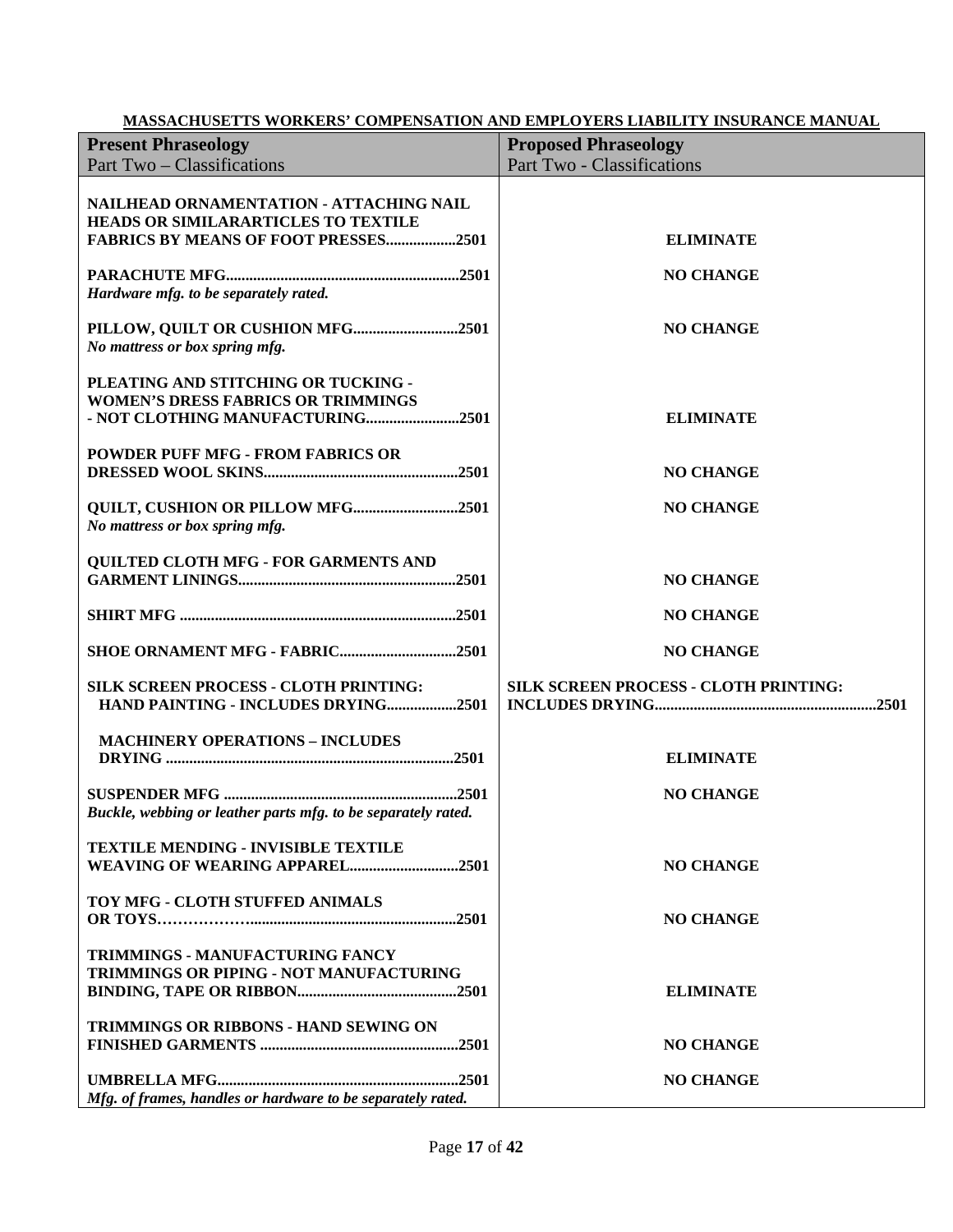**MASSACHUSETTS WORKERS' COMPENSATION AND EMPLOYERS LIABILITY INSURANCE MANUAL**

| **Present Phraseology**<br>Part Two – Classifications | **Proposed Phraseology**<br>Part Two - Classifications |
|---|---|
| **NAILHEAD ORNAMENTATION - ATTACHING NAIL HEADS OR SIMILARARTICLES TO TEXTILE FABRICS BY MEANS OF FOOT PRESSES..................2501** | **ELIMINATE** |
| **PARACHUTE MFG............................................................2501**<br>***Hardware mfg. to be separately rated.*** | **NO CHANGE** |
| **PILLOW, QUILT OR CUSHION MFG...........................2501**<br>***No mattress or box spring mfg.*** | **NO CHANGE** |
| **PLEATING AND STITCHING OR TUCKING - WOMEN'S DRESS FABRICS OR TRIMMINGS - NOT CLOTHING MANUFACTURING........................2501** | **ELIMINATE** |
| **POWDER PUFF MFG - FROM FABRICS OR DRESSED WOOL SKINS.................................................2501** | **NO CHANGE** |
| **QUILT, CUSHION OR PILLOW MFG...........................2501**<br>***No mattress or box spring mfg.*** | **NO CHANGE** |
| **QUILTED CLOTH MFG - FOR GARMENTS AND GARMENT LININGS.......................................................2501** | **NO CHANGE** |
| **SHIRT MFG .......................................................................2501** | **NO CHANGE** |
| **SHOE ORNAMENT MFG - FABRIC..............................2501** | **NO CHANGE** |
| **SILK SCREEN PROCESS - CLOTH PRINTING: HAND PAINTING - INCLUDES DRYING..................2501** | **SILK SCREEN PROCESS - CLOTH PRINTING: INCLUDES DRYING.........................................................2501** |
| **MACHINERY OPERATIONS – INCLUDES DRYING ..........................................................................2501** | **ELIMINATE** |
| **SUSPENDER MFG ...........................................................2501**<br>***Buckle, webbing or leather parts mfg. to be separately rated.*** | **NO CHANGE** |
| **TEXTILE MENDING - INVISIBLE TEXTILE WEAVING OF WEARING APPAREL............................2501** | **NO CHANGE** |
| **TOY MFG - CLOTH STUFFED ANIMALS OR TOYS………………....................................................2501** | **NO CHANGE** |
| **TRIMMINGS - MANUFACTURING FANCY TRIMMINGS OR PIPING - NOT MANUFACTURING BINDING, TAPE OR RIBBON.........................................2501** | **ELIMINATE** |
| **TRIMMINGS OR RIBBONS - HAND SEWING ON FINISHED GARMENTS ...................................................2501** | **NO CHANGE** |
| **UMBRELLA MFG..............................................................2501**<br>***Mfg. of frames, handles or hardware to be separately rated.*** | **NO CHANGE** |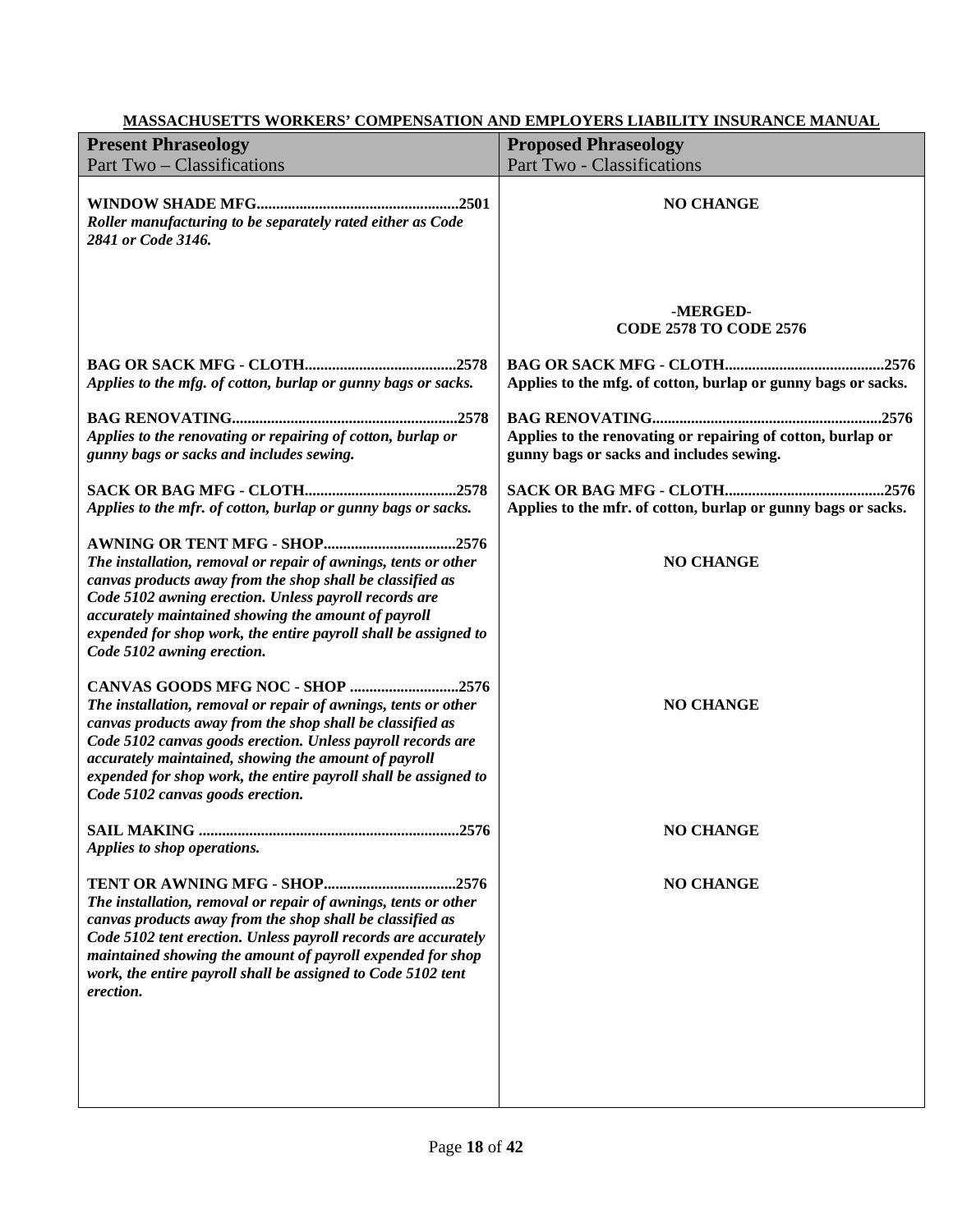**MASSACHUSETTS WORKERS' COMPENSATION AND EMPLOYERS LIABILITY INSURANCE MANUAL**

| **Present Phraseology**<br>Part Two – Classifications | **Proposed Phraseology**<br>Part Two - Classifications |
|---|---|
| **WINDOW SHADE MFG....................................................2501**<br>***Roller manufacturing to be separately rated either as Code 2841 or Code 3146.*** | **NO CHANGE** |
| | **-MERGED-**<br>**CODE 2578 TO CODE 2576** |
| **BAG OR SACK MFG - CLOTH.......................................2578**<br>***Applies to the mfg. of cotton, burlap or gunny bags or sacks.*** | **BAG OR SACK MFG - CLOTH.........................................2576**<br>**Applies to the mfg. of cotton, burlap or gunny bags or sacks.** |
| **BAG RENOVATING..........................................................2578**<br>***Applies to the renovating or repairing of cotton, burlap or gunny bags or sacks and includes sewing.*** | **BAG RENOVATING...........................................................2576**<br>**Applies to the renovating or repairing of cotton, burlap or gunny bags or sacks and includes sewing.** |
| **SACK OR BAG MFG - CLOTH.......................................2578**<br>***Applies to the mfr. of cotton, burlap or gunny bags or sacks.*** | **SACK OR BAG MFG - CLOTH.........................................2576**<br>**Applies to the mfr. of cotton, burlap or gunny bags or sacks.** |
| **AWNING OR TENT MFG - SHOP..................................2576**<br>***The installation, removal or repair of awnings, tents or other canvas products away from the shop shall be classified as Code 5102 awning erection. Unless payroll records are accurately maintained showing the amount of payroll expended for shop work, the entire payroll shall be assigned to Code 5102 awning erection.*** | **NO CHANGE** |
| **CANVAS GOODS MFG NOC - SHOP ............................2576**<br>***The installation, removal or repair of awnings, tents or other canvas products away from the shop shall be classified as Code 5102 canvas goods erection. Unless payroll records are accurately maintained, showing the amount of payroll expended for shop work, the entire payroll shall be assigned to Code 5102 canvas goods erection.*** | **NO CHANGE** |
| **SAIL MAKING ..................................................................2576**<br>***Applies to shop operations.*** | **NO CHANGE** |
| **TENT OR AWNING MFG - SHOP..................................2576**<br>***The installation, removal or repair of awnings, tents or other canvas products away from the shop shall be classified as Code 5102 tent erection. Unless payroll records are accurately maintained showing the amount of payroll expended for shop work, the entire payroll shall be assigned to Code 5102 tent erection.*** | **NO CHANGE** |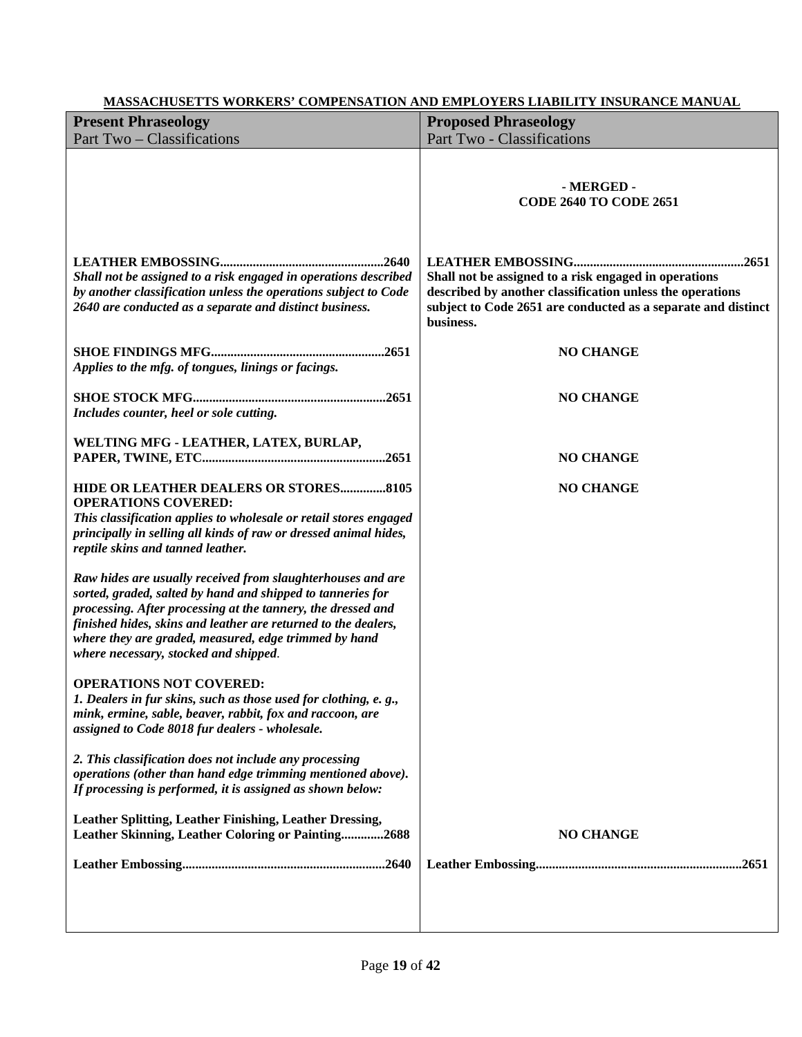**MASSACHUSETTS WORKERS' COMPENSATION AND EMPLOYERS LIABILITY INSURANCE MANUAL**

| Present Phraseology<br>Part Two – Classifications | Proposed Phraseology<br>Part Two - Classifications |
|---|---|
| | **- MERGED -<br>CODE 2640 TO CODE 2651** |
| **LEATHER EMBOSSING.................................................2640**<br>***Shall not be assigned to a risk engaged in operations described by another classification unless the operations subject to Code 2640 are conducted as a separate and distinct business.*** | **LEATHER EMBOSSING...................................................2651**<br>**Shall not be assigned to a risk engaged in operations described by another classification unless the operations subject to Code 2651 are conducted as a separate and distinct business.** |
| **SHOE FINDINGS MFG....................................................2651**<br>***Applies to the mfg. of tongues, linings or facings.*** | **NO CHANGE** |
| **SHOE STOCK MFG..........................................................2651**<br>***Includes counter, heel or sole cutting.*** | **NO CHANGE** |
| **WELTING MFG - LEATHER, LATEX, BURLAP, PAPER, TWINE, ETC.......................................................2651** | **NO CHANGE** |
| **HIDE OR LEATHER DEALERS OR STORES.............8105**<br>**OPERATIONS COVERED:**<br>***This classification applies to wholesale or retail stores engaged principally in selling all kinds of raw or dressed animal hides, reptile skins and tanned leather.***<br><br>***Raw hides are usually received from slaughterhouses and are sorted, graded, salted by hand and shipped to tanneries for processing. After processing at the tannery, the dressed and finished hides, skins and leather are returned to the dealers, where they are graded, measured, edge trimmed by hand where necessary, stocked and shipped.***<br><br>**OPERATIONS NOT COVERED:**<br>***1. Dealers in fur skins, such as those used for clothing, e. g., mink, ermine, sable, beaver, rabbit, fox and raccoon, are assigned to Code 8018 fur dealers - wholesale.***<br><br>***2. This classification does not include any processing operations (other than hand edge trimming mentioned above). If processing is performed, it is assigned as shown below:*** | **NO CHANGE** |
| **Leather Splitting, Leather Finishing, Leather Dressing, Leather Skinning, Leather Coloring or Painting.............2688** | **NO CHANGE** |
| **Leather Embossing.............................................................2640** | **Leather Embossing..............................................................2651** |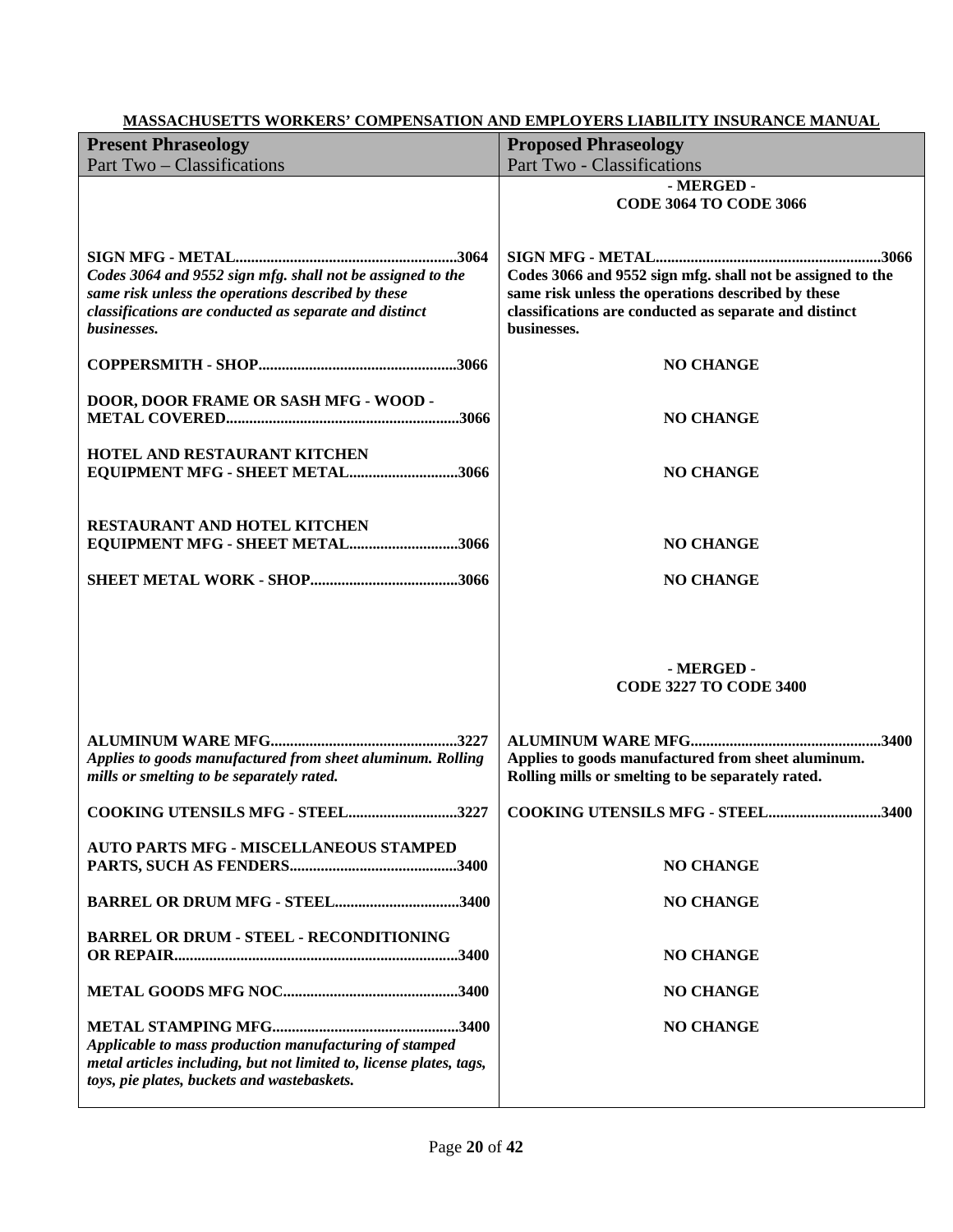**MASSACHUSETTS WORKERS' COMPENSATION AND EMPLOYERS LIABILITY INSURANCE MANUAL**

| **Present Phraseology**<br>Part Two – Classifications | **Proposed Phraseology**<br>Part Two - Classifications |
|---|---|
| | **- MERGED -**<br>**CODE 3064 TO CODE 3066** |
| **SIGN MFG - METAL.........................................................3064**<br>***Codes 3064 and 9552 sign mfg. shall not be assigned to the same risk unless the operations described by these classifications are conducted as separate and distinct businesses.*** | **SIGN MFG - METAL..........................................................3066**<br>**Codes 3066 and 9552 sign mfg. shall not be assigned to the same risk unless the operations described by these classifications are conducted as separate and distinct businesses.** |
| **COPPERSMITH - SHOP...................................................3066** | **NO CHANGE** |
| **DOOR, DOOR FRAME OR SASH MFG - WOOD - METAL COVERED............................................................3066** | **NO CHANGE** |
| **HOTEL AND RESTAURANT KITCHEN EQUIPMENT MFG - SHEET METAL............................3066** | **NO CHANGE** |
| **RESTAURANT AND HOTEL KITCHEN EQUIPMENT MFG - SHEET METAL............................3066** | **NO CHANGE** |
| **SHEET METAL WORK - SHOP......................................3066** | **NO CHANGE** |
| | **- MERGED -**<br>**CODE 3227 TO CODE 3400** |
| **ALUMINUM WARE MFG................................................3227**<br>***Applies to goods manufactured from sheet aluminum. Rolling mills or smelting to be separately rated.*** | **ALUMINUM WARE MFG.................................................3400**<br>**Applies to goods manufactured from sheet aluminum. Rolling mills or smelting to be separately rated.** |
| **COOKING UTENSILS MFG - STEEL............................3227** | **COOKING UTENSILS MFG - STEEL.............................3400** |
| **AUTO PARTS MFG - MISCELLANEOUS STAMPED PARTS, SUCH AS FENDERS...........................................3400** | **NO CHANGE** |
| **BARREL OR DRUM MFG - STEEL................................3400** | **NO CHANGE** |
| **BARREL OR DRUM - STEEL - RECONDITIONING OR REPAIR........................................................................3400** | **NO CHANGE** |
| **METAL GOODS MFG NOC.............................................3400** | **NO CHANGE** |
| **METAL STAMPING MFG................................................3400**<br>***Applicable to mass production manufacturing of stamped metal articles including, but not limited to, license plates, tags, toys, pie plates, buckets and wastebaskets.*** | **NO CHANGE** |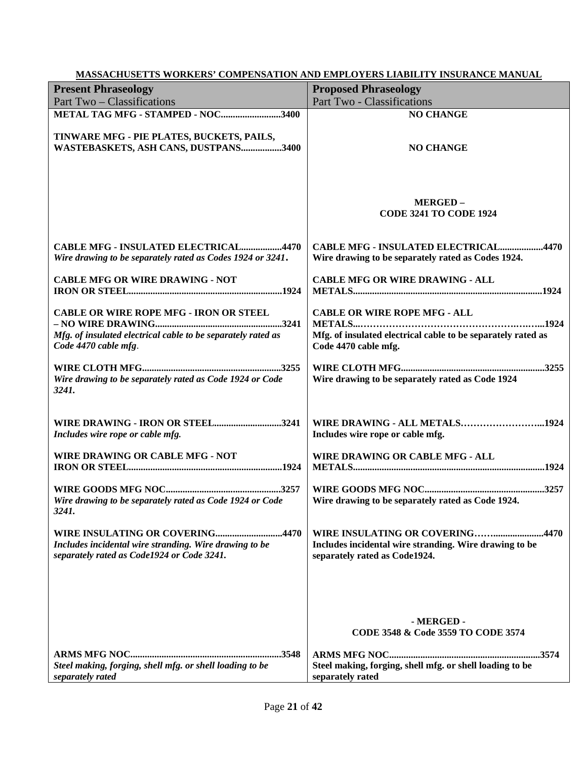**MASSACHUSETTS WORKERS' COMPENSATION AND EMPLOYERS LIABILITY INSURANCE MANUAL**

| **Present Phraseology**<br>Part Two – Classifications | **Proposed Phraseology**<br>Part Two - Classifications |
|---|---|
| **METAL TAG MFG - STAMPED - NOC.........................3400** | **NO CHANGE** |
| **TINWARE MFG - PIE PLATES, BUCKETS, PAILS, WASTEBASKETS, ASH CANS, DUSTPANS.................3400** | **NO CHANGE** |
| | **MERGED – CODE 3241 TO CODE 1924** |
| **CABLE MFG - INSULATED ELECTRICAL.................4470**<br>***Wire drawing to be separately rated as Codes 1924 or 3241.*** | **CABLE MFG - INSULATED ELECTRICAL..................4470**<br>**Wire drawing to be separately rated as Codes 1924.** |
| **CABLE MFG OR WIRE DRAWING - NOT IRON OR STEEL...............................................................1924** | **CABLE MFG OR WIRE DRAWING - ALL METALS.............................................................................1924** |
| **CABLE OR WIRE ROPE MFG - IRON OR STEEL – NO WIRE DRAWING.....................................................3241**<br>***Mfg. of insulated electrical cable to be separately rated as Code 4470 cable mfg.*** | **CABLE OR WIRE ROPE MFG - ALL METALS...…………………………………………….……...1924**<br>**Mfg. of insulated electrical cable to be separately rated as Code 4470 cable mfg.** |
| **WIRE CLOTH MFG..........................................................3255**<br>***Wire drawing to be separately rated as Code 1924 or Code 3241.*** | **WIRE CLOTH MFG............................................................3255**<br>**Wire drawing to be separately rated as Code 1924** |
| **WIRE DRAWING - IRON OR STEEL............................3241**<br>***Includes wire rope or cable mfg.*** | **WIRE DRAWING - ALL METALS……………………...1924**<br>**Includes wire rope or cable mfg.** |
| **WIRE DRAWING OR CABLE MFG - NOT IRON OR STEEL................................................................1924** | **WIRE DRAWING OR CABLE MFG - ALL METALS...............................................................................1924** |
| **WIRE GOODS MFG NOC................................................3257**<br>***Wire drawing to be separately rated as Code 1924 or Code 3241.*** | **WIRE GOODS MFG NOC..................................................3257**<br>**Wire drawing to be separately rated as Code 1924.** |
| **WIRE INSULATING OR COVERING............................4470**<br>***Includes incidental wire stranding. Wire drawing to be separately rated as Code1924 or Code 3241.*** | **WIRE INSULATING OR COVERING……....................4470**<br>**Includes incidental wire stranding. Wire drawing to be separately rated as Code1924.** |
| | **- MERGED - CODE 3548 & Code 3559 TO CODE 3574** |
| **ARMS MFG NOC..............................................................3548**<br>***Steel making, forging, shell mfg. or shell loading to be separately rated*** | **ARMS MFG NOC...............................................................3574**<br>**Steel making, forging, shell mfg. or shell loading to be separately rated** |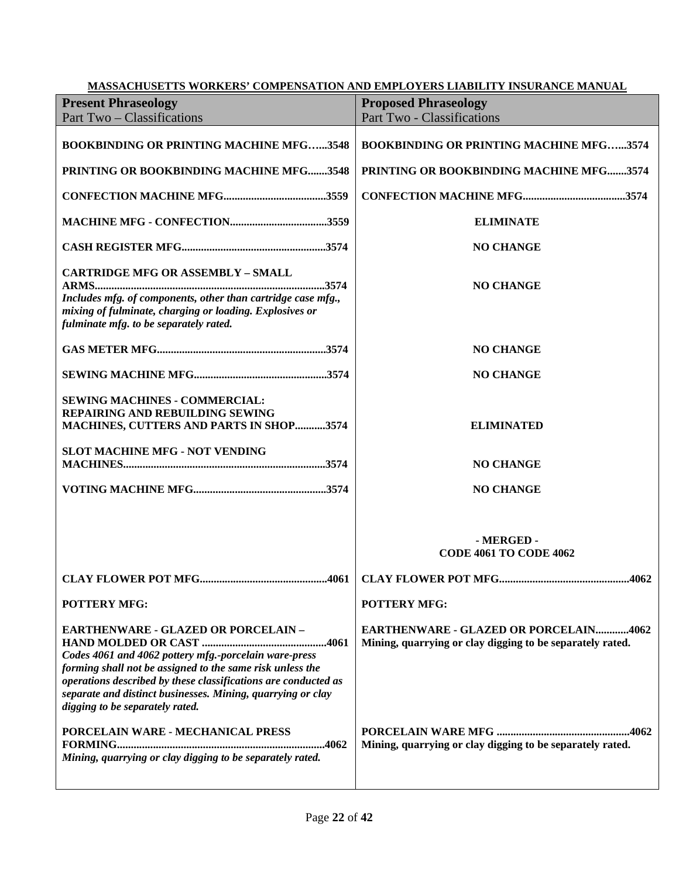**MASSACHUSETTS WORKERS' COMPENSATION AND EMPLOYERS LIABILITY INSURANCE MANUAL**

| **Present Phraseology**<br>Part Two – Classifications | **Proposed Phraseology**<br>Part Two - Classifications |
|---|---|
| **BOOKBINDING OR PRINTING MACHINE MFG…...3548** | **BOOKBINDING OR PRINTING MACHINE MFG…...3574** |
| **PRINTING OR BOOKBINDING MACHINE MFG.......3548** | **PRINTING OR BOOKBINDING MACHINE MFG.......3574** |
| **CONFECTION MACHINE MFG.....................................3559** | **CONFECTION MACHINE MFG.....................................3574** |
| **MACHINE MFG - CONFECTION...................................3559** | **ELIMINATE** |
| **CASH REGISTER MFG....................................................3574** | **NO CHANGE** |
| **CARTRIDGE MFG OR ASSEMBLY – SMALL ARMS..................................................................................3574**<br>*Includes mfg. of components, other than cartridge case mfg., mixing of fulminate, charging or loading. Explosives or fulminate mfg. to be separately rated.* | **NO CHANGE** |
| **GAS METER MFG.............................................................3574** | **NO CHANGE** |
| **SEWING MACHINE MFG................................................3574** | **NO CHANGE** |
| **SEWING MACHINES - COMMERCIAL: REPAIRING AND REBUILDING SEWING MACHINES, CUTTERS AND PARTS IN SHOP...........3574** | **ELIMINATED** |
| **SLOT MACHINE MFG - NOT VENDING MACHINES.........................................................................3574** | **NO CHANGE** |
| **VOTING MACHINE MFG................................................3574** | **NO CHANGE** |
| | **- MERGED -<br>CODE 4061 TO CODE 4062** |
| **CLAY FLOWER POT MFG.............................................4061** | **CLAY FLOWER POT MFG..............................................4062** |
| **POTTERY MFG:** | **POTTERY MFG:** |
| **EARTHENWARE - GLAZED OR PORCELAIN – HAND MOLDED OR CAST ............................................4061**<br>*Codes 4061 and 4062 pottery mfg.-porcelain ware-press forming shall not be assigned to the same risk unless the operations described by these classifications are conducted as separate and distinct businesses. Mining, quarrying or clay digging to be separately rated.* | **EARTHENWARE - GLAZED OR PORCELAIN............4062**<br>**Mining, quarrying or clay digging to be separately rated.** |
| **PORCELAIN WARE - MECHANICAL PRESS FORMING..........................................................................4062**<br>*Mining, quarrying or clay digging to be separately rated.* | **PORCELAIN WARE MFG ................................................4062**<br>**Mining, quarrying or clay digging to be separately rated.** |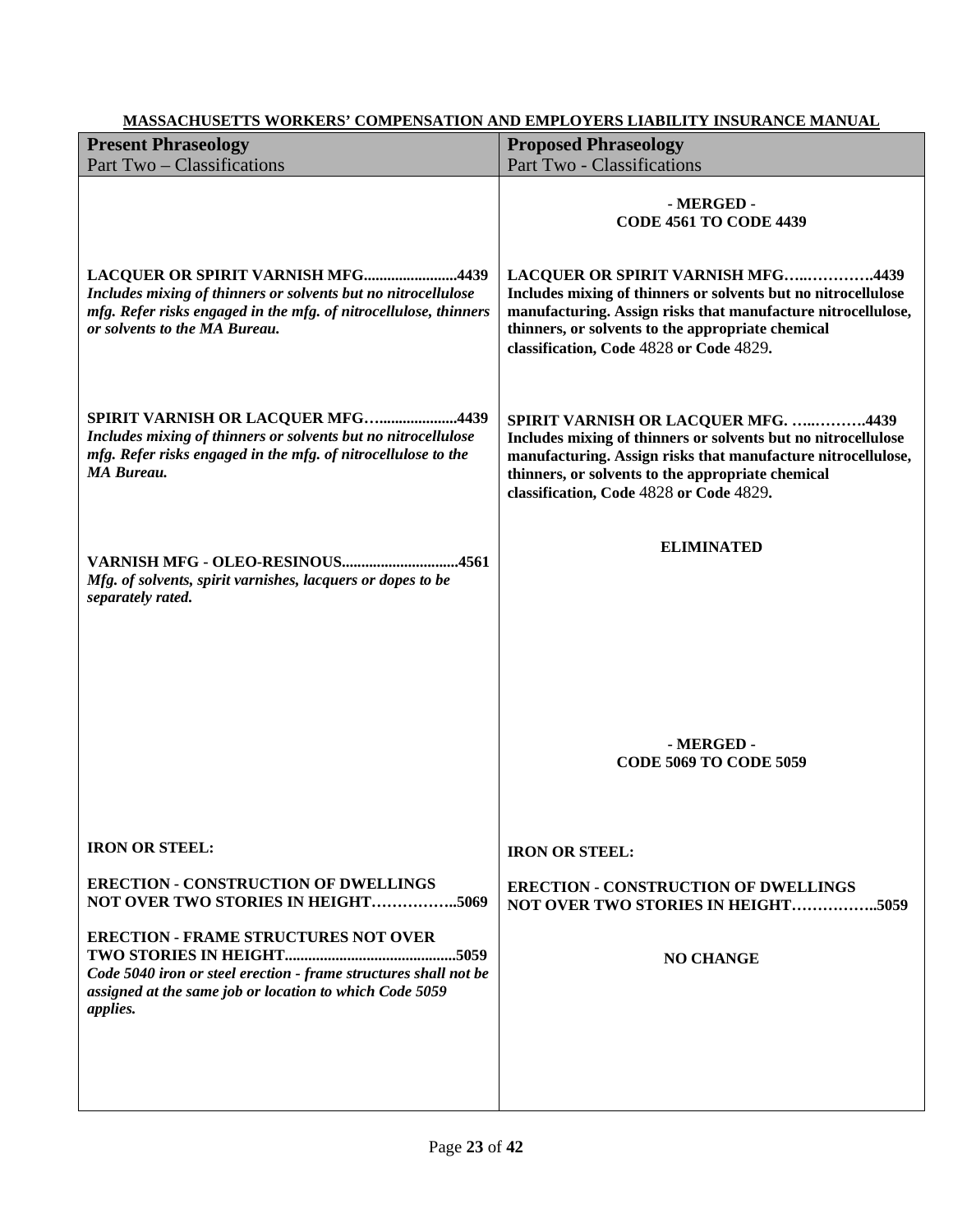**MASSACHUSETTS WORKERS' COMPENSATION AND EMPLOYERS LIABILITY INSURANCE MANUAL**

| **Present Phraseology**<br>Part Two – Classifications | **Proposed Phraseology**<br>Part Two - Classifications |
|---|---|
| | **- MERGED -**<br>**CODE 4561 TO CODE 4439** |
| **LACQUER OR SPIRIT VARNISH MFG........................4439**<br>***Includes mixing of thinners or solvents but no nitrocellulose mfg. Refer risks engaged in the mfg. of nitrocellulose, thinners or solvents to the MA Bureau.*** | **LACQUER OR SPIRIT VARNISH MFG…..……….4439**<br>**Includes mixing of thinners or solvents but no nitrocellulose manufacturing. Assign risks that manufacture nitrocellulose, thinners, or solvents to the appropriate chemical classification, Code 4828 or Code 4829.** |
| **SPIRIT VARNISH OR LACQUER MFG…...................4439**<br>***Includes mixing of thinners or solvents but no nitrocellulose mfg. Refer risks engaged in the mfg. of nitrocellulose to the MA Bureau.*** | **SPIRIT VARNISH OR LACQUER MFG. …..……….4439**<br>**Includes mixing of thinners or solvents but no nitrocellulose manufacturing. Assign risks that manufacture nitrocellulose, thinners, or solvents to the appropriate chemical classification, Code 4828 or Code 4829.** |
| **VARNISH MFG - OLEO-RESINOUS.............................4561**<br>***Mfg. of solvents, spirit varnishes, lacquers or dopes to be separately rated.*** | **ELIMINATED** |
| | **- MERGED -**<br>**CODE 5069 TO CODE 5059** |
| **IRON OR STEEL:**<br><br>**ERECTION - CONSTRUCTION OF DWELLINGS NOT OVER TWO STORIES IN HEIGHT……………..5069**<br><br>**ERECTION - FRAME STRUCTURES NOT OVER TWO STORIES IN HEIGHT...........................................5059**<br>***Code 5040 iron or steel erection - frame structures shall not be assigned at the same job or location to which Code 5059 applies.*** | **IRON OR STEEL:**<br><br>**ERECTION - CONSTRUCTION OF DWELLINGS NOT OVER TWO STORIES IN HEIGHT……………..5059**<br><br>**NO CHANGE** |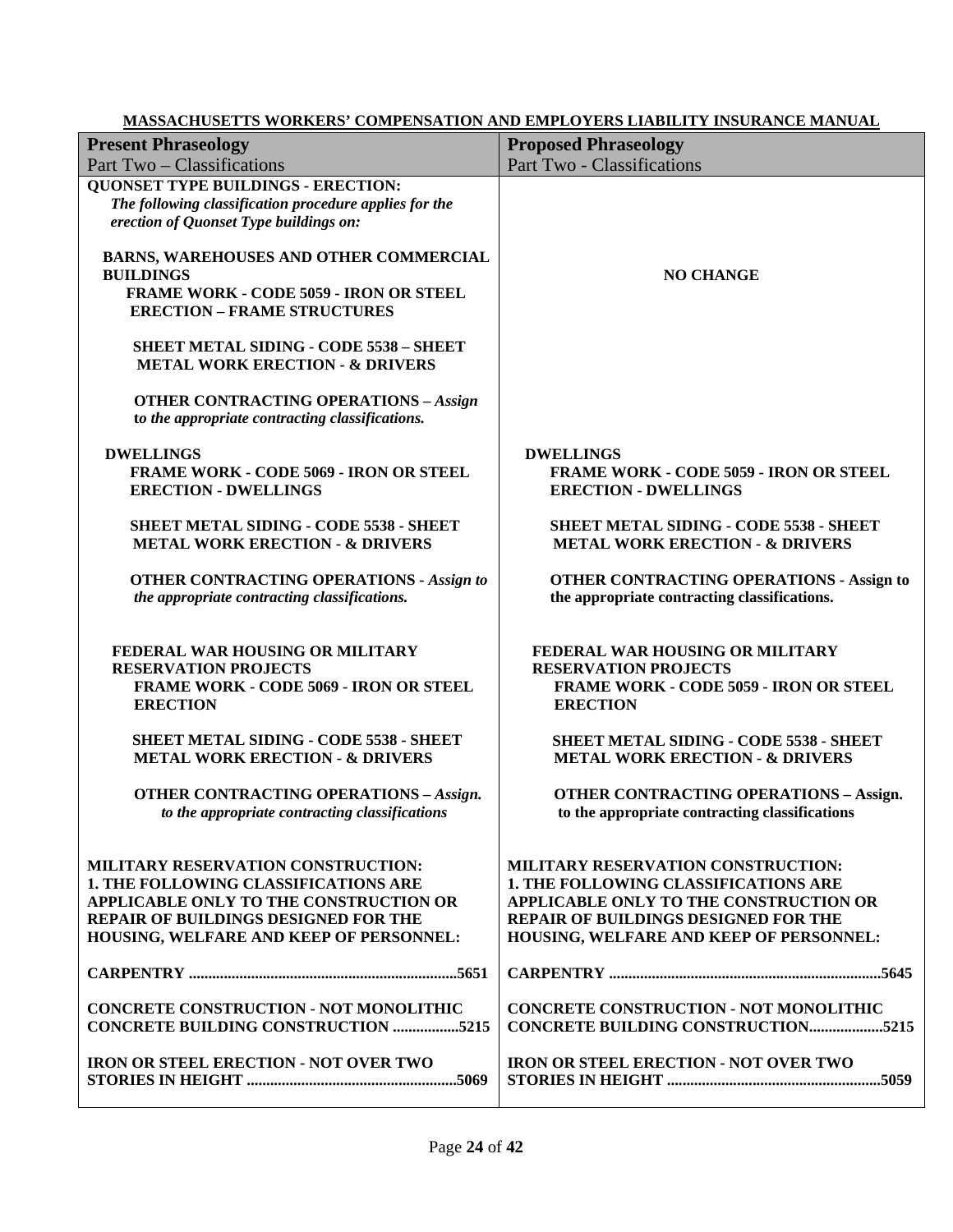**MASSACHUSETTS WORKERS' COMPENSATION AND EMPLOYERS LIABILITY INSURANCE MANUAL**

| **Present Phraseology**<br>Part Two – Classifications | **Proposed Phraseology**<br>Part Two - Classifications |
|---|---|
| **QUONSET TYPE BUILDINGS - ERECTION:**<br>***The following classification procedure applies for the erection of Quonset Type buildings on:***<br><br>**BARNS, WAREHOUSES AND OTHER COMMERCIAL BUILDINGS**<br>**FRAME WORK - CODE 5059 - IRON OR STEEL ERECTION – FRAME STRUCTURES**<br><br>**SHEET METAL SIDING - CODE 5538 – SHEET METAL WORK ERECTION - & DRIVERS**<br><br>**OTHER CONTRACTING OPERATIONS –** ***Assign to the appropriate contracting classifications.*** | **NO CHANGE** |
| **DWELLINGS**<br>**FRAME WORK - CODE 5069 - IRON OR STEEL ERECTION - DWELLINGS**<br><br>**SHEET METAL SIDING - CODE 5538 - SHEET METAL WORK ERECTION - & DRIVERS**<br><br>**OTHER CONTRACTING OPERATIONS -** ***Assign to the appropriate contracting classifications.*** | **DWELLINGS**<br>**FRAME WORK - CODE 5059 - IRON OR STEEL ERECTION - DWELLINGS**<br><br>**SHEET METAL SIDING - CODE 5538 - SHEET METAL WORK ERECTION - & DRIVERS**<br><br>**OTHER CONTRACTING OPERATIONS - Assign to the appropriate contracting classifications.** |
| **FEDERAL WAR HOUSING OR MILITARY RESERVATION PROJECTS**<br>**FRAME WORK - CODE 5069 - IRON OR STEEL ERECTION**<br><br>**SHEET METAL SIDING - CODE 5538 - SHEET METAL WORK ERECTION - & DRIVERS**<br><br>**OTHER CONTRACTING OPERATIONS –** ***Assign. to the appropriate contracting classifications*** | **FEDERAL WAR HOUSING OR MILITARY RESERVATION PROJECTS**<br>**FRAME WORK - CODE 5059 - IRON OR STEEL ERECTION**<br><br>**SHEET METAL SIDING - CODE 5538 - SHEET METAL WORK ERECTION - & DRIVERS**<br><br>**OTHER CONTRACTING OPERATIONS – Assign. to the appropriate contracting classifications** |
| **MILITARY RESERVATION CONSTRUCTION:**<br>**1. THE FOLLOWING CLASSIFICATIONS ARE APPLICABLE ONLY TO THE CONSTRUCTION OR REPAIR OF BUILDINGS DESIGNED FOR THE HOUSING, WELFARE AND KEEP OF PERSONNEL:**<br><br>**CARPENTRY ....................................................................5651**<br><br>**CONCRETE CONSTRUCTION - NOT MONOLITHIC CONCRETE BUILDING CONSTRUCTION .................5215**<br><br>**IRON OR STEEL ERECTION - NOT OVER TWO STORIES IN HEIGHT .....................................................5069** | **MILITARY RESERVATION CONSTRUCTION:**<br>**1. THE FOLLOWING CLASSIFICATIONS ARE APPLICABLE ONLY TO THE CONSTRUCTION OR REPAIR OF BUILDINGS DESIGNED FOR THE HOUSING, WELFARE AND KEEP OF PERSONNEL:**<br><br>**CARPENTRY .....................................................................5645**<br><br>**CONCRETE CONSTRUCTION - NOT MONOLITHIC CONCRETE BUILDING CONSTRUCTION...................5215**<br><br>**IRON OR STEEL ERECTION - NOT OVER TWO STORIES IN HEIGHT ......................................................5059** |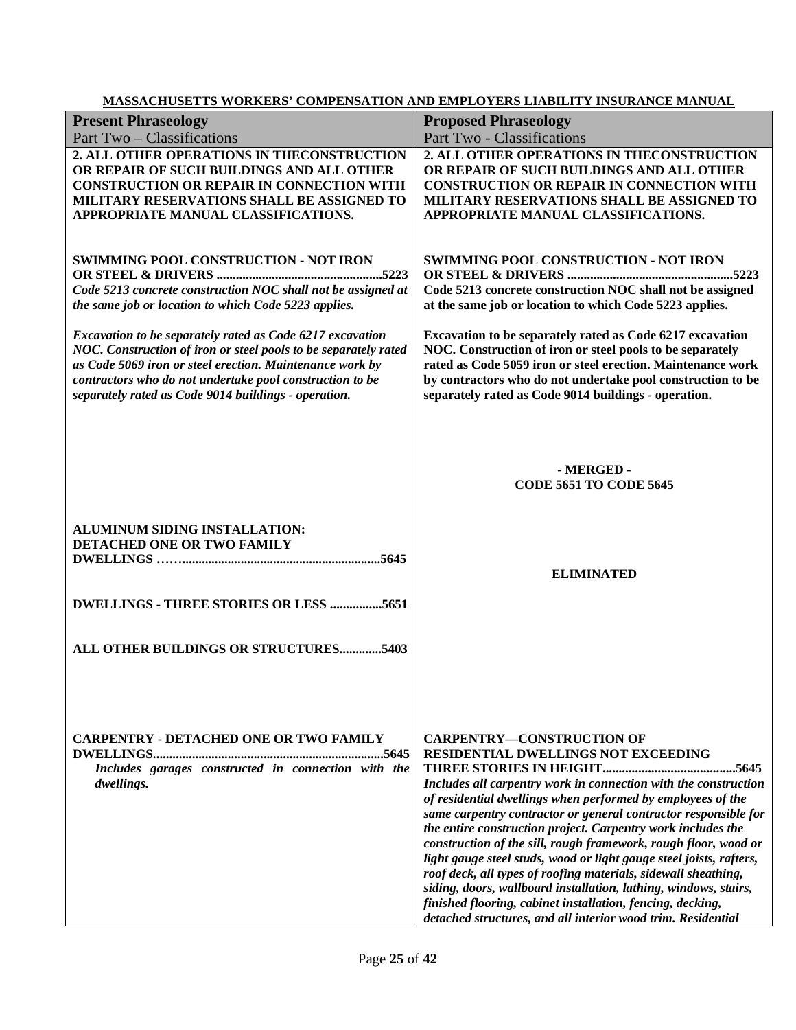**MASSACHUSETTS WORKERS' COMPENSATION AND EMPLOYERS LIABILITY INSURANCE MANUAL**

| Present Phraseology<br>Part Two – Classifications | Proposed Phraseology<br>Part Two - Classifications |
|---|---|
| **2. ALL OTHER OPERATIONS IN THECONSTRUCTION OR REPAIR OF SUCH BUILDINGS AND ALL OTHER CONSTRUCTION OR REPAIR IN CONNECTION WITH MILITARY RESERVATIONS SHALL BE ASSIGNED TO APPROPRIATE MANUAL CLASSIFICATIONS.** | **2. ALL OTHER OPERATIONS IN THECONSTRUCTION OR REPAIR OF SUCH BUILDINGS AND ALL OTHER CONSTRUCTION OR REPAIR IN CONNECTION WITH MILITARY RESERVATIONS SHALL BE ASSIGNED TO APPROPRIATE MANUAL CLASSIFICATIONS.** |
| **SWIMMING POOL CONSTRUCTION - NOT IRON OR STEEL & DRIVERS ..................................................5223**<br>*Code 5213 concrete construction NOC shall not be assigned at the same job or location to which Code 5223 applies.*<br><br>*Excavation to be separately rated as Code 6217 excavation NOC. Construction of iron or steel pools to be separately rated as Code 5069 iron or steel erection. Maintenance work by contractors who do not undertake pool construction to be separately rated as Code 9014 buildings - operation.* | **SWIMMING POOL CONSTRUCTION - NOT IRON OR STEEL & DRIVERS ..................................................5223**<br>**Code 5213 concrete construction NOC shall not be assigned at the same job or location to which Code 5223 applies.**<br><br>**Excavation to be separately rated as Code 6217 excavation NOC. Construction of iron or steel pools to be separately rated as Code 5059 iron or steel erection. Maintenance work by contractors who do not undertake pool construction to be separately rated as Code 9014 buildings - operation.** |
| | **- MERGED -**<br>**CODE 5651 TO CODE 5645** |
| **ALUMINUM SIDING INSTALLATION:**<br>**DETACHED ONE OR TWO FAMILY DWELLINGS ……...........................................................5645**<br><br>**DWELLINGS - THREE STORIES OR LESS ................5651**<br><br>**ALL OTHER BUILDINGS OR STRUCTURES.............5403** | **ELIMINATED** |
| **CARPENTRY - DETACHED ONE OR TWO FAMILY DWELLINGS......................................................................5645**<br>*Includes garages constructed in connection with the dwellings.* | **CARPENTRY—CONSTRUCTION OF RESIDENTIAL DWELLINGS NOT EXCEEDING THREE STORIES IN HEIGHT........................................5645**<br>***Includes all carpentry work in connection with the construction of residential dwellings when performed by employees of the same carpentry contractor or general contractor responsible for the entire construction project. Carpentry work includes the construction of the sill, rough framework, rough floor, wood or light gauge steel studs, wood or light gauge steel joists, rafters, roof deck, all types of roofing materials, sidewall sheathing, siding, doors, wallboard installation, lathing, windows, stairs, finished flooring, cabinet installation, fencing, decking, detached structures, and all interior wood trim. Residential*** |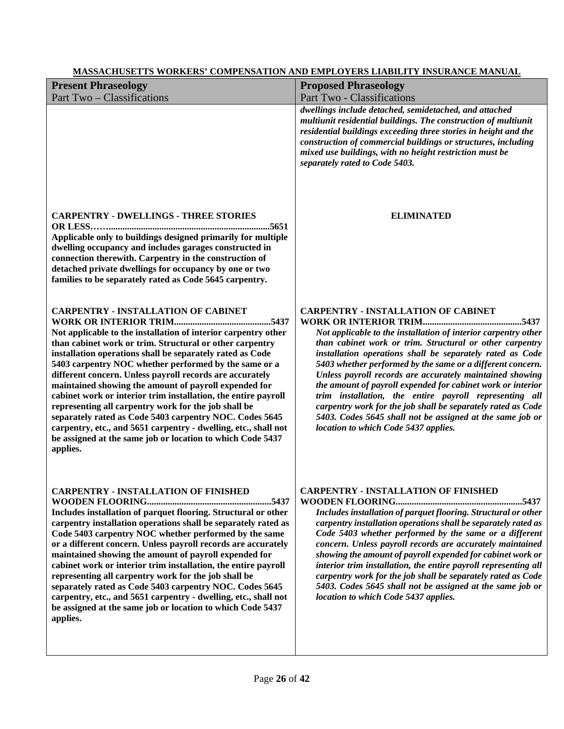**MASSACHUSETTS WORKERS' COMPENSATION AND EMPLOYERS LIABILITY INSURANCE MANUAL**

| **Present Phraseology**<br>Part Two – Classifications | **Proposed Phraseology**<br>Part Two - Classifications |
|---|---|
| | ***dwellings include detached, semidetached, and attached multiunit residential buildings. The construction of multiunit residential buildings exceeding three stories in height and the construction of commercial buildings or structures, including mixed use buildings, with no height restriction must be separately rated to Code 5403.*** |
| **CARPENTRY - DWELLINGS - THREE STORIES OR LESS……......................................................................5651**<br>**Applicable only to buildings designed primarily for multiple dwelling occupancy and includes garages constructed in connection therewith. Carpentry in the construction of detached private dwellings for occupancy by one or two families to be separately rated as Code 5645 carpentry.** | **ELIMINATED** |
| **CARPENTRY - INSTALLATION OF CABINET WORK OR INTERIOR TRIM..........................................5437**<br>**Not applicable to the installation of interior carpentry other than cabinet work or trim. Structural or other carpentry installation operations shall be separately rated as Code 5403 carpentry NOC whether performed by the same or a different concern. Unless payroll records are accurately maintained showing the amount of payroll expended for cabinet work or interior trim installation, the entire payroll representing all carpentry work for the job shall be separately rated as Code 5403 carpentry NOC. Codes 5645 carpentry, etc., and 5651 carpentry - dwelling, etc., shall not be assigned at the same job or location to which Code 5437 applies.** | **CARPENTRY - INSTALLATION OF CABINET WORK OR INTERIOR TRIM..........................................5437**<br>***Not applicable to the installation of interior carpentry other than cabinet work or trim. Structural or other carpentry installation operations shall be separately rated as Code 5403 whether performed by the same or a different concern. Unless payroll records are accurately maintained showing the amount of payroll expended for cabinet work or interior trim installation, the entire payroll representing all carpentry work for the job shall be separately rated as Code 5403. Codes 5645 shall not be assigned at the same job or location to which Code 5437 applies.*** |
| **CARPENTRY - INSTALLATION OF FINISHED WOODEN FLOORING......................................................5437**<br>**Includes installation of parquet flooring. Structural or other carpentry installation operations shall be separately rated as Code 5403 carpentry NOC whether performed by the same or a different concern. Unless payroll records are accurately maintained showing the amount of payroll expended for cabinet work or interior trim installation, the entire payroll representing all carpentry work for the job shall be separately rated as Code 5403 carpentry NOC. Codes 5645 carpentry, etc., and 5651 carpentry - dwelling, etc., shall not be assigned at the same job or location to which Code 5437 applies.** | **CARPENTRY - INSTALLATION OF FINISHED WOODEN FLOORING......................................................5437**<br>***Includes installation of parquet flooring. Structural or other carpentry installation operations shall be separately rated as Code 5403 whether performed by the same or a different concern. Unless payroll records are accurately maintained showing the amount of payroll expended for cabinet work or interior trim installation, the entire payroll representing all carpentry work for the job shall be separately rated as Code 5403. Codes 5645 shall not be assigned at the same job or location to which Code 5437 applies.*** |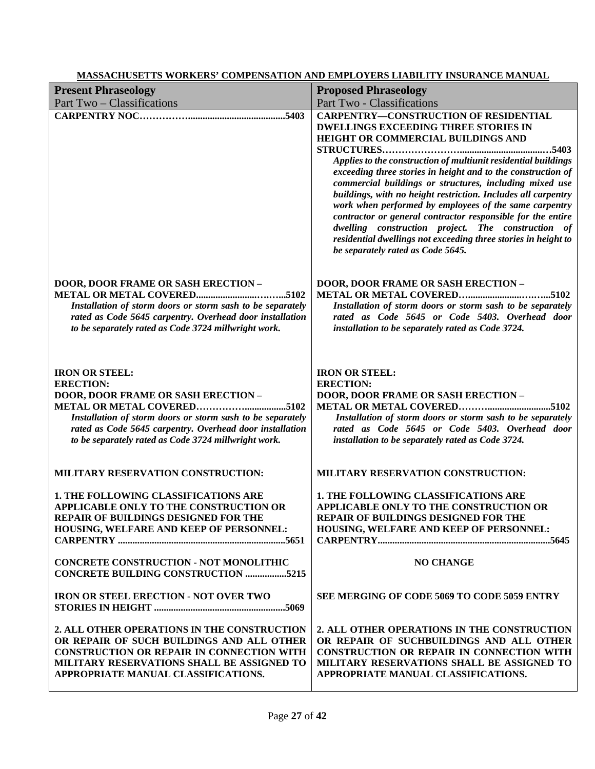**MASSACHUSETTS WORKERS' COMPENSATION AND EMPLOYERS LIABILITY INSURANCE MANUAL**

| **Present Phraseology**<br>Part Two – Classifications | **Proposed Phraseology**<br>Part Two - Classifications |
|---|---|
| **CARPENTRY NOC……………........................................5403** | **CARPENTRY—CONSTRUCTION OF RESIDENTIAL DWELLINGS EXCEEDING THREE STORIES IN HEIGHT OR COMMERCIAL BUILDINGS AND STRUCTURES…………………….....................................…5403**<br>***Applies to the construction of multiunit residential buildings exceeding three stories in height and to the construction of commercial buildings or structures, including mixed use buildings, with no height restriction. Includes all carpentry work when performed by employees of the same carpentry contractor or general contractor responsible for the entire dwelling construction project. The construction of residential dwellings not exceeding three stories in height to be separately rated as Code 5645.*** |
| **DOOR, DOOR FRAME OR SASH ERECTION – METAL OR METAL COVERED.......................………...5102**<br>***Installation of storm doors or storm sash to be separately rated as Code 5645 carpentry. Overhead door installation to be separately rated as Code 3724 millwright work.*** | **DOOR, DOOR FRAME OR SASH ERECTION – METAL OR METAL COVERED…......................……...5102**<br>***Installation of storm doors or storm sash to be separately rated as Code 5645 or Code 5403. Overhead door installation to be separately rated as Code 3724.*** |
| **IRON OR STEEL:**<br>**ERECTION:**<br>**DOOR, DOOR FRAME OR SASH ERECTION – METAL OR METAL COVERED……………................5102**<br>***Installation of storm doors or storm sash to be separately rated as Code 5645 carpentry. Overhead door installation to be separately rated as Code 3724 millwright work.*** | **IRON OR STEEL:**<br>**ERECTION:**<br>**DOOR, DOOR FRAME OR SASH ERECTION – METAL OR METAL COVERED……..........................5102**<br>***Installation of storm doors or storm sash to be separately rated as Code 5645 or Code 5403. Overhead door installation to be separately rated as Code 3724.*** |
| **MILITARY RESERVATION CONSTRUCTION:**<br><br>**1. THE FOLLOWING CLASSIFICATIONS ARE APPLICABLE ONLY TO THE CONSTRUCTION OR REPAIR OF BUILDINGS DESIGNED FOR THE HOUSING, WELFARE AND KEEP OF PERSONNEL:**<br>**CARPENTRY ....................................................................5651** | **MILITARY RESERVATION CONSTRUCTION:**<br><br>**1. THE FOLLOWING CLASSIFICATIONS ARE APPLICABLE ONLY TO THE CONSTRUCTION OR REPAIR OF BUILDINGS DESIGNED FOR THE HOUSING, WELFARE AND KEEP OF PERSONNEL:**<br>**CARPENTRY.......................................................................5645** |
| **CONCRETE CONSTRUCTION - NOT MONOLITHIC CONCRETE BUILDING CONSTRUCTION .................5215** | **NO CHANGE** |
| **IRON OR STEEL ERECTION - NOT OVER TWO STORIES IN HEIGHT .....................................................5069** | **SEE MERGING OF CODE 5069 TO CODE 5059 ENTRY** |
| **2. ALL OTHER OPERATIONS IN THE CONSTRUCTION OR REPAIR OF SUCH BUILDINGS AND ALL OTHER CONSTRUCTION OR REPAIR IN CONNECTION WITH MILITARY RESERVATIONS SHALL BE ASSIGNED TO APPROPRIATE MANUAL CLASSIFICATIONS.** | **2. ALL OTHER OPERATIONS IN THE CONSTRUCTION OR REPAIR OF SUCHBUILDINGS AND ALL OTHER CONSTRUCTION OR REPAIR IN CONNECTION WITH MILITARY RESERVATIONS SHALL BE ASSIGNED TO APPROPRIATE MANUAL CLASSIFICATIONS.** |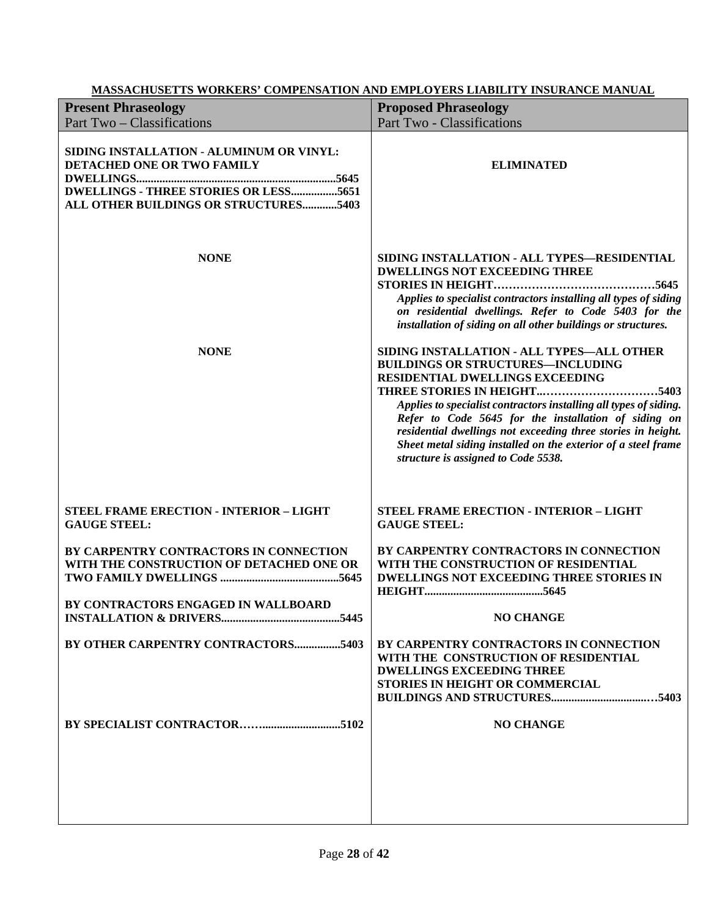**MASSACHUSETTS WORKERS' COMPENSATION AND EMPLOYERS LIABILITY INSURANCE MANUAL**

| **Present Phraseology**<br>Part Two – Classifications | **Proposed Phraseology**<br>Part Two - Classifications |
|---|---|
| **SIDING INSTALLATION - ALUMINUM OR VINYL:**<br>**DETACHED ONE OR TWO FAMILY DWELLINGS....................................................................5645**<br>**DWELLINGS - THREE STORIES OR LESS................5651**<br>**ALL OTHER BUILDINGS OR STRUCTURES............5403** | **ELIMINATED** |
| **NONE** | **SIDING INSTALLATION - ALL TYPES—RESIDENTIAL DWELLINGS NOT EXCEEDING THREE STORIES IN HEIGHT……………………………………5645**<br>*Applies to specialist contractors installing all types of siding on residential dwellings. Refer to Code 5403 for the installation of siding on all other buildings or structures.* |
| **NONE** | **SIDING INSTALLATION - ALL TYPES—ALL OTHER BUILDINGS OR STRUCTURES—INCLUDING RESIDENTIAL DWELLINGS EXCEEDING THREE STORIES IN HEIGHT..…………………………5403**<br>*Applies to specialist contractors installing all types of siding. Refer to Code 5645 for the installation of siding on residential dwellings not exceeding three stories in height. Sheet metal siding installed on the exterior of a steel frame structure is assigned to Code 5538.* |
| **STEEL FRAME ERECTION - INTERIOR – LIGHT GAUGE STEEL:** | **STEEL FRAME ERECTION - INTERIOR – LIGHT GAUGE STEEL:** |
| **BY CARPENTRY CONTRACTORS IN CONNECTION WITH THE CONSTRUCTION OF DETACHED ONE OR TWO FAMILY DWELLINGS .........................................5645** | **BY CARPENTRY CONTRACTORS IN CONNECTION WITH THE CONSTRUCTION OF RESIDENTIAL DWELLINGS NOT EXCEEDING THREE STORIES IN HEIGHT.........................................5645** |
| **BY CONTRACTORS ENGAGED IN WALLBOARD INSTALLATION & DRIVERS.........................................5445** | **NO CHANGE** |
| **BY OTHER CARPENTRY CONTRACTORS................5403** | **BY CARPENTRY CONTRACTORS IN CONNECTION WITH THE CONSTRUCTION OF RESIDENTIAL DWELLINGS EXCEEDING THREE STORIES IN HEIGHT OR COMMERCIAL BUILDINGS AND STRUCTURES..................................…5403** |
| **BY SPECIALIST CONTRACTOR……..........................5102** | **NO CHANGE** |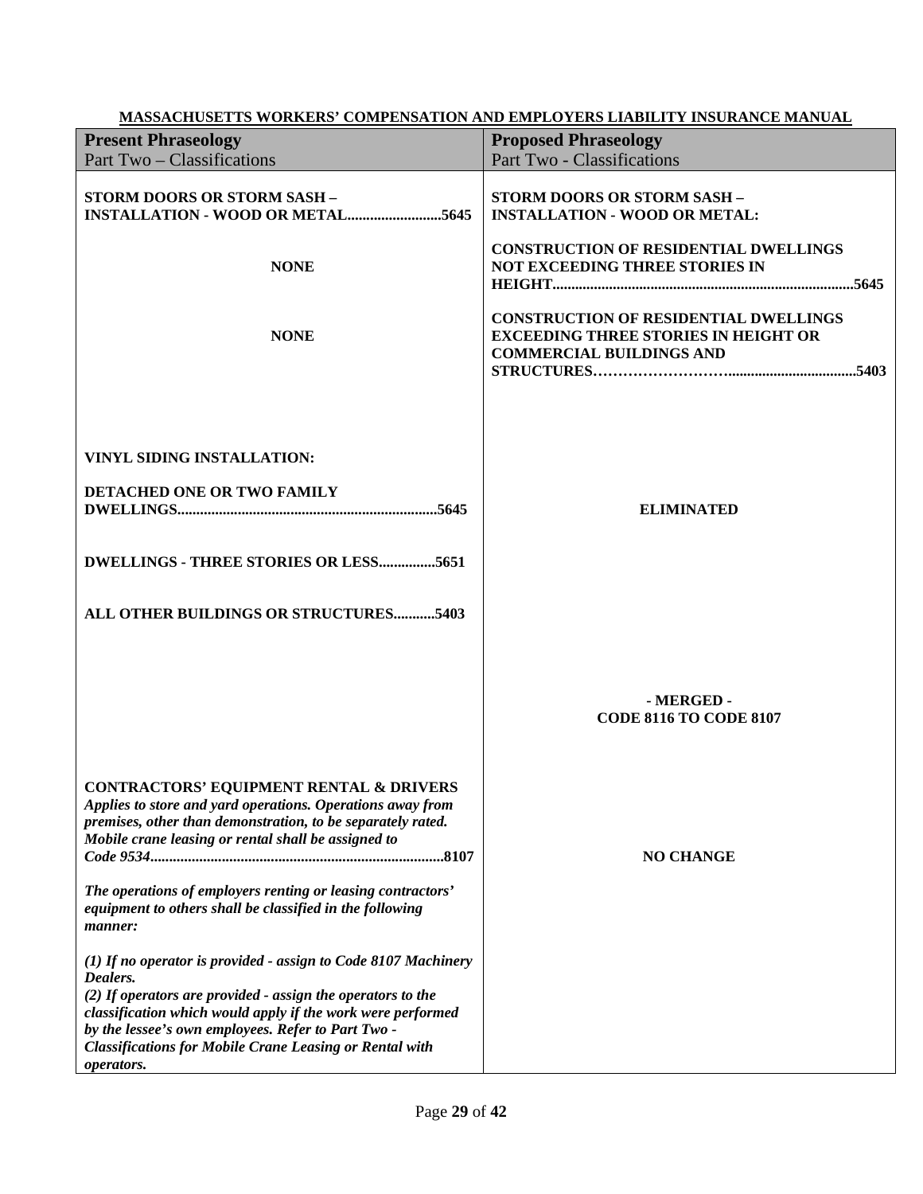**MASSACHUSETTS WORKERS' COMPENSATION AND EMPLOYERS LIABILITY INSURANCE MANUAL**

| **Present Phraseology**<br>Part Two – Classifications | **Proposed Phraseology**<br>Part Two - Classifications |
|---|---|
| **STORM DOORS OR STORM SASH – INSTALLATION - WOOD OR METAL.........................5645** | **STORM DOORS OR STORM SASH – INSTALLATION - WOOD OR METAL:** |
| **NONE** | **CONSTRUCTION OF RESIDENTIAL DWELLINGS NOT EXCEEDING THREE STORIES IN HEIGHT................................................................................5645** |
| **NONE** | **CONSTRUCTION OF RESIDENTIAL DWELLINGS EXCEEDING THREE STORIES IN HEIGHT OR COMMERCIAL BUILDINGS AND STRUCTURES……………………….................................5403** |
| **VINYL SIDING INSTALLATION:**<br><br>**DETACHED ONE OR TWO FAMILY DWELLINGS....................................................................5645**<br><br>**DWELLINGS - THREE STORIES OR LESS...............5651**<br><br>**ALL OTHER BUILDINGS OR STRUCTURES...........5403** | **ELIMINATED** |
| | **- MERGED -**<br>**CODE 8116 TO CODE 8107** |
| **CONTRACTORS' EQUIPMENT RENTAL & DRIVERS**<br>***Applies to store and yard operations. Operations away from premises, other than demonstration, to be separately rated. Mobile crane leasing or rental shall be assigned to Code 9534.............................................................................8107***<br><br>***The operations of employers renting or leasing contractors' equipment to others shall be classified in the following manner:***<br><br>***(1) If no operator is provided - assign to Code 8107 Machinery Dealers.***<br>***(2) If operators are provided - assign the operators to the classification which would apply if the work were performed by the lessee's own employees. Refer to Part Two - Classifications for Mobile Crane Leasing or Rental with operators.*** | **NO CHANGE** |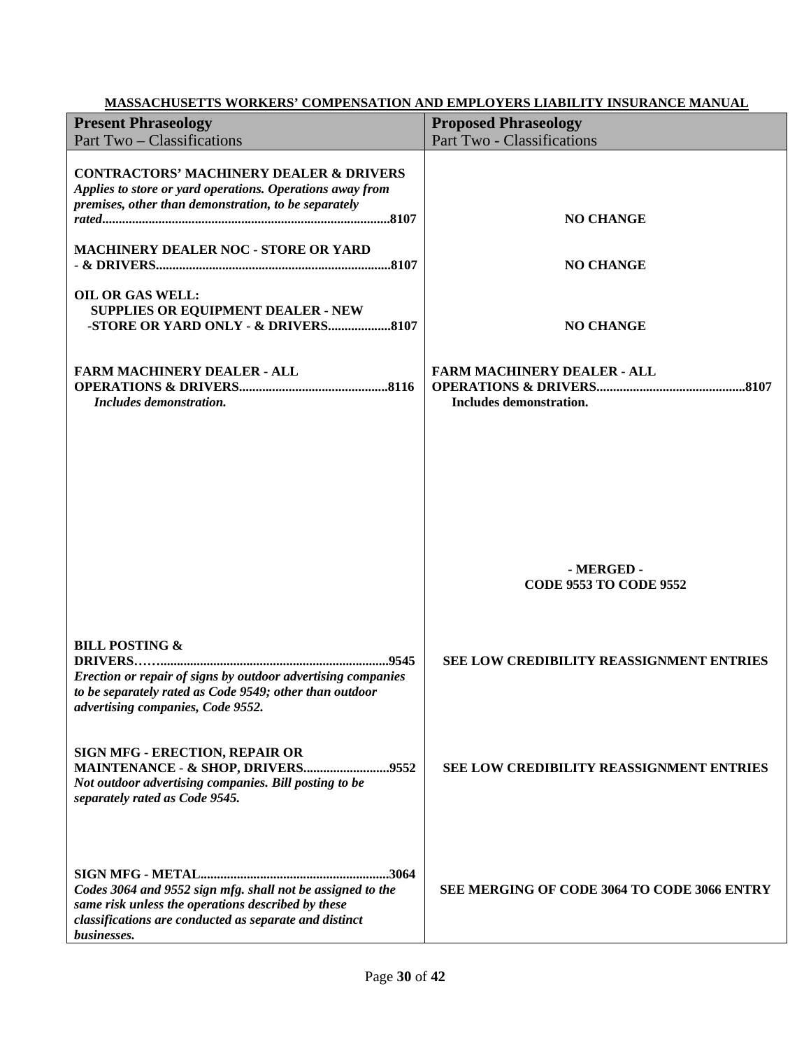**MASSACHUSETTS WORKERS' COMPENSATION AND EMPLOYERS LIABILITY INSURANCE MANUAL**

| **Present Phraseology**<br>Part Two – Classifications | **Proposed Phraseology**<br>Part Two - Classifications |
|---|---|
| **CONTRACTORS' MACHINERY DEALER & DRIVERS**<br>***Applies to store or yard operations. Operations away from premises, other than demonstration, to be separately rated.......................................................................................8107*** | **NO CHANGE** |
| **MACHINERY DEALER NOC - STORE OR YARD - & DRIVERS.......................................................................8107** | **NO CHANGE** |
| **OIL OR GAS WELL:**<br>**SUPPLIES OR EQUIPMENT DEALER - NEW -STORE OR YARD ONLY - & DRIVERS...................8107** | **NO CHANGE** |
| **FARM MACHINERY DEALER - ALL OPERATIONS & DRIVERS.............................................8116**<br>*Includes demonstration.* | **FARM MACHINERY DEALER - ALL OPERATIONS & DRIVERS.............................................8107**<br>**Includes demonstration.** |
| | **- MERGED -**<br>**CODE 9553 TO CODE 9552** |
| **BILL POSTING & DRIVERS……......................................................................9545**<br>***Erection or repair of signs by outdoor advertising companies to be separately rated as Code 9549; other than outdoor advertising companies, Code 9552.*** | **SEE LOW CREDIBILITY REASSIGNMENT ENTRIES** |
| **SIGN MFG - ERECTION, REPAIR OR MAINTENANCE - & SHOP, DRIVERS..........................9552**<br>***Not outdoor advertising companies. Bill posting to be separately rated as Code 9545.*** | **SEE LOW CREDIBILITY REASSIGNMENT ENTRIES** |
| **SIGN MFG - METAL.........................................................3064**<br>***Codes 3064 and 9552 sign mfg. shall not be assigned to the same risk unless the operations described by these classifications are conducted as separate and distinct businesses.*** | **SEE MERGING OF CODE 3064 TO CODE 3066 ENTRY** |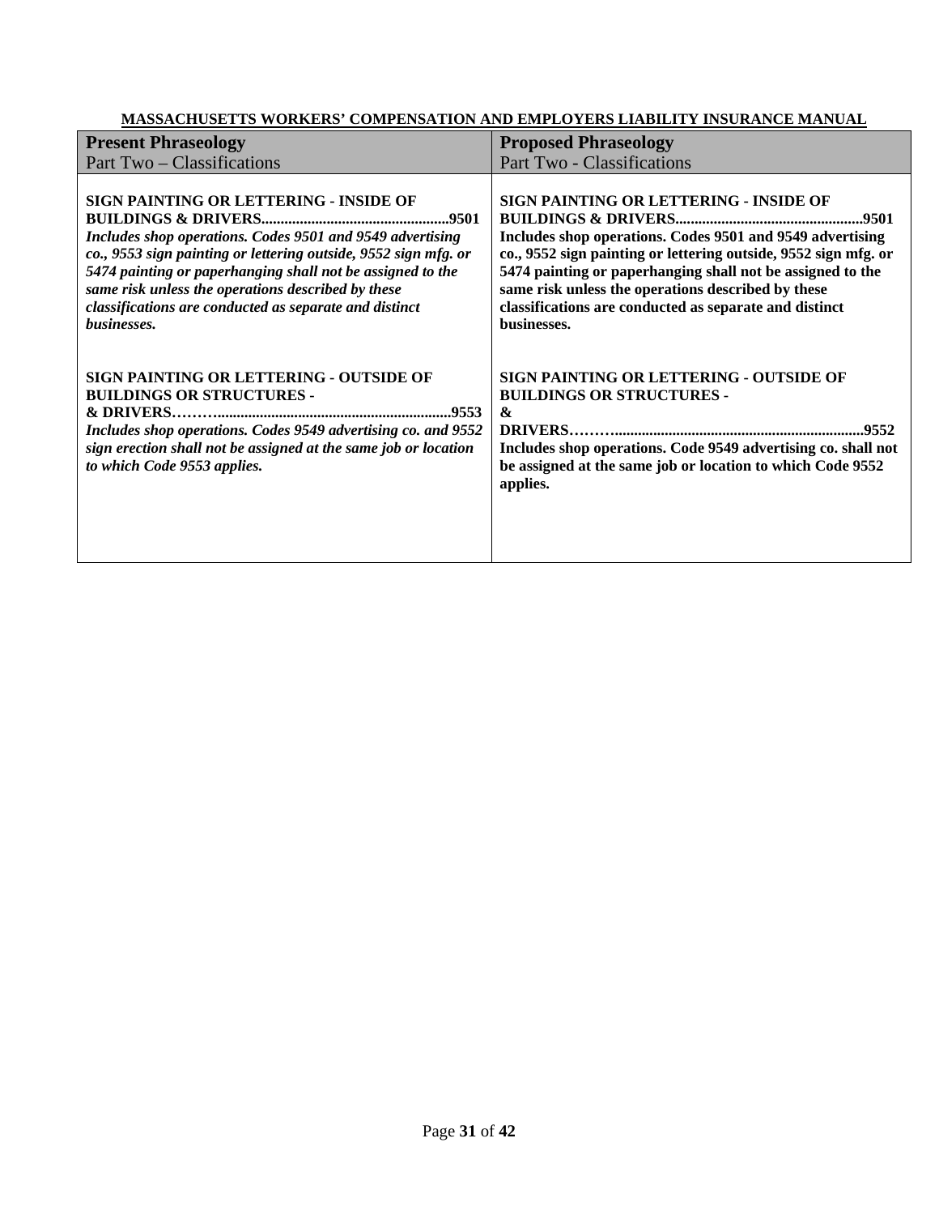**MASSACHUSETTS WORKERS' COMPENSATION AND EMPLOYERS LIABILITY INSURANCE MANUAL**

| **Present Phraseology**<br>Part Two – Classifications | **Proposed Phraseology**<br>Part Two - Classifications |
|---|---|
| **SIGN PAINTING OR LETTERING - INSIDE OF BUILDINGS & DRIVERS................................................9501**<br>***Includes shop operations. Codes 9501 and 9549 advertising co., 9553 sign painting or lettering outside, 9552 sign mfg. or 5474 painting or paperhanging shall not be assigned to the same risk unless the operations described by these classifications are conducted as separate and distinct businesses.*** | **SIGN PAINTING OR LETTERING - INSIDE OF BUILDINGS & DRIVERS................................................9501**<br>**Includes shop operations. Codes 9501 and 9549 advertising co., 9552 sign painting or lettering outside, 9552 sign mfg. or 5474 painting or paperhanging shall not be assigned to the same risk unless the operations described by these classifications are conducted as separate and distinct businesses.** |
| **SIGN PAINTING OR LETTERING - OUTSIDE OF BUILDINGS OR STRUCTURES - & DRIVERS………..............................................................9553**<br>***Includes shop operations. Codes 9549 advertising co. and 9552 sign erection shall not be assigned at the same job or location to which Code 9553 applies.*** | **SIGN PAINTING OR LETTERING - OUTSIDE OF BUILDINGS OR STRUCTURES - & DRIVERS………..................................................................9552**<br>**Includes shop operations. Code 9549 advertising co. shall not be assigned at the same job or location to which Code 9552 applies.** |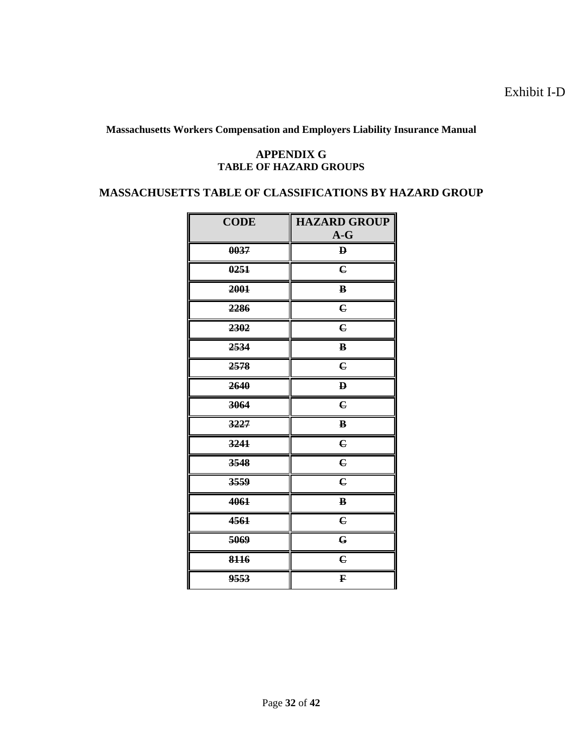Exhibit I-D

**Massachusetts Workers Compensation and Employers Liability Insurance Manual**

**APPENDIX G**
**TABLE OF HAZARD GROUPS**

## MASSACHUSETTS TABLE OF CLASSIFICATIONS BY HAZARD GROUP

| CODE | HAZARD GROUP A-G |
|---|---|
| ~~0037~~ | ~~D~~ |
| ~~0251~~ | ~~C~~ |
| ~~2001~~ | ~~B~~ |
| ~~2286~~ | ~~C~~ |
| ~~2302~~ | ~~C~~ |
| ~~2534~~ | ~~B~~ |
| ~~2578~~ | ~~C~~ |
| ~~2640~~ | ~~D~~ |
| ~~3064~~ | ~~C~~ |
| ~~3227~~ | ~~B~~ |
| ~~3241~~ | ~~C~~ |
| ~~3548~~ | ~~C~~ |
| ~~3559~~ | ~~C~~ |
| ~~4061~~ | ~~B~~ |
| ~~4561~~ | ~~C~~ |
| ~~5069~~ | ~~G~~ |
| ~~8116~~ | ~~C~~ |
| ~~9553~~ | ~~F~~ |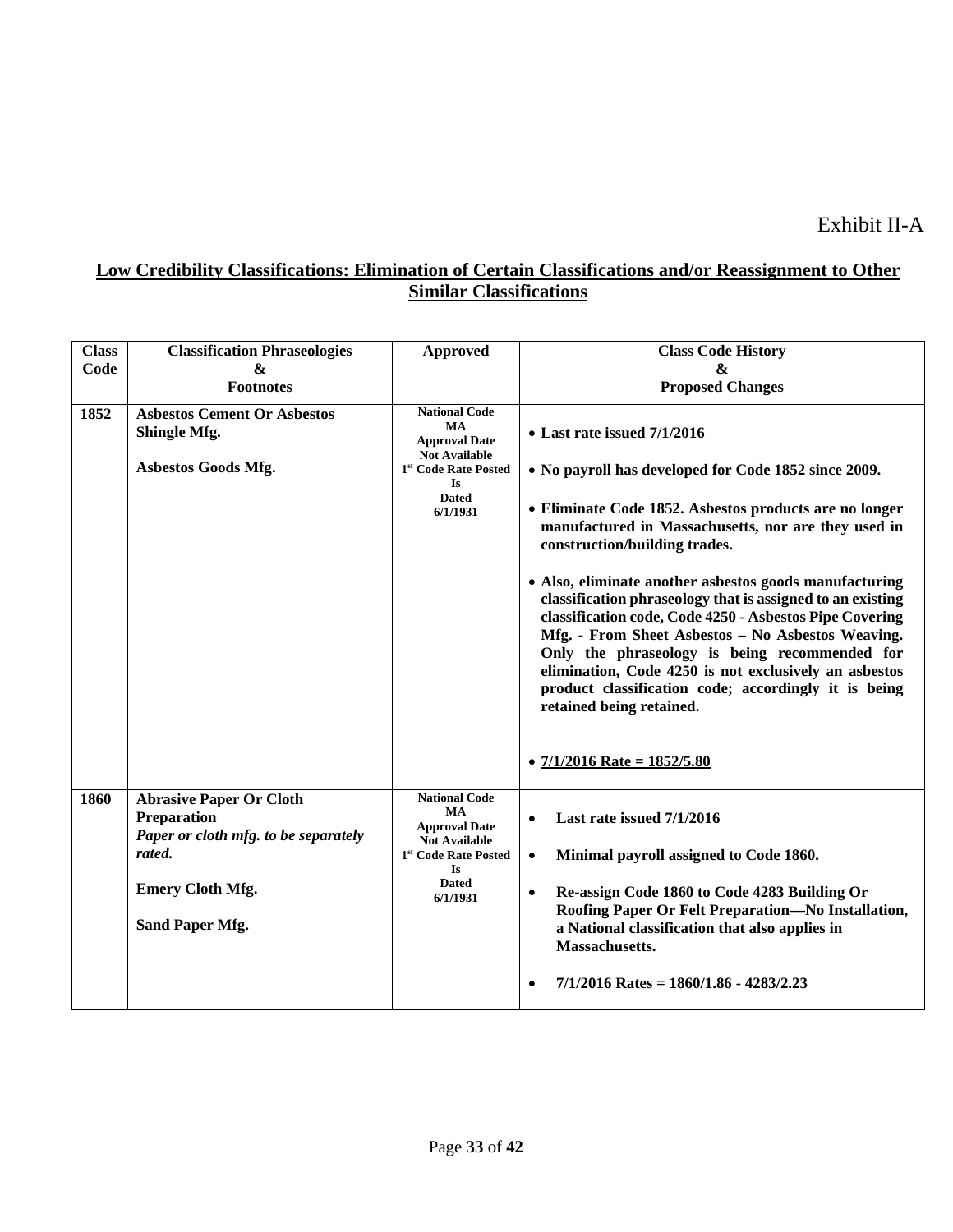Exhibit II-A

## Low Credibility Classifications: Elimination of Certain Classifications and/or Reassignment to Other Similar Classifications

| Class Code | Classification Phraseologies & Footnotes | Approved | Class Code History & Proposed Changes |
|---|---|---|---|
| **1852** | **Asbestos Cement Or Asbestos Shingle Mfg.**<br><br>**Asbestos Goods Mfg.** | **National Code MA Approval Date Not Available 1st Code Rate Posted Is Dated 6/1/1931** | • **Last rate issued 7/1/2016**<br><br>• **No payroll has developed for Code 1852 since 2009.**<br><br>• **Eliminate Code 1852. Asbestos products are no longer manufactured in Massachusetts, nor are they used in construction/building trades.**<br><br>• **Also, eliminate another asbestos goods manufacturing classification phraseology that is assigned to an existing classification code, Code 4250 - Asbestos Pipe Covering Mfg. - From Sheet Asbestos – No Asbestos Weaving. Only the phraseology is being recommended for elimination, Code 4250 is not exclusively an asbestos product classification code; accordingly it is being retained being retained.**<br><br>• **7/1/2016 Rate = 1852/5.80** |
| **1860** | **Abrasive Paper Or Cloth Preparation**<br>***Paper or cloth mfg. to be separately rated.***<br><br>**Emery Cloth Mfg.**<br><br>**Sand Paper Mfg.** | **National Code MA Approval Date Not Available 1st Code Rate Posted Is Dated 6/1/1931** | • **Last rate issued 7/1/2016**<br><br>• **Minimal payroll assigned to Code 1860.**<br><br>• **Re-assign Code 1860 to Code 4283 Building Or Roofing Paper Or Felt Preparation—No Installation, a National classification that also applies in Massachusetts.**<br><br>• **7/1/2016 Rates = 1860/1.86 - 4283/2.23** |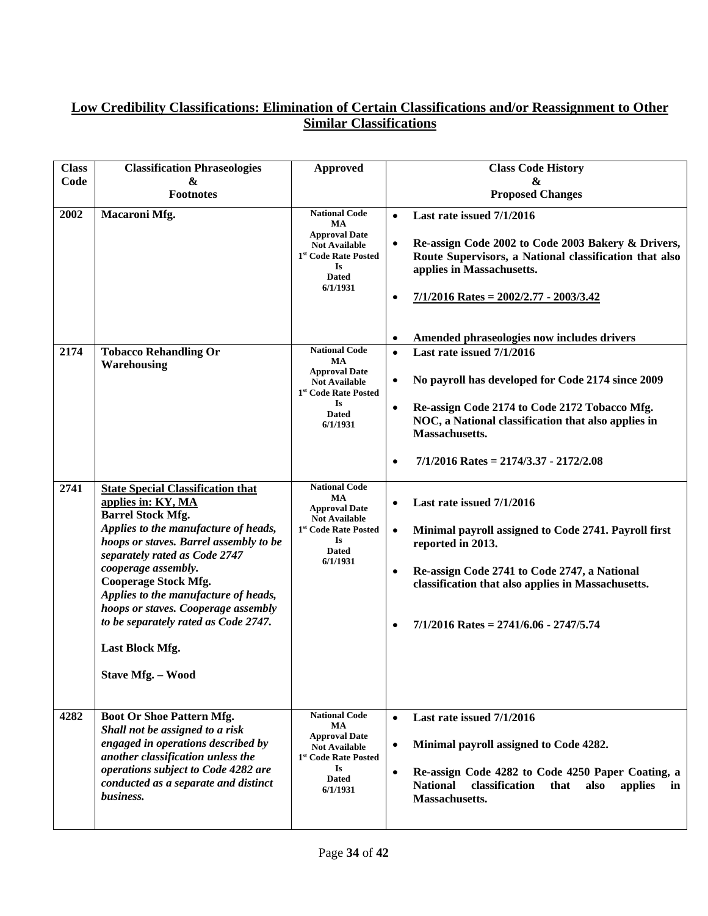## Low Credibility Classifications: Elimination of Certain Classifications and/or Reassignment to Other Similar Classifications

| Class Code | Classification Phraseologies & Footnotes | Approved | Class Code History & Proposed Changes |
|---|---|---|---|
| **2002** | **Macaroni Mfg.** | **National Code MA Approval Date Not Available 1st Code Rate Posted Is Dated 6/1/1931** | • **Last rate issued 7/1/2016**<br>• **Re-assign Code 2002 to Code 2003 Bakery & Drivers, Route Supervisors, a National classification that also applies in Massachusetts.**<br>• **7/1/2016 Rates = 2002/2.77 - 2003/3.42**<br>• **Amended phraseologies now includes drivers** |
| **2174** | **Tobacco Rehandling Or Warehousing** | **National Code MA Approval Date Not Available 1st Code Rate Posted Is Dated 6/1/1931** | • **Last rate issued 7/1/2016**<br>• **No payroll has developed for Code 2174 since 2009**<br>• **Re-assign Code 2174 to Code 2172 Tobacco Mfg. NOC, a National classification that also applies in Massachusetts.**<br>• **7/1/2016 Rates = 2174/3.37 - 2172/2.08** |
| **2741** | **State Special Classification that applies in: KY, MA**<br>**Barrel Stock Mfg.**<br>***Applies to the manufacture of heads, hoops or staves. Barrel assembly to be separately rated as Code 2747 cooperage assembly.***<br>**Cooperage Stock Mfg.**<br>***Applies to the manufacture of heads, hoops or staves. Cooperage assembly to be separately rated as Code 2747.***<br>**Last Block Mfg.**<br>**Stave Mfg. – Wood** | **National Code MA Approval Date Not Available 1st Code Rate Posted Is Dated 6/1/1931** | • **Last rate issued 7/1/2016**<br>• **Minimal payroll assigned to Code 2741. Payroll first reported in 2013.**<br>• **Re-assign Code 2741 to Code 2747, a National classification that also applies in Massachusetts.**<br>• **7/1/2016 Rates = 2741/6.06 - 2747/5.74** |
| **4282** | **Boot Or Shoe Pattern Mfg.**<br>***Shall not be assigned to a risk engaged in operations described by another classification unless the operations subject to Code 4282 are conducted as a separate and distinct business.*** | **National Code MA Approval Date Not Available 1st Code Rate Posted Is Dated 6/1/1931** | • **Last rate issued 7/1/2016**<br>• **Minimal payroll assigned to Code 4282.**<br>• **Re-assign Code 4282 to Code 4250 Paper Coating, a National classification that also applies in Massachusetts.** |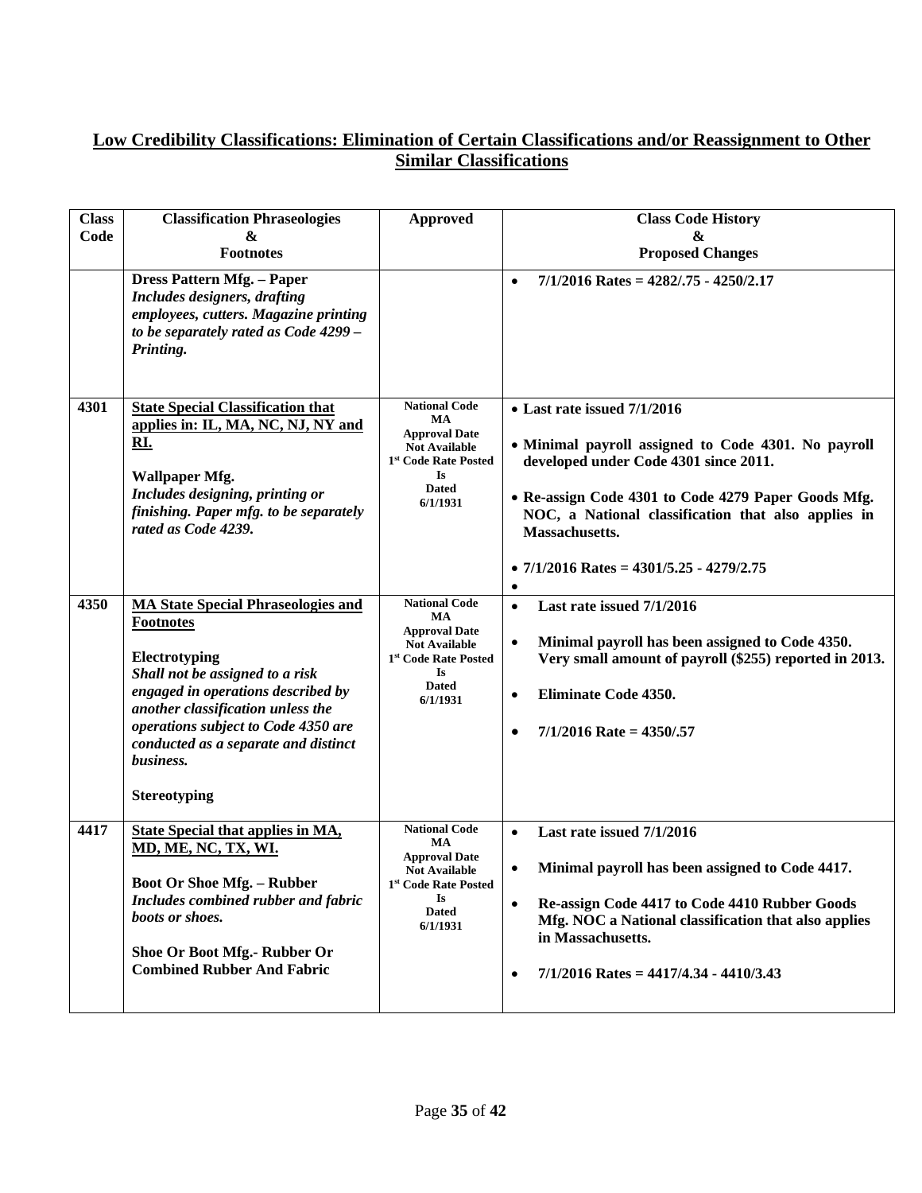## Low Credibility Classifications: Elimination of Certain Classifications and/or Reassignment to Other Similar Classifications

| Class Code | Classification Phraseologies & Footnotes | Approved | Class Code History & Proposed Changes |
|---|---|---|---|
| | **Dress Pattern Mfg. – Paper** ***Includes designers, drafting employees, cutters. Magazine printing to be separately rated as Code 4299 – Printing.*** | | • **7/1/2016 Rates = 4282/.75 - 4250/2.17** |
| **4301** | **State Special Classification that applies in: IL, MA, NC, NJ, NY and RI.** **Wallpaper Mfg.** ***Includes designing, printing or finishing. Paper mfg. to be separately rated as Code 4239.*** | **National Code MA Approval Date Not Available 1st Code Rate Posted Is Dated 6/1/1931** | • **Last rate issued 7/1/2016** • **Minimal payroll assigned to Code 4301. No payroll developed under Code 4301 since 2011.** • **Re-assign Code 4301 to Code 4279 Paper Goods Mfg. NOC, a National classification that also applies in Massachusetts.** • **7/1/2016 Rates = 4301/5.25 - 4279/2.75** • |
| **4350** | **MA State Special Phraseologies and Footnotes** **Electrotyping** ***Shall not be assigned to a risk engaged in operations described by another classification unless the operations subject to Code 4350 are conducted as a separate and distinct business.*** **Stereotyping** | **National Code MA Approval Date Not Available 1st Code Rate Posted Is Dated 6/1/1931** | • **Last rate issued 7/1/2016** • **Minimal payroll has been assigned to Code 4350. Very small amount of payroll ($255) reported in 2013.** • **Eliminate Code 4350.** • **7/1/2016 Rate = 4350/.57** |
| **4417** | **State Special that applies in MA, MD, ME, NC, TX, WI.** **Boot Or Shoe Mfg. – Rubber** ***Includes combined rubber and fabric boots or shoes.*** **Shoe Or Boot Mfg.- Rubber Or Combined Rubber And Fabric** | **National Code MA Approval Date Not Available 1st Code Rate Posted Is Dated 6/1/1931** | • **Last rate issued 7/1/2016** • **Minimal payroll has been assigned to Code 4417.** • **Re-assign Code 4417 to Code 4410 Rubber Goods Mfg. NOC a National classification that also applies in Massachusetts.** • **7/1/2016 Rates = 4417/4.34 - 4410/3.43** |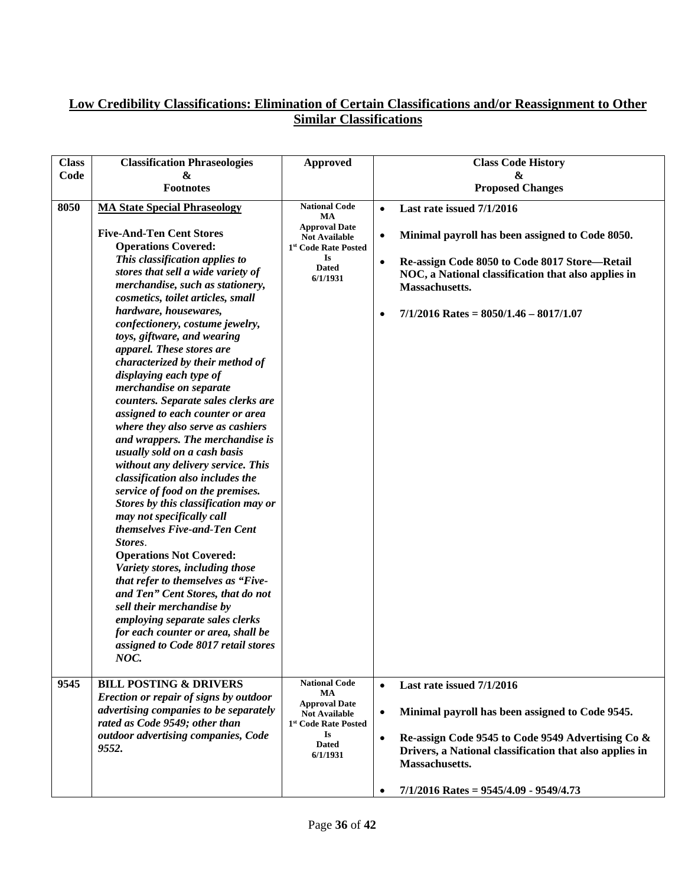## Low Credibility Classifications: Elimination of Certain Classifications and/or Reassignment to Other Similar Classifications

| Class Code | Classification Phraseologies & Footnotes | Approved | Class Code History & Proposed Changes |
|---|---|---|---|
| 8050 | **MA State Special Phraseology**<br><br>**Five-And-Ten Cent Stores**<br>**Operations Covered:**<br>***This classification applies to stores that sell a wide variety of merchandise, such as stationery, cosmetics, toilet articles, small hardware, housewares, confectionery, costume jewelry, toys, giftware, and wearing apparel. These stores are characterized by their method of displaying each type of merchandise on separate counters. Separate sales clerks are assigned to each counter or area where they also serve as cashiers and wrappers. The merchandise is usually sold on a cash basis without any delivery service. This classification also includes the service of food on the premises. Stores by this classification may or may not specifically call themselves Five-and-Ten Cent Stores.***<br>**Operations Not Covered:**<br>***Variety stores, including those that refer to themselves as "Five-and Ten" Cent Stores, that do not sell their merchandise by employing separate sales clerks for each counter or area, shall be assigned to Code 8017 retail stores NOC.*** | **National Code MA Approval Date Not Available 1st Code Rate Posted Is Dated 6/1/1931** | • **Last rate issued 7/1/2016**<br><br>• **Minimal payroll has been assigned to Code 8050.**<br><br>• **Re-assign Code 8050 to Code 8017 Store—Retail NOC, a National classification that also applies in Massachusetts.**<br><br>• **7/1/2016 Rates = 8050/1.46 – 8017/1.07** |
| 9545 | **BILL POSTING & DRIVERS**<br>***Erection or repair of signs by outdoor advertising companies to be separately rated as Code 9549; other than outdoor advertising companies, Code 9552.*** | **National Code MA Approval Date Not Available 1st Code Rate Posted Is Dated 6/1/1931** | • **Last rate issued 7/1/2016**<br><br>• **Minimal payroll has been assigned to Code 9545.**<br><br>• **Re-assign Code 9545 to Code 9549 Advertising Co & Drivers, a National classification that also applies in Massachusetts.**<br><br>• **7/1/2016 Rates = 9545/4.09 - 9549/4.73** |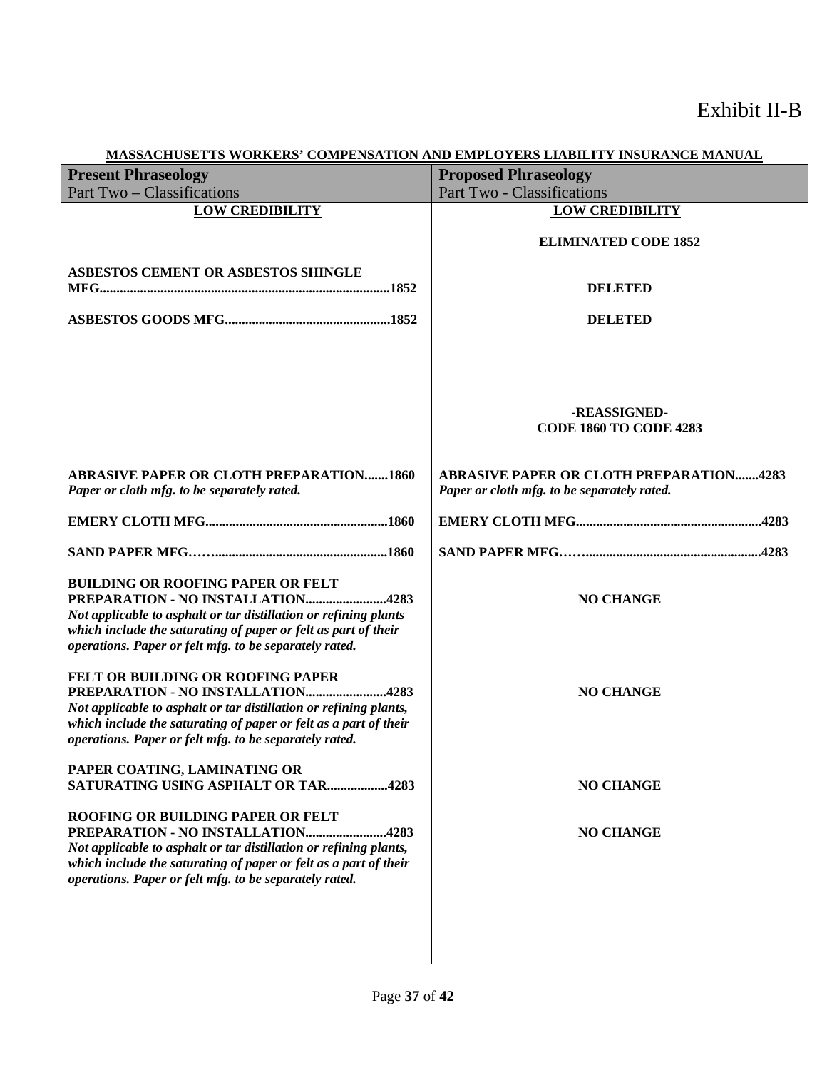Exhibit II-B

**MASSACHUSETTS WORKERS' COMPENSATION AND EMPLOYERS LIABILITY INSURANCE MANUAL**

| **Present Phraseology**<br>Part Two – Classifications | **Proposed Phraseology**<br>Part Two - Classifications |
|---|---|
| **LOW CREDIBILITY** | **LOW CREDIBILITY** |
| | **ELIMINATED CODE 1852** |
| **ASBESTOS CEMENT OR ASBESTOS SHINGLE MFG.....................................................................................1852** | **DELETED** |
| **ASBESTOS GOODS MFG.................................................1852** | **DELETED** |
| | **-REASSIGNED-**<br>**CODE 1860 TO CODE 4283** |
| **ABRASIVE PAPER OR CLOTH PREPARATION.......1860**<br>*Paper or cloth mfg. to be separately rated.* | **ABRASIVE PAPER OR CLOTH PREPARATION.......4283**<br>*Paper or cloth mfg. to be separately rated.* |
| **EMERY CLOTH MFG......................................................1860** | **EMERY CLOTH MFG.......................................................4283** |
| **SAND PAPER MFG……...................................................1860** | **SAND PAPER MFG……....................................................4283** |
| **BUILDING OR ROOFING PAPER OR FELT PREPARATION - NO INSTALLATION........................4283**<br>*Not applicable to asphalt or tar distillation or refining plants which include the saturating of paper or felt as part of their operations. Paper or felt mfg. to be separately rated.* | **NO CHANGE** |
| **FELT OR BUILDING OR ROOFING PAPER PREPARATION - NO INSTALLATION........................4283**<br>*Not applicable to asphalt or tar distillation or refining plants, which include the saturating of paper or felt as a part of their operations. Paper or felt mfg. to be separately rated.* | **NO CHANGE** |
| **PAPER COATING, LAMINATING OR SATURATING USING ASPHALT OR TAR.................4283** | **NO CHANGE** |
| **ROOFING OR BUILDING PAPER OR FELT PREPARATION - NO INSTALLATION........................4283**<br>*Not applicable to asphalt or tar distillation or refining plants, which include the saturating of paper or felt as a part of their operations. Paper or felt mfg. to be separately rated.* | **NO CHANGE** |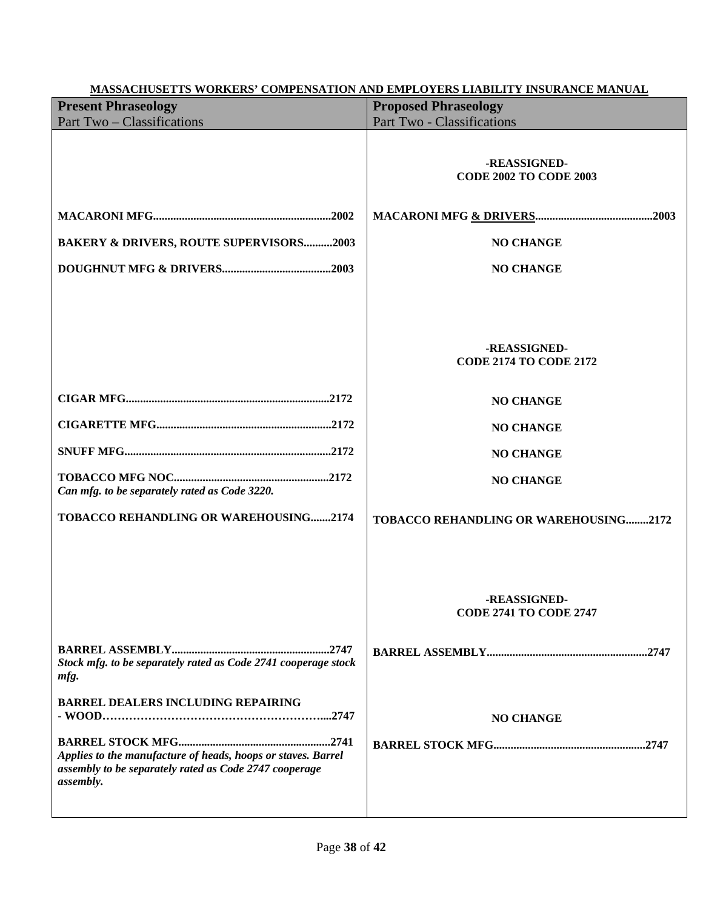**MASSACHUSETTS WORKERS' COMPENSATION AND EMPLOYERS LIABILITY INSURANCE MANUAL**

| Present Phraseology<br>Part Two – Classifications | Proposed Phraseology<br>Part Two - Classifications |
|---|---|
| | **-REASSIGNED-<br>CODE 2002 TO CODE 2003** |
| **MACARONI MFG.............................................................2002** | **MACARONI MFG & DRIVERS.........................................2003** |
| **BAKERY & DRIVERS, ROUTE SUPERVISORS..........2003** | **NO CHANGE** |
| **DOUGHNUT MFG & DRIVERS......................................2003** | **NO CHANGE** |
| | **-REASSIGNED-<br>CODE 2174 TO CODE 2172** |
| **CIGAR MFG.......................................................................2172** | **NO CHANGE** |
| **CIGARETTE MFG.............................................................2172** | **NO CHANGE** |
| **SNUFF MFG........................................................................2172** | **NO CHANGE** |
| **TOBACCO MFG NOC......................................................2172**<br>***Can mfg. to be separately rated as Code 3220.*** | **NO CHANGE** |
| **TOBACCO REHANDLING OR WAREHOUSING.......2174** | **TOBACCO REHANDLING OR WAREHOUSING........2172** |
| | **-REASSIGNED-<br>CODE 2741 TO CODE 2747** |
| **BARREL ASSEMBLY.......................................................2747**<br>***Stock mfg. to be separately rated as Code 2741 cooperage stock mfg.*** | **BARREL ASSEMBLY.......................................................2747** |
| **BARREL DEALERS INCLUDING REPAIRING - WOOD…………………………………………………....2747** | **NO CHANGE** |
| **BARREL STOCK MFG.....................................................2741**<br>***Applies to the manufacture of heads, hoops or staves. Barrel assembly to be separately rated as Code 2747 cooperage assembly.*** | **BARREL STOCK MFG.....................................................2747** |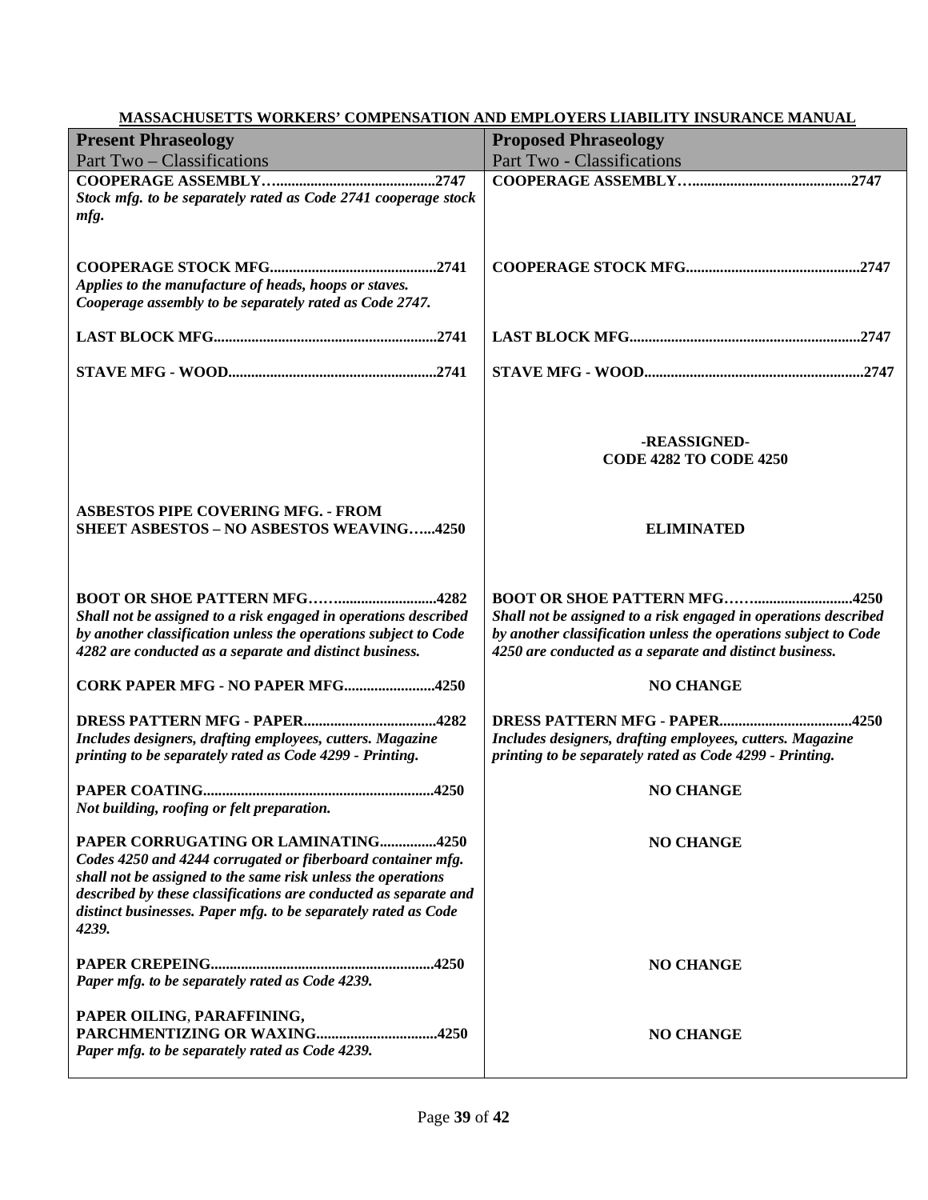**MASSACHUSETTS WORKERS' COMPENSATION AND EMPLOYERS LIABILITY INSURANCE MANUAL**

| **Present Phraseology**<br>Part Two – Classifications | **Proposed Phraseology**<br>Part Two - Classifications |
|---|---|
| **COOPERAGE ASSEMBLY…........................................2747**<br>***Stock mfg. to be separately rated as Code 2741 cooperage stock mfg.*** | **COOPERAGE ASSEMBLY…........................................2747** |
| **COOPERAGE STOCK MFG...........................................2741**<br>***Applies to the manufacture of heads, hoops or staves. Cooperage assembly to be separately rated as Code 2747.*** | **COOPERAGE STOCK MFG.............................................2747** |
| **LAST BLOCK MFG..........................................................2741** | **LAST BLOCK MFG............................................................2747** |
| **STAVE MFG - WOOD......................................................2741** | **STAVE MFG - WOOD.........................................................2747** |
| | **-REASSIGNED-**<br>**CODE 4282 TO CODE 4250** |
| **ASBESTOS PIPE COVERING MFG. - FROM SHEET ASBESTOS – NO ASBESTOS WEAVING…...4250** | **ELIMINATED** |
| **BOOT OR SHOE PATTERN MFG……..........................4282**<br>***Shall not be assigned to a risk engaged in operations described by another classification unless the operations subject to Code 4282 are conducted as a separate and distinct business.*** | **BOOT OR SHOE PATTERN MFG……..........................4250**<br>***Shall not be assigned to a risk engaged in operations described by another classification unless the operations subject to Code 4250 are conducted as a separate and distinct business.*** |
| **CORK PAPER MFG - NO PAPER MFG........................4250** | **NO CHANGE** |
| **DRESS PATTERN MFG - PAPER..................................4282**<br>***Includes designers, drafting employees, cutters. Magazine printing to be separately rated as Code 4299 - Printing.*** | **DRESS PATTERN MFG - PAPER..................................4250**<br>***Includes designers, drafting employees, cutters. Magazine printing to be separately rated as Code 4299 - Printing.*** |
| **PAPER COATING............................................................4250**<br>***Not building, roofing or felt preparation.*** | **NO CHANGE** |
| **PAPER CORRUGATING OR LAMINATING...............4250**<br>***Codes 4250 and 4244 corrugated or fiberboard container mfg. shall not be assigned to the same risk unless the operations described by these classifications are conducted as separate and distinct businesses. Paper mfg. to be separately rated as Code 4239.*** | **NO CHANGE** |
| **PAPER CREPEING..........................................................4250**<br>***Paper mfg. to be separately rated as Code 4239.*** | **NO CHANGE** |
| **PAPER OILING, PARAFFINING, PARCHMENTIZING OR WAXING...............................4250**<br>***Paper mfg. to be separately rated as Code 4239.*** | **NO CHANGE** |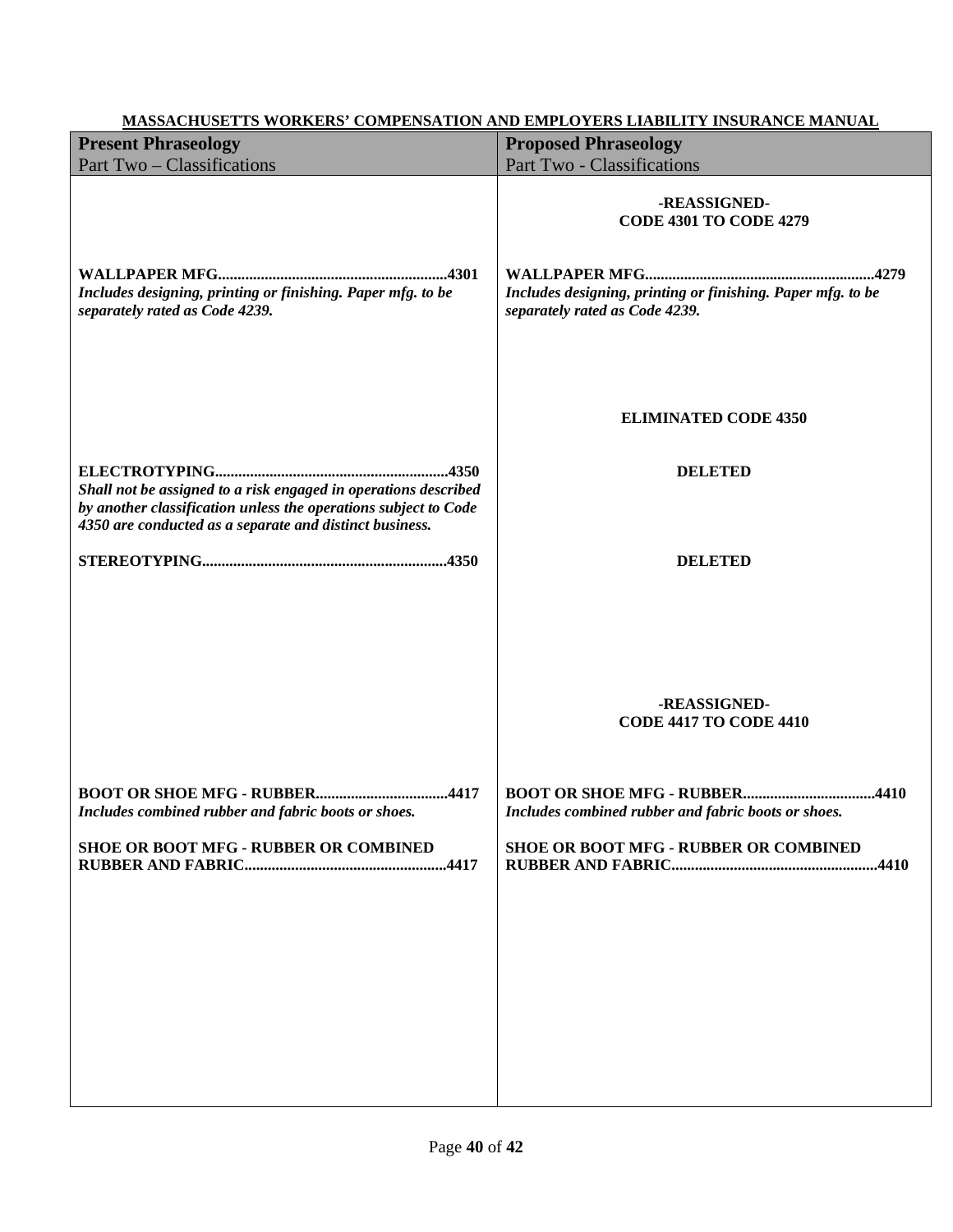**MASSACHUSETTS WORKERS' COMPENSATION AND EMPLOYERS LIABILITY INSURANCE MANUAL**

| **Present Phraseology**<br>Part Two – Classifications | **Proposed Phraseology**<br>Part Two - Classifications |
|---|---|
| | **-REASSIGNED-**<br>**CODE 4301 TO CODE 4279** |
| **WALLPAPER MFG..........................................................4301**<br>***Includes designing, printing or finishing. Paper mfg. to be separately rated as Code 4239.*** | **WALLPAPER MFG..........................................................4279**<br>***Includes designing, printing or finishing. Paper mfg. to be separately rated as Code 4239.*** |
| | **ELIMINATED CODE 4350** |
| **ELECTROTYPING...........................................................4350**<br>***Shall not be assigned to a risk engaged in operations described by another classification unless the operations subject to Code 4350 are conducted as a separate and distinct business.*** | **DELETED** |
| **STEREOTYPING..............................................................4350** | **DELETED** |
| | **-REASSIGNED-**<br>**CODE 4417 TO CODE 4410** |
| **BOOT OR SHOE MFG - RUBBER.................................4417**<br>***Includes combined rubber and fabric boots or shoes.*** | **BOOT OR SHOE MFG - RUBBER.................................4410**<br>***Includes combined rubber and fabric boots or shoes.*** |
| **SHOE OR BOOT MFG - RUBBER OR COMBINED RUBBER AND FABRIC...................................................4417** | **SHOE OR BOOT MFG - RUBBER OR COMBINED RUBBER AND FABRIC...................................................4410** |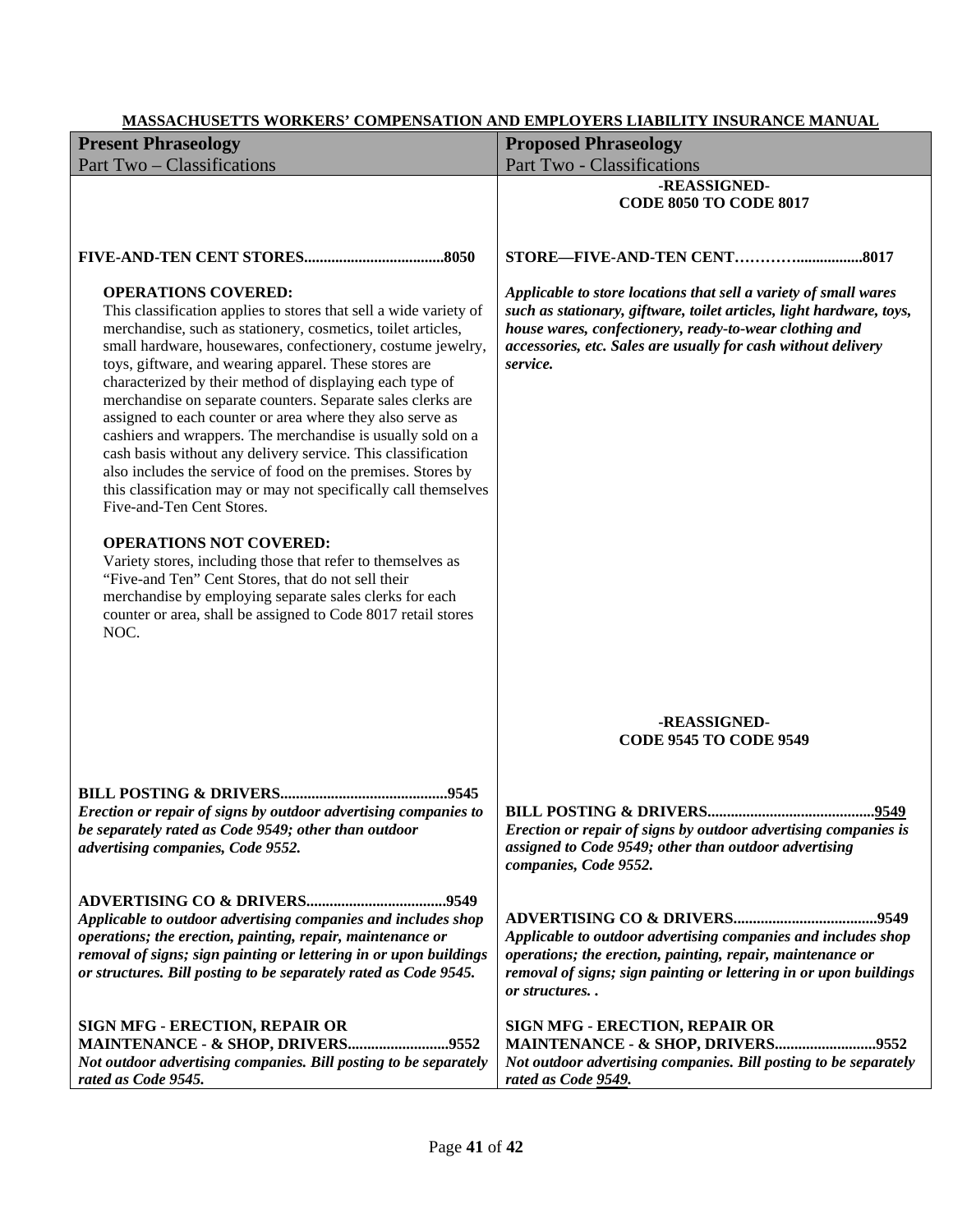**MASSACHUSETTS WORKERS' COMPENSATION AND EMPLOYERS LIABILITY INSURANCE MANUAL**

| **Present Phraseology**<br>Part Two – Classifications | **Proposed Phraseology**<br>Part Two - Classifications |
|---|---|
| | **-REASSIGNED-**<br>**CODE 8050 TO CODE 8017** |
| **FIVE-AND-TEN CENT STORES....................................8050**<br><br>**OPERATIONS COVERED:**<br>This classification applies to stores that sell a wide variety of merchandise, such as stationery, cosmetics, toilet articles, small hardware, housewares, confectionery, costume jewelry, toys, giftware, and wearing apparel. These stores are characterized by their method of displaying each type of merchandise on separate counters. Separate sales clerks are assigned to each counter or area where they also serve as cashiers and wrappers. The merchandise is usually sold on a cash basis without any delivery service. This classification also includes the service of food on the premises. Stores by this classification may or may not specifically call themselves Five-and-Ten Cent Stores.<br><br>**OPERATIONS NOT COVERED:**<br>Variety stores, including those that refer to themselves as "Five-and Ten" Cent Stores, that do not sell their merchandise by employing separate sales clerks for each counter or area, shall be assigned to Code 8017 retail stores NOC. | **STORE—FIVE-AND-TEN CENT…………................8017**<br><br>***Applicable to store locations that sell a variety of small wares such as stationary, giftware, toilet articles, light hardware, toys, house wares, confectionery, ready-to-wear clothing and accessories, etc. Sales are usually for cash without delivery service.*** |
| | **-REASSIGNED-**<br>**CODE 9545 TO CODE 9549** |
| **BILL POSTING & DRIVERS...........................................9545**<br>***Erection or repair of signs by outdoor advertising companies to be separately rated as Code 9549; other than outdoor advertising companies, Code 9552.*** | **BILL POSTING & DRIVERS...........................................<u>9549</u>**<br>***Erection or repair of signs by outdoor advertising companies is assigned to Code 9549; other than outdoor advertising companies, Code 9552.*** |
| **ADVERTISING CO & DRIVERS....................................9549**<br>***Applicable to outdoor advertising companies and includes shop operations; the erection, painting, repair, maintenance or removal of signs; sign painting or lettering in or upon buildings or structures. Bill posting to be separately rated as Code 9545.*** | **ADVERTISING CO & DRIVERS.....................................9549**<br>***Applicable to outdoor advertising companies and includes shop operations; the erection, painting, repair, maintenance or removal of signs; sign painting or lettering in or upon buildings or structures. .*** |
| **SIGN MFG - ERECTION, REPAIR OR MAINTENANCE - & SHOP, DRIVERS..........................9552**<br>***Not outdoor advertising companies. Bill posting to be separately rated as Code 9545.*** | **SIGN MFG - ERECTION, REPAIR OR MAINTENANCE - & SHOP, DRIVERS..........................9552**<br>***Not outdoor advertising companies. Bill posting to be separately rated as Code <u>9549</u>.*** |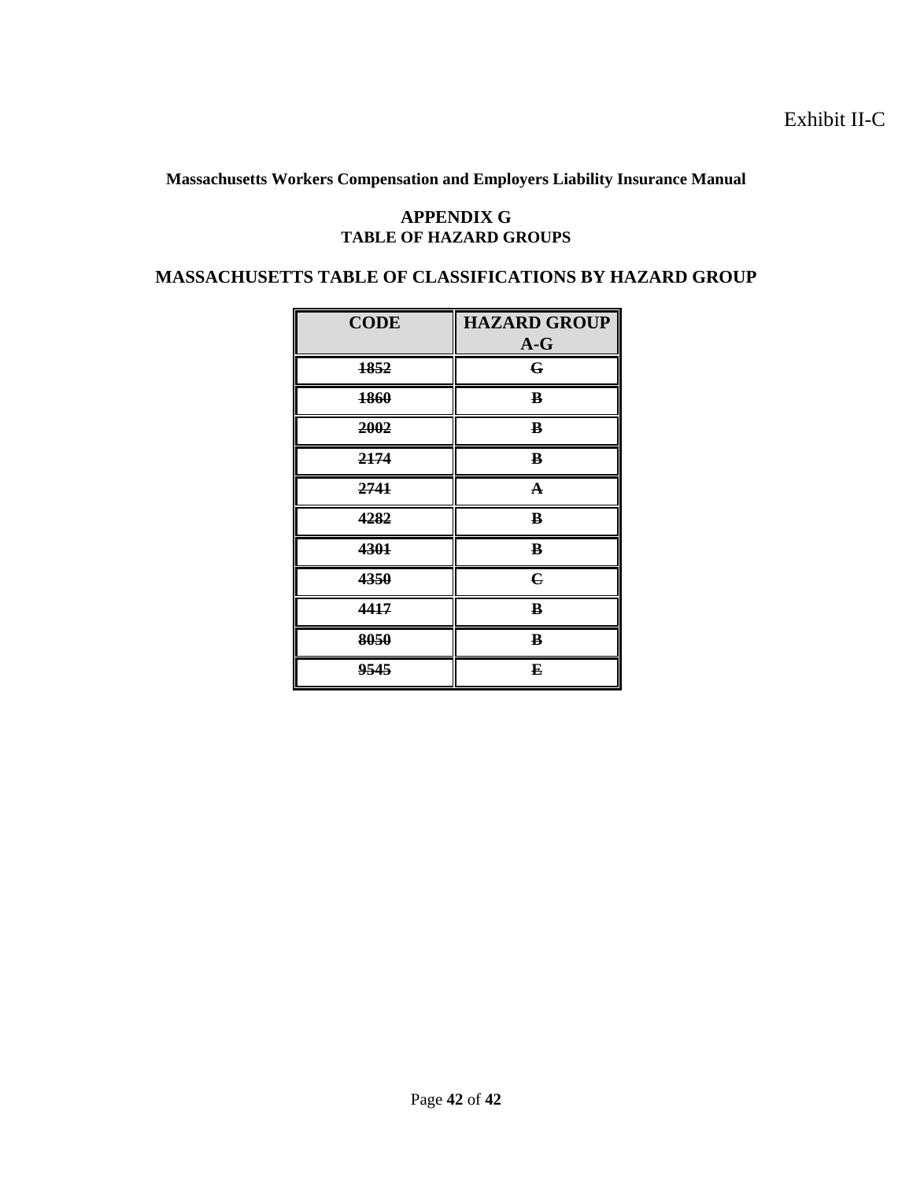Exhibit II-C

**Massachusetts Workers Compensation and Employers Liability Insurance Manual**

## APPENDIX G
### TABLE OF HAZARD GROUPS

## MASSACHUSETTS TABLE OF CLASSIFICATIONS BY HAZARD GROUP

| CODE | HAZARD GROUP A-G |
|---|---|
| ~~1852~~ | ~~G~~ |
| ~~1860~~ | ~~B~~ |
| ~~2002~~ | ~~B~~ |
| ~~2174~~ | ~~B~~ |
| ~~2741~~ | ~~A~~ |
| ~~4282~~ | ~~B~~ |
| ~~4301~~ | ~~B~~ |
| ~~4350~~ | ~~C~~ |
| ~~4417~~ | ~~B~~ |
| ~~8050~~ | ~~B~~ |
| ~~9545~~ | ~~E~~ |